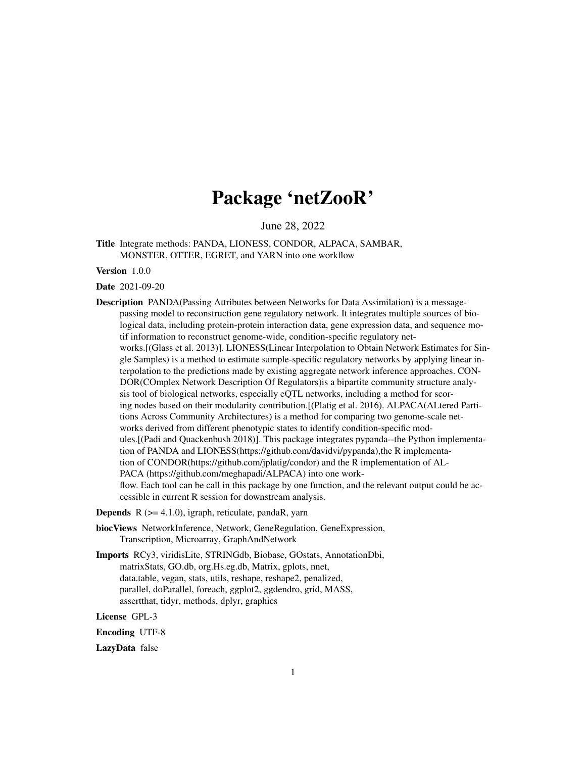# Package 'netZooR'

June 28, 2022

**Title** Integrate methods: PANDA, LIONESS, CONDOR, ALPACA, SAMBAR, MONSTER, OTTER, EGRET, and YARN into one workflow

**Version** 1.0.0

**Date** 2021-09-20

**Description** PANDA(Passing Attributes between Networks for Data Assimilation) is a message-passing model to reconstruction gene regulatory network. It integrates multiple sources of biological data, including protein-protein interaction data, gene expression data, and sequence motif information to reconstruct genome-wide, condition-specific regulatory networks.[(Glass et al. 2013)]. LIONESS(Linear Interpolation to Obtain Network Estimates for Single Samples) is a method to estimate sample-specific regulatory networks by applying linear interpolation to the predictions made by existing aggregate network inference approaches. CONDOR(COmplex Network Description Of Regulators)is a bipartite community structure analysis tool of biological networks, especially eQTL networks, including a method for scoring nodes based on their modularity contribution.[(Platig et al. 2016). ALPACA(ALtered Partitions Across Community Architectures) is a method for comparing two genome-scale networks derived from different phenotypic states to identify condition-specific modules.[(Padi and Quackenbush 2018)]. This package integrates pypanda--the Python implementation of PANDA and LIONESS(https://github.com/davidvi/pypanda),the R implementation of CONDOR(https://github.com/jplatig/condor) and the R implementation of ALPACA (https://github.com/meghapadi/ALPACA) into one workflow. Each tool can be call in this package by one function, and the relevant output could be accessible in current R session for downstream analysis.

**Depends** R (>= 4.1.0), igraph, reticulate, pandaR, yarn

**biocViews** NetworkInference, Network, GeneRegulation, GeneExpression, Transcription, Microarray, GraphAndNetwork

**Imports** RCy3, viridisLite, STRINGdb, Biobase, GOstats, AnnotationDbi, matrixStats, GO.db, org.Hs.eg.db, Matrix, gplots, nnet, data.table, vegan, stats, utils, reshape, reshape2, penalized, parallel, doParallel, foreach, ggplot2, ggdendro, grid, MASS, assertthat, tidyr, methods, dplyr, graphics

**License** GPL-3

**Encoding** UTF-8

**LazyData** false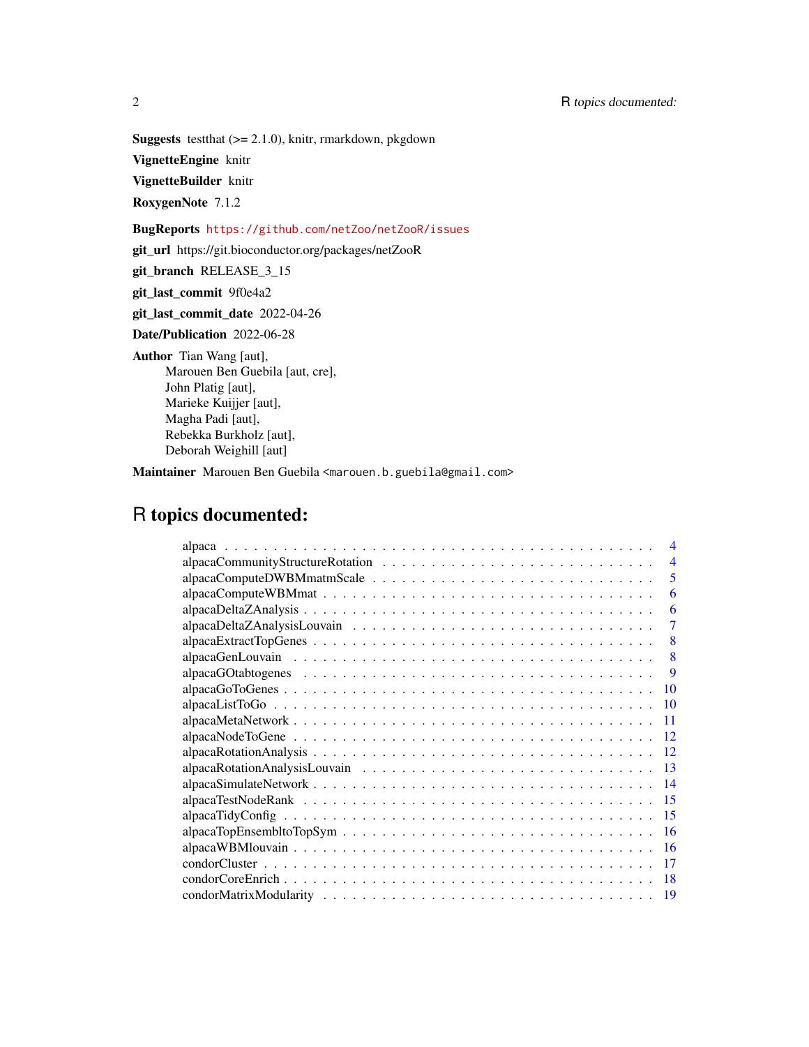**Suggests** testthat (>= 2.1.0), knitr, rmarkdown, pkgdown

**VignetteEngine** knitr

**VignetteBuilder** knitr

**RoxygenNote** 7.1.2

**BugReports** https://github.com/netZoo/netZooR/issues

**git_url** https://git.bioconductor.org/packages/netZooR

**git_branch** RELEASE_3_15

**git_last_commit** 9f0e4a2

**git_last_commit_date** 2022-04-26

**Date/Publication** 2022-06-28

**Author** Tian Wang [aut],
Marouen Ben Guebila [aut, cre],
John Platig [aut],
Marieke Kuijjer [aut],
Magha Padi [aut],
Rebekka Burkholz [aut],
Deborah Weighill [aut]

**Maintainer** Marouen Ben Guebila <marouen.b.guebila@gmail.com>

# R topics documented:

- alpaca . . . . . . . . . . . . . . . . . . . . . . . . . . . . . . . . . . . . . . . . . . . 4
- alpacaCommunityStructureRotation . . . . . . . . . . . . . . . . . . . . . . . . . . . 4
- alpacaComputeDWBMmatmScale . . . . . . . . . . . . . . . . . . . . . . . . . . . 5
- alpacaComputeWBMmat . . . . . . . . . . . . . . . . . . . . . . . . . . . . . . . . 6
- alpacaDeltaZAnalysis . . . . . . . . . . . . . . . . . . . . . . . . . . . . . . . . . 6
- alpacaDeltaZAnalysisLouvain . . . . . . . . . . . . . . . . . . . . . . . . . . . . . 7
- alpacaExtractTopGenes . . . . . . . . . . . . . . . . . . . . . . . . . . . . . . . . 8
- alpacaGenLouvain . . . . . . . . . . . . . . . . . . . . . . . . . . . . . . . . . . 8
- alpacaGOtabtogenes . . . . . . . . . . . . . . . . . . . . . . . . . . . . . . . . . 9
- alpacaGoToGenes . . . . . . . . . . . . . . . . . . . . . . . . . . . . . . . . . . 10
- alpacaListToGo . . . . . . . . . . . . . . . . . . . . . . . . . . . . . . . . . . . 10
- alpacaMetaNetwork . . . . . . . . . . . . . . . . . . . . . . . . . . . . . . . . . 11
- alpacaNodeToGene . . . . . . . . . . . . . . . . . . . . . . . . . . . . . . . . . 12
- alpacaRotationAnalysis . . . . . . . . . . . . . . . . . . . . . . . . . . . . . . . 12
- alpacaRotationAnalysisLouvain . . . . . . . . . . . . . . . . . . . . . . . . . . . . 13
- alpacaSimulateNetwork . . . . . . . . . . . . . . . . . . . . . . . . . . . . . . . 14
- alpacaTestNodeRank . . . . . . . . . . . . . . . . . . . . . . . . . . . . . . . . 15
- alpacaTidyConfig . . . . . . . . . . . . . . . . . . . . . . . . . . . . . . . . . . 15
- alpacaTopEnsembltoTopSym . . . . . . . . . . . . . . . . . . . . . . . . . . . . . 16
- alpacaWBMlouvain . . . . . . . . . . . . . . . . . . . . . . . . . . . . . . . . . 16
- condorCluster . . . . . . . . . . . . . . . . . . . . . . . . . . . . . . . . . . . . 17
- condorCoreEnrich . . . . . . . . . . . . . . . . . . . . . . . . . . . . . . . . . . 18
- condorMatrixModularity . . . . . . . . . . . . . . . . . . . . . . . . . . . . . . . 19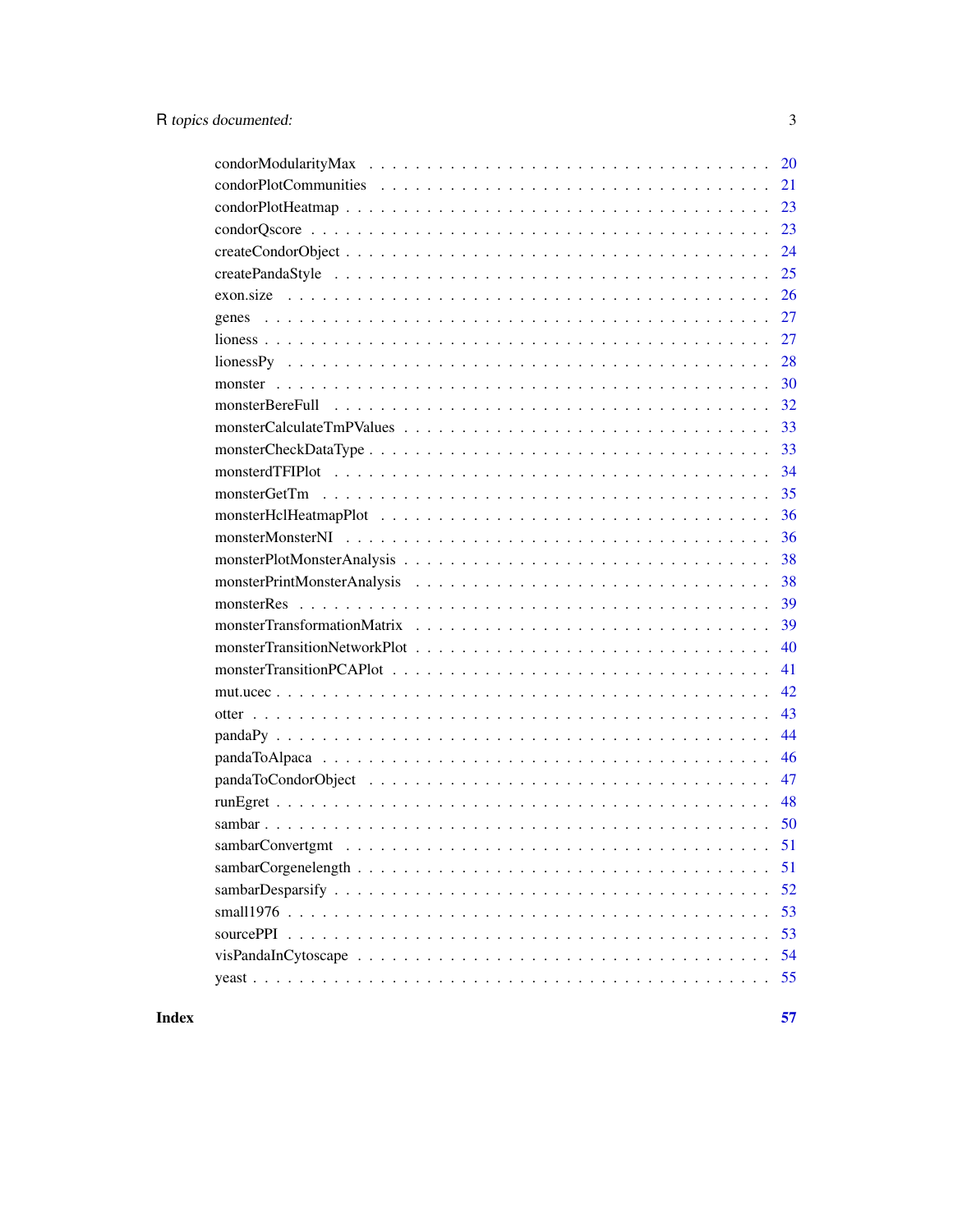condorModularityMax . . . . . . . . . . . . . . . . . . . . . . . . . . . . . . . . . 20
condorPlotCommunities . . . . . . . . . . . . . . . . . . . . . . . . . . . . . . . . 21
condorPlotHeatmap . . . . . . . . . . . . . . . . . . . . . . . . . . . . . . . . . . 23
condorQscore . . . . . . . . . . . . . . . . . . . . . . . . . . . . . . . . . . . . . 23
createCondorObject . . . . . . . . . . . . . . . . . . . . . . . . . . . . . . . . . 24
createPandaStyle . . . . . . . . . . . . . . . . . . . . . . . . . . . . . . . . . . 25
exon.size . . . . . . . . . . . . . . . . . . . . . . . . . . . . . . . . . . . . . . 26
genes . . . . . . . . . . . . . . . . . . . . . . . . . . . . . . . . . . . . . . . . 27
lioness . . . . . . . . . . . . . . . . . . . . . . . . . . . . . . . . . . . . . . . 27
lionessPy . . . . . . . . . . . . . . . . . . . . . . . . . . . . . . . . . . . . . . 28
monster . . . . . . . . . . . . . . . . . . . . . . . . . . . . . . . . . . . . . . . 30
monsterBereFull . . . . . . . . . . . . . . . . . . . . . . . . . . . . . . . . . . 32
monsterCalculateTmPValues . . . . . . . . . . . . . . . . . . . . . . . . . . . . 33
monsterCheckDataType . . . . . . . . . . . . . . . . . . . . . . . . . . . . . . 33
monsterdTFIPlot . . . . . . . . . . . . . . . . . . . . . . . . . . . . . . . . . . 34
monsterGetTm . . . . . . . . . . . . . . . . . . . . . . . . . . . . . . . . . . . 35
monsterHclHeatmapPlot . . . . . . . . . . . . . . . . . . . . . . . . . . . . . . 36
monsterMonsterNI . . . . . . . . . . . . . . . . . . . . . . . . . . . . . . . . . 36
monsterPlotMonsterAnalysis . . . . . . . . . . . . . . . . . . . . . . . . . . . . 38
monsterPrintMonsterAnalysis . . . . . . . . . . . . . . . . . . . . . . . . . . . 38
monsterRes . . . . . . . . . . . . . . . . . . . . . . . . . . . . . . . . . . . . . 39
monsterTransformationMatrix . . . . . . . . . . . . . . . . . . . . . . . . . . . 39
monsterTransitionNetworkPlot . . . . . . . . . . . . . . . . . . . . . . . . . . . 40
monsterTransitionPCAPlot . . . . . . . . . . . . . . . . . . . . . . . . . . . . . 41
mut.ucec . . . . . . . . . . . . . . . . . . . . . . . . . . . . . . . . . . . . . . 42
otter . . . . . . . . . . . . . . . . . . . . . . . . . . . . . . . . . . . . . . . . 43
pandaPy . . . . . . . . . . . . . . . . . . . . . . . . . . . . . . . . . . . . . . . 44
pandaToAlpaca . . . . . . . . . . . . . . . . . . . . . . . . . . . . . . . . . . . 46
pandaToCondorObject . . . . . . . . . . . . . . . . . . . . . . . . . . . . . . . 47
runEgret . . . . . . . . . . . . . . . . . . . . . . . . . . . . . . . . . . . . . . 48
sambar . . . . . . . . . . . . . . . . . . . . . . . . . . . . . . . . . . . . . . . 50
sambarConvertgmt . . . . . . . . . . . . . . . . . . . . . . . . . . . . . . . . . 51
sambarCorgenelength . . . . . . . . . . . . . . . . . . . . . . . . . . . . . . . 51
sambarDesparsify . . . . . . . . . . . . . . . . . . . . . . . . . . . . . . . . . . 52
small1976 . . . . . . . . . . . . . . . . . . . . . . . . . . . . . . . . . . . . . . 53
sourcePPI . . . . . . . . . . . . . . . . . . . . . . . . . . . . . . . . . . . . . . 53
visPandaInCytoscape . . . . . . . . . . . . . . . . . . . . . . . . . . . . . . . . 54
yeast . . . . . . . . . . . . . . . . . . . . . . . . . . . . . . . . . . . . . . . . 55

**Index** **57**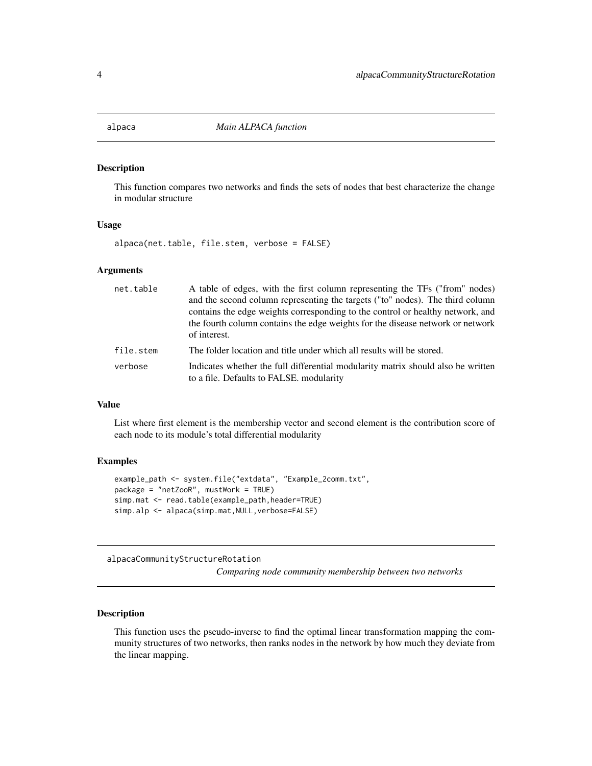## alpaca *Main ALPACA function*

### Description

This function compares two networks and finds the sets of nodes that best characterize the change in modular structure

### Usage

```
alpaca(net.table, file.stem, verbose = FALSE)
```

### Arguments

| | |
|---|---|
| net.table | A table of edges, with the first column representing the TFs ("from" nodes) and the second column representing the targets ("to" nodes). The third column contains the edge weights corresponding to the control or healthy network, and the fourth column contains the edge weights for the disease network or network of interest. |
| file.stem | The folder location and title under which all results will be stored. |
| verbose | Indicates whether the full differential modularity matrix should also be written to a file. Defaults to FALSE. modularity |

### Value

List where first element is the membership vector and second element is the contribution score of each node to its module's total differential modularity

### Examples

```
example_path <- system.file("extdata", "Example_2comm.txt",
package = "netZooR", mustWork = TRUE)
simp.mat <- read.table(example_path,header=TRUE)
simp.alp <- alpaca(simp.mat,NULL,verbose=FALSE)
```

## alpacaCommunityStructureRotation *Comparing node community membership between two networks*

### Description

This function uses the pseudo-inverse to find the optimal linear transformation mapping the community structures of two networks, then ranks nodes in the network by how much they deviate from the linear mapping.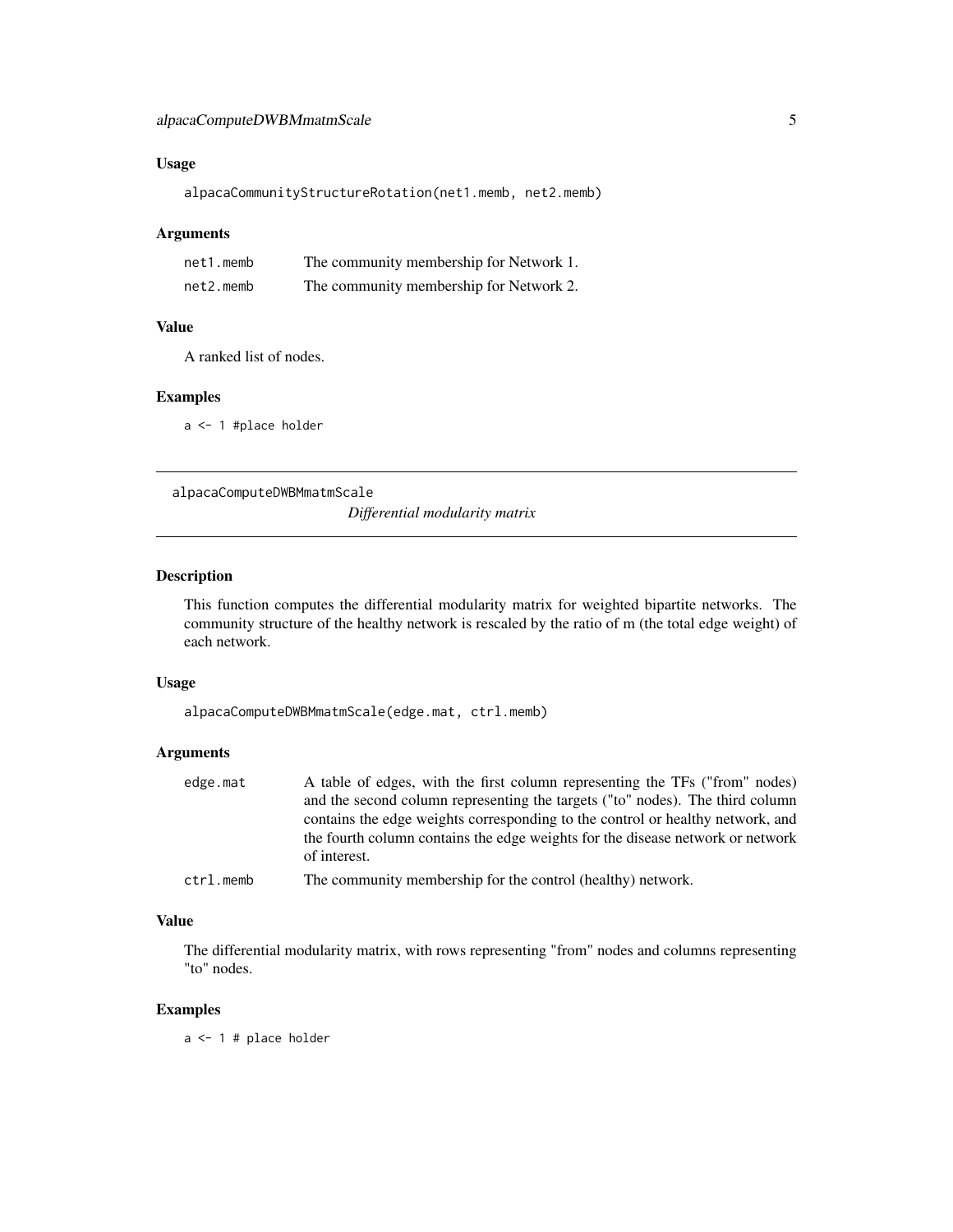### Usage

```
alpacaCommunityStructureRotation(net1.memb, net2.memb)
```

### Arguments

| | |
|---|---|
| net1.memb | The community membership for Network 1. |
| net2.memb | The community membership for Network 2. |

### Value

A ranked list of nodes.

### Examples

```
a <- 1 #place holder
```

---

## alpacaComputeDWBMmatmScale — *Differential modularity matrix*

---

### Description

This function computes the differential modularity matrix for weighted bipartite networks. The community structure of the healthy network is rescaled by the ratio of m (the total edge weight) of each network.

### Usage

```
alpacaComputeDWBMmatmScale(edge.mat, ctrl.memb)
```

### Arguments

| | |
|---|---|
| edge.mat | A table of edges, with the first column representing the TFs ("from" nodes) and the second column representing the targets ("to" nodes). The third column contains the edge weights corresponding to the control or healthy network, and the fourth column contains the edge weights for the disease network or network of interest. |
| ctrl.memb | The community membership for the control (healthy) network. |

### Value

The differential modularity matrix, with rows representing "from" nodes and columns representing "to" nodes.

### Examples

```
a <- 1 # place holder
```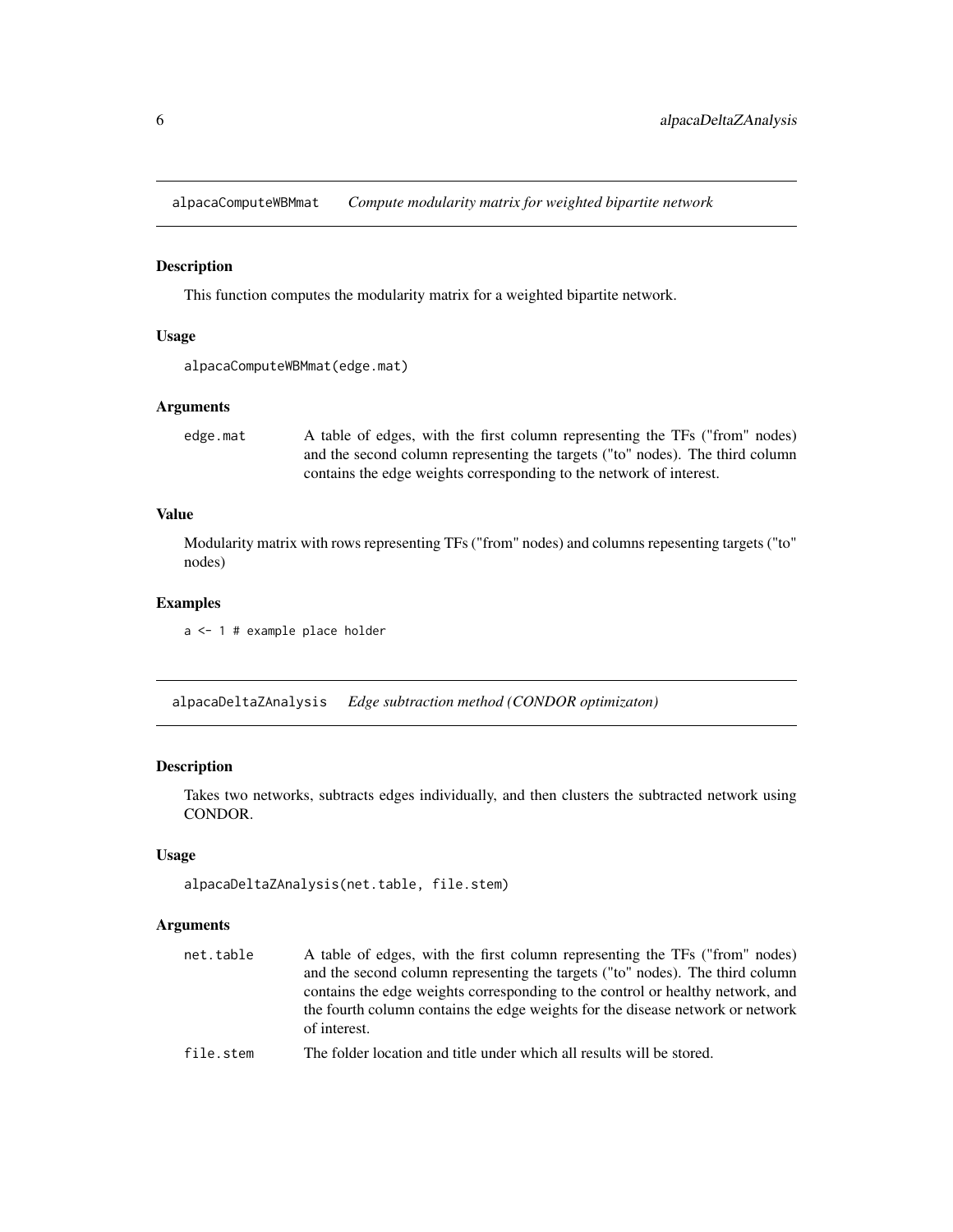## alpacaComputeWBMmat *Compute modularity matrix for weighted bipartite network*

### Description

This function computes the modularity matrix for a weighted bipartite network.

### Usage

```
alpacaComputeWBMmat(edge.mat)
```

### Arguments

| | |
|---|---|
| edge.mat | A table of edges, with the first column representing the TFs ("from" nodes) and the second column representing the targets ("to" nodes). The third column contains the edge weights corresponding to the network of interest. |

### Value

Modularity matrix with rows representing TFs ("from" nodes) and columns repesenting targets ("to" nodes)

### Examples

```
a <- 1 # example place holder
```

## alpacaDeltaZAnalysis *Edge subtraction method (CONDOR optimizaton)*

### Description

Takes two networks, subtracts edges individually, and then clusters the subtracted network using CONDOR.

### Usage

```
alpacaDeltaZAnalysis(net.table, file.stem)
```

### Arguments

| | |
|---|---|
| net.table | A table of edges, with the first column representing the TFs ("from" nodes) and the second column representing the targets ("to" nodes). The third column contains the edge weights corresponding to the control or healthy network, and the fourth column contains the edge weights for the disease network or network of interest. |
| file.stem | The folder location and title under which all results will be stored. |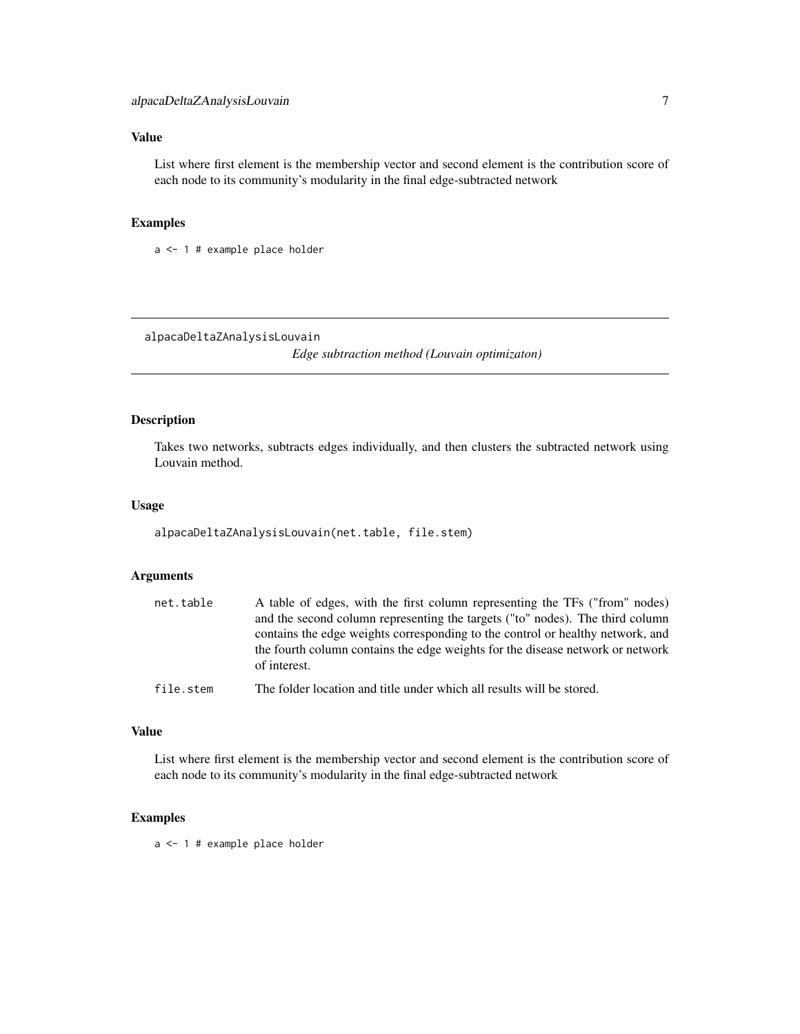## Value

List where first element is the membership vector and second element is the contribution score of each node to its community's modularity in the final edge-subtracted network

## Examples

```
a <- 1 # example place holder
```

---

# alpacaDeltaZAnalysisLouvain

*Edge subtraction method (Louvain optimizaton)*

---

## Description

Takes two networks, subtracts edges individually, and then clusters the subtracted network using Louvain method.

## Usage

```
alpacaDeltaZAnalysisLouvain(net.table, file.stem)
```

## Arguments

| | |
|---|---|
| `net.table` | A table of edges, with the first column representing the TFs ("from" nodes) and the second column representing the targets ("to" nodes). The third column contains the edge weights corresponding to the control or healthy network, and the fourth column contains the edge weights for the disease network or network of interest. |
| `file.stem` | The folder location and title under which all results will be stored. |

## Value

List where first element is the membership vector and second element is the contribution score of each node to its community's modularity in the final edge-subtracted network

## Examples

```
a <- 1 # example place holder
```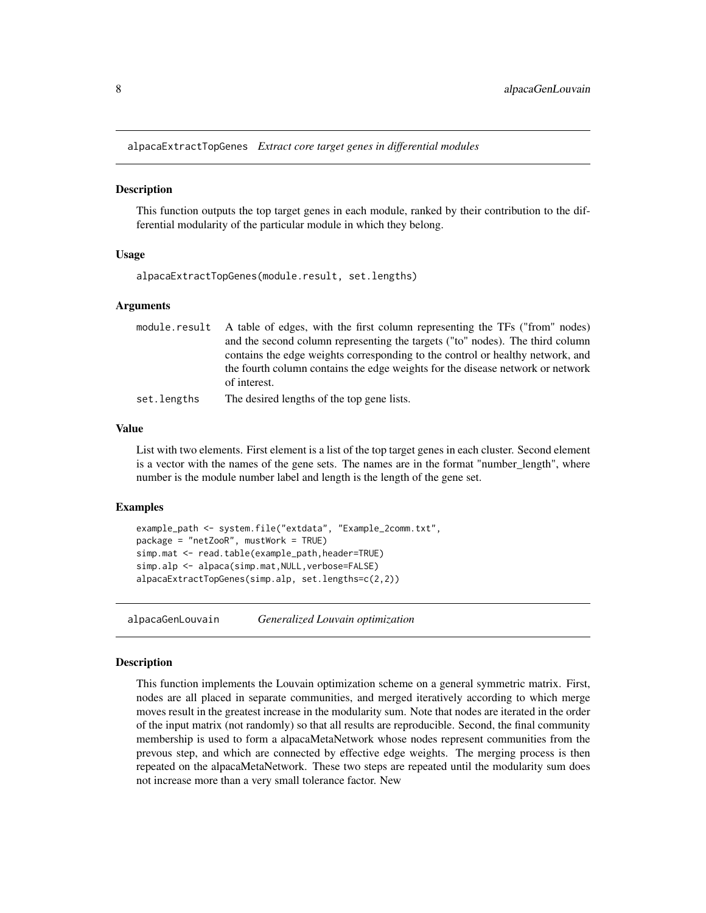## alpacaExtractTopGenes *Extract core target genes in differential modules*

### Description

This function outputs the top target genes in each module, ranked by their contribution to the differential modularity of the particular module in which they belong.

### Usage

```
alpacaExtractTopGenes(module.result, set.lengths)
```

### Arguments

| | |
|---|---|
| module.result | A table of edges, with the first column representing the TFs ("from" nodes) and the second column representing the targets ("to" nodes). The third column contains the edge weights corresponding to the control or healthy network, and the fourth column contains the edge weights for the disease network or network of interest. |
| set.lengths | The desired lengths of the top gene lists. |

### Value

List with two elements. First element is a list of the top target genes in each cluster. Second element is a vector with the names of the gene sets. The names are in the format "number_length", where number is the module number label and length is the length of the gene set.

### Examples

```
example_path <- system.file("extdata", "Example_2comm.txt",
package = "netZooR", mustWork = TRUE)
simp.mat <- read.table(example_path,header=TRUE)
simp.alp <- alpaca(simp.mat,NULL,verbose=FALSE)
alpacaExtractTopGenes(simp.alp, set.lengths=c(2,2))
```

## alpacaGenLouvain *Generalized Louvain optimization*

### Description

This function implements the Louvain optimization scheme on a general symmetric matrix. First, nodes are all placed in separate communities, and merged iteratively according to which merge moves result in the greatest increase in the modularity sum. Note that nodes are iterated in the order of the input matrix (not randomly) so that all results are reproducible. Second, the final community membership is used to form a alpacaMetaNetwork whose nodes represent communities from the prevous step, and which are connected by effective edge weights. The merging process is then repeated on the alpacaMetaNetwork. These two steps are repeated until the modularity sum does not increase more than a very small tolerance factor. New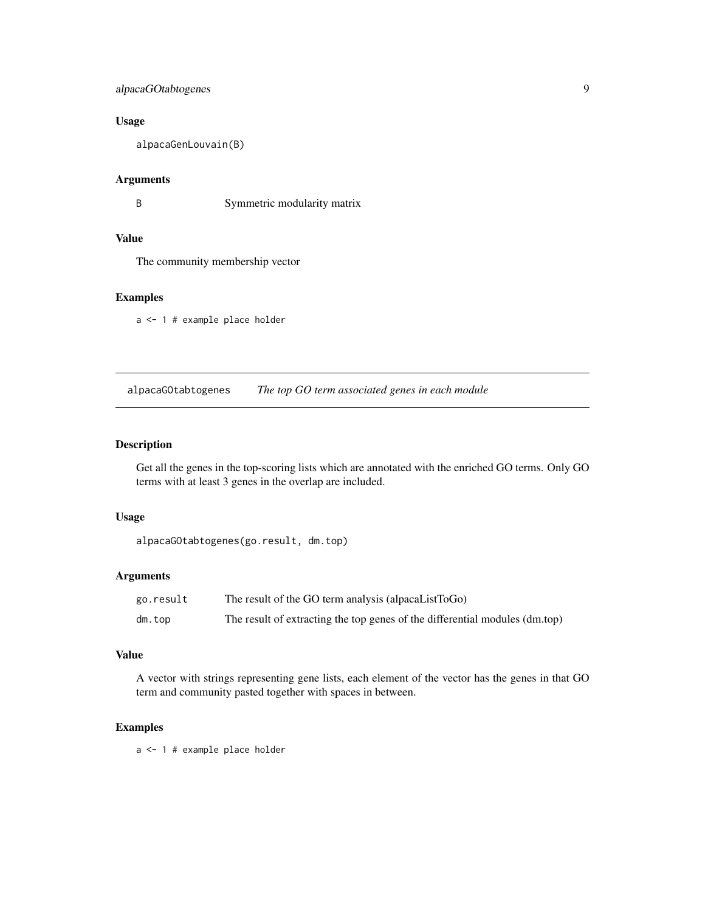### Usage

```
alpacaGenLouvain(B)
```

### Arguments

| | |
|---|---|
| B | Symmetric modularity matrix |

### Value

The community membership vector

### Examples

```
a <- 1 # example place holder
```

---

## alpacaGOtabtogenes *The top GO term associated genes in each module*

---

### Description

Get all the genes in the top-scoring lists which are annotated with the enriched GO terms. Only GO terms with at least 3 genes in the overlap are included.

### Usage

```
alpacaGOtabtogenes(go.result, dm.top)
```

### Arguments

| | |
|---|---|
| go.result | The result of the GO term analysis (alpacaListToGo) |
| dm.top | The result of extracting the top genes of the differential modules (dm.top) |

### Value

A vector with strings representing gene lists, each element of the vector has the genes in that GO term and community pasted together with spaces in between.

### Examples

```
a <- 1 # example place holder
```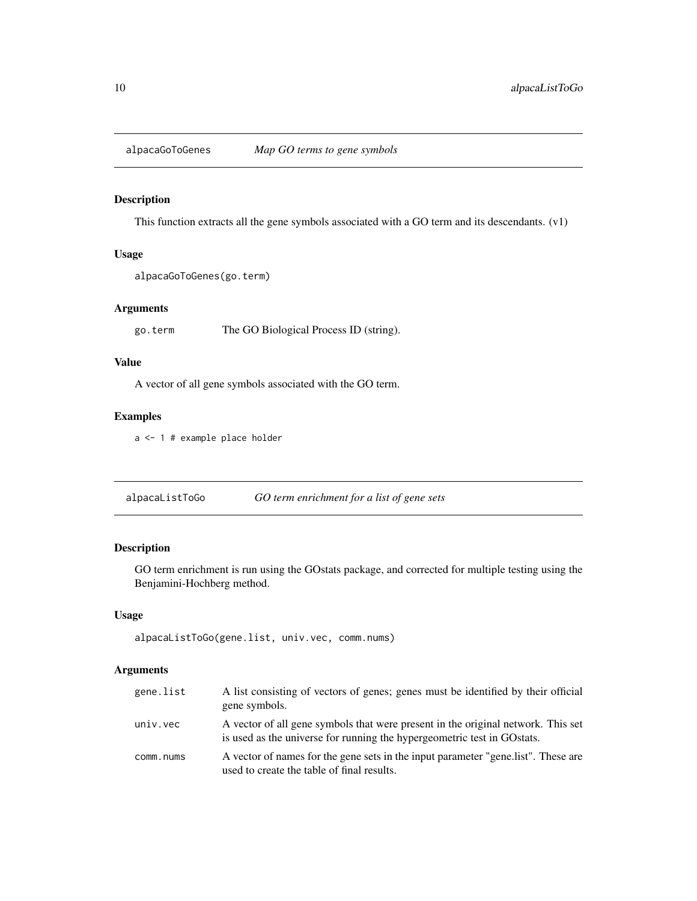## alpacaGoToGenes *Map GO terms to gene symbols*

### Description

This function extracts all the gene symbols associated with a GO term and its descendants. (v1)

### Usage

```
alpacaGoToGenes(go.term)
```

### Arguments

| | |
|---|---|
| go.term | The GO Biological Process ID (string). |

### Value

A vector of all gene symbols associated with the GO term.

### Examples

```
a <- 1 # example place holder
```

## alpacaListToGo *GO term enrichment for a list of gene sets*

### Description

GO term enrichment is run using the GOstats package, and corrected for multiple testing using the Benjamini-Hochberg method.

### Usage

```
alpacaListToGo(gene.list, univ.vec, comm.nums)
```

### Arguments

| | |
|---|---|
| gene.list | A list consisting of vectors of genes; genes must be identified by their official gene symbols. |
| univ.vec | A vector of all gene symbols that were present in the original network. This set is used as the universe for running the hypergeometric test in GOstats. |
| comm.nums | A vector of names for the gene sets in the input parameter "gene.list". These are used to create the table of final results. |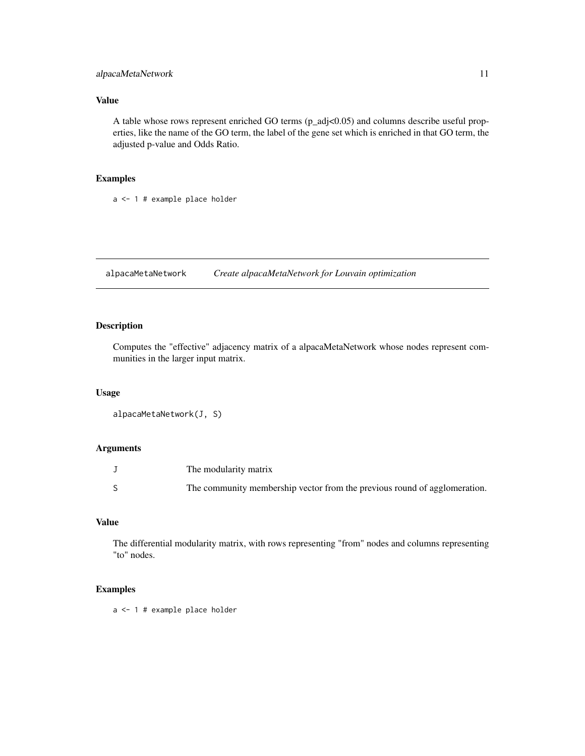## Value

A table whose rows represent enriched GO terms ($p_{adj}<0.05$) and columns describe useful properties, like the name of the GO term, the label of the gene set which is enriched in that GO term, the adjusted p-value and Odds Ratio.

## Examples

```
a <- 1 # example place holder
```

---

# alpacaMetaNetwork — *Create alpacaMetaNetwork for Louvain optimization*

---

## Description

Computes the "effective" adjacency matrix of a alpacaMetaNetwork whose nodes represent communities in the larger input matrix.

## Usage

```
alpacaMetaNetwork(J, S)
```

## Arguments

| | |
|---|---|
| J | The modularity matrix |
| S | The community membership vector from the previous round of agglomeration. |

## Value

The differential modularity matrix, with rows representing "from" nodes and columns representing "to" nodes.

## Examples

```
a <- 1 # example place holder
```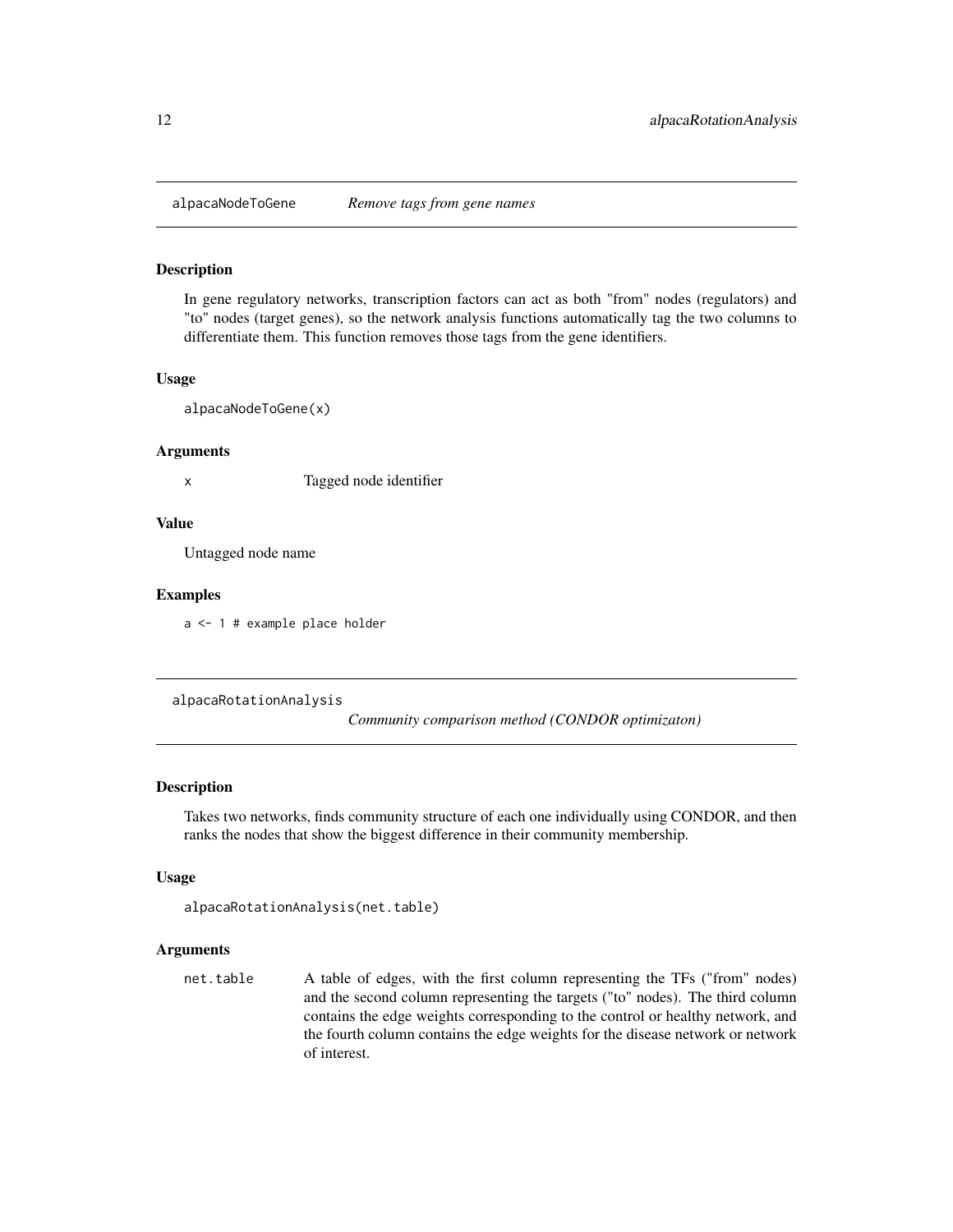## alpacaNodeToGene *Remove tags from gene names*

### Description

In gene regulatory networks, transcription factors can act as both "from" nodes (regulators) and "to" nodes (target genes), so the network analysis functions automatically tag the two columns to differentiate them. This function removes those tags from the gene identifiers.

### Usage

```
alpacaNodeToGene(x)
```

### Arguments

| | |
|---|---|
| x | Tagged node identifier |

### Value

Untagged node name

### Examples

```
a <- 1 # example place holder
```

## alpacaRotationAnalysis *Community comparison method (CONDOR optimizaton)*

### Description

Takes two networks, finds community structure of each one individually using CONDOR, and then ranks the nodes that show the biggest difference in their community membership.

### Usage

```
alpacaRotationAnalysis(net.table)
```

### Arguments

| | |
|---|---|
| net.table | A table of edges, with the first column representing the TFs ("from" nodes) and the second column representing the targets ("to" nodes). The third column contains the edge weights corresponding to the control or healthy network, and the fourth column contains the edge weights for the disease network or network of interest. |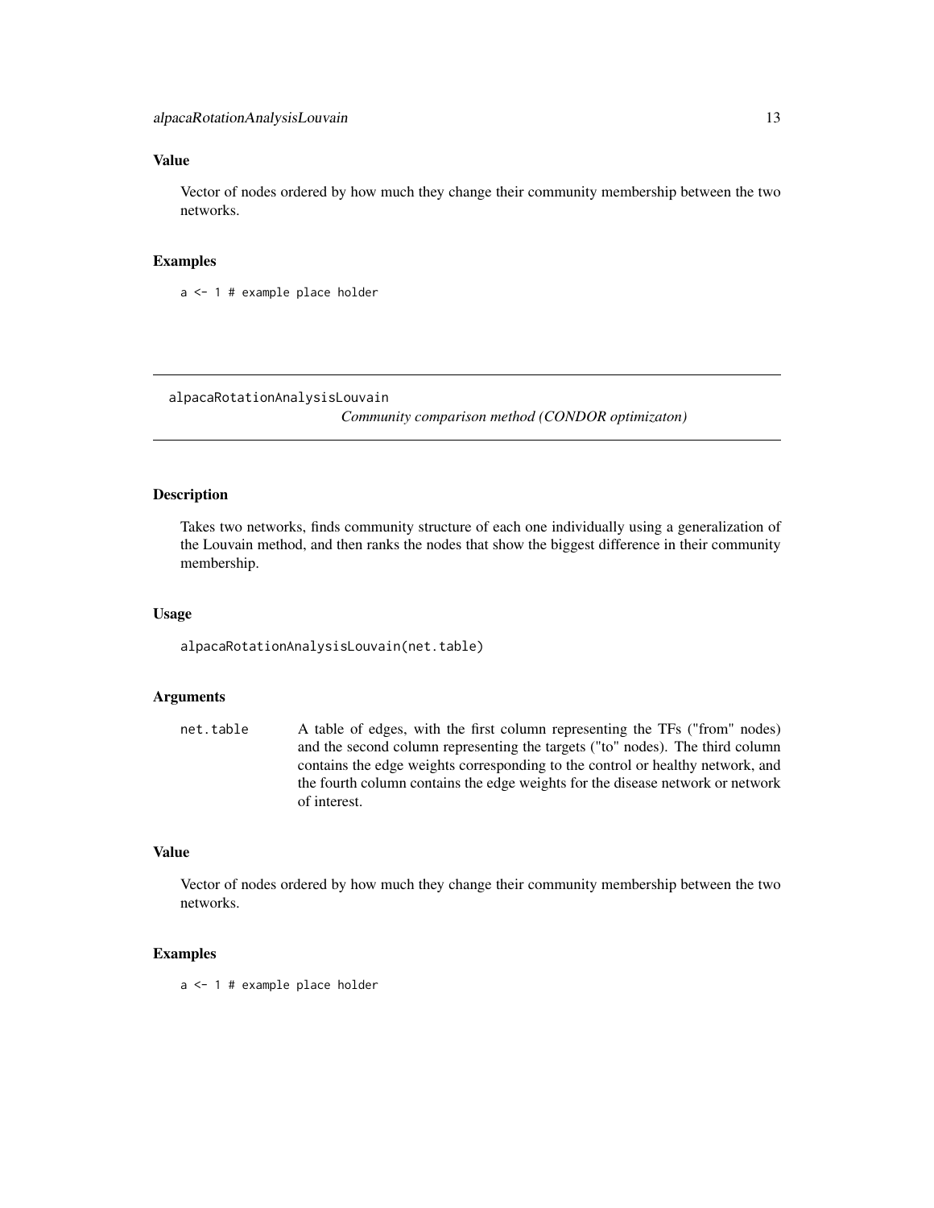## Value

Vector of nodes ordered by how much they change their community membership between the two networks.

## Examples

```
a <- 1 # example place holder
```

---

# alpacaRotationAnalysisLouvain

*Community comparison method (CONDOR optimizaton)*

---

## Description

Takes two networks, finds community structure of each one individually using a generalization of the Louvain method, and then ranks the nodes that show the biggest difference in their community membership.

## Usage

```
alpacaRotationAnalysisLouvain(net.table)
```

## Arguments

| | |
|---|---|
| net.table | A table of edges, with the first column representing the TFs ("from" nodes) and the second column representing the targets ("to" nodes). The third column contains the edge weights corresponding to the control or healthy network, and the fourth column contains the edge weights for the disease network or network of interest. |

## Value

Vector of nodes ordered by how much they change their community membership between the two networks.

## Examples

```
a <- 1 # example place holder
```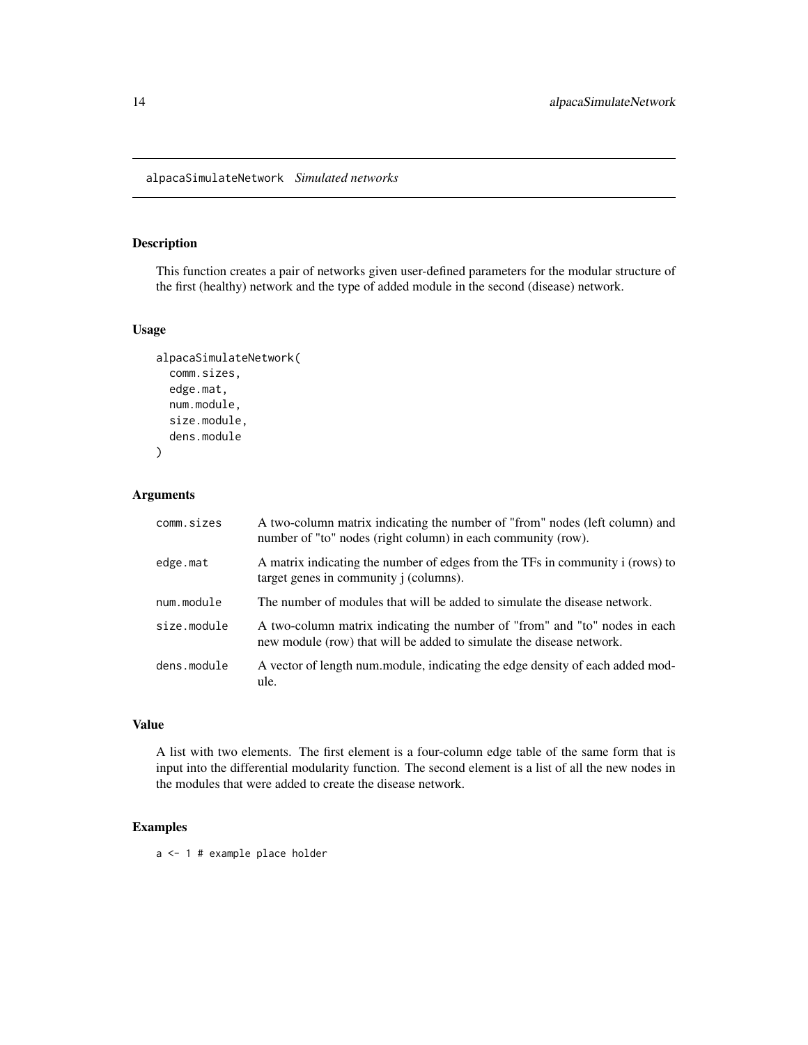# alpacaSimulateNetwork *Simulated networks*

## Description

This function creates a pair of networks given user-defined parameters for the modular structure of the first (healthy) network and the type of added module in the second (disease) network.

## Usage

```
alpacaSimulateNetwork(
  comm.sizes,
  edge.mat,
  num.module,
  size.module,
  dens.module
)
```

## Arguments

| | |
|---|---|
| comm.sizes | A two-column matrix indicating the number of "from" nodes (left column) and number of "to" nodes (right column) in each community (row). |
| edge.mat | A matrix indicating the number of edges from the TFs in community i (rows) to target genes in community j (columns). |
| num.module | The number of modules that will be added to simulate the disease network. |
| size.module | A two-column matrix indicating the number of "from" and "to" nodes in each new module (row) that will be added to simulate the disease network. |
| dens.module | A vector of length num.module, indicating the edge density of each added module. |

## Value

A list with two elements. The first element is a four-column edge table of the same form that is input into the differential modularity function. The second element is a list of all the new nodes in the modules that were added to create the disease network.

## Examples

```
a <- 1 # example place holder
```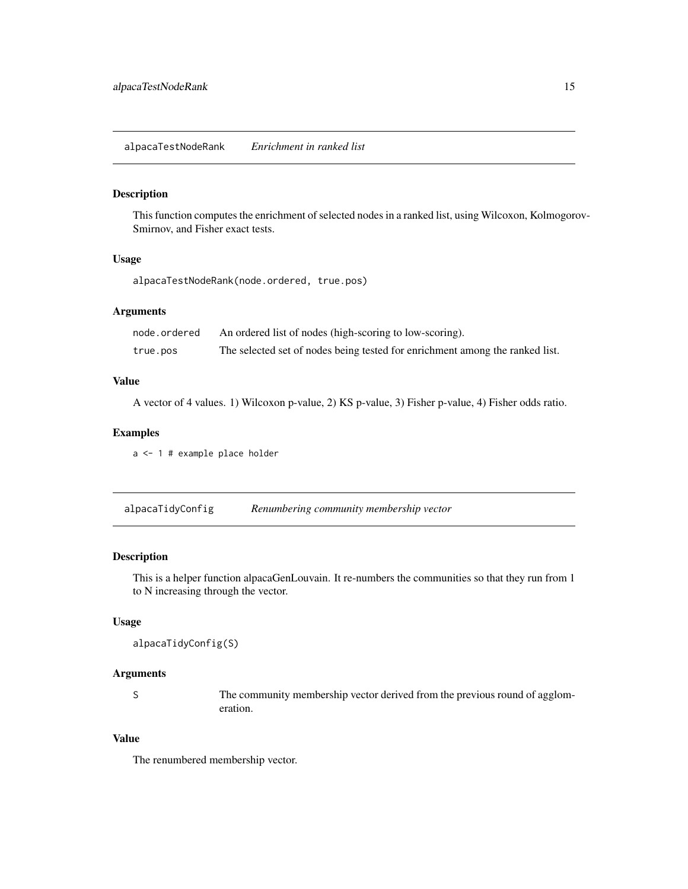## alpacaTestNodeRank — *Enrichment in ranked list*

### Description

This function computes the enrichment of selected nodes in a ranked list, using Wilcoxon, Kolmogorov-Smirnov, and Fisher exact tests.

### Usage

```
alpacaTestNodeRank(node.ordered, true.pos)
```

### Arguments

| | |
|---|---|
| node.ordered | An ordered list of nodes (high-scoring to low-scoring). |
| true.pos | The selected set of nodes being tested for enrichment among the ranked list. |

### Value

A vector of 4 values. 1) Wilcoxon p-value, 2) KS p-value, 3) Fisher p-value, 4) Fisher odds ratio.

### Examples

```
a <- 1 # example place holder
```

## alpacaTidyConfig — *Renumbering community membership vector*

### Description

This is a helper function alpacaGenLouvain. It re-numbers the communities so that they run from 1 to N increasing through the vector.

### Usage

```
alpacaTidyConfig(S)
```

### Arguments

| | |
|---|---|
| S | The community membership vector derived from the previous round of agglomeration. |

### Value

The renumbered membership vector.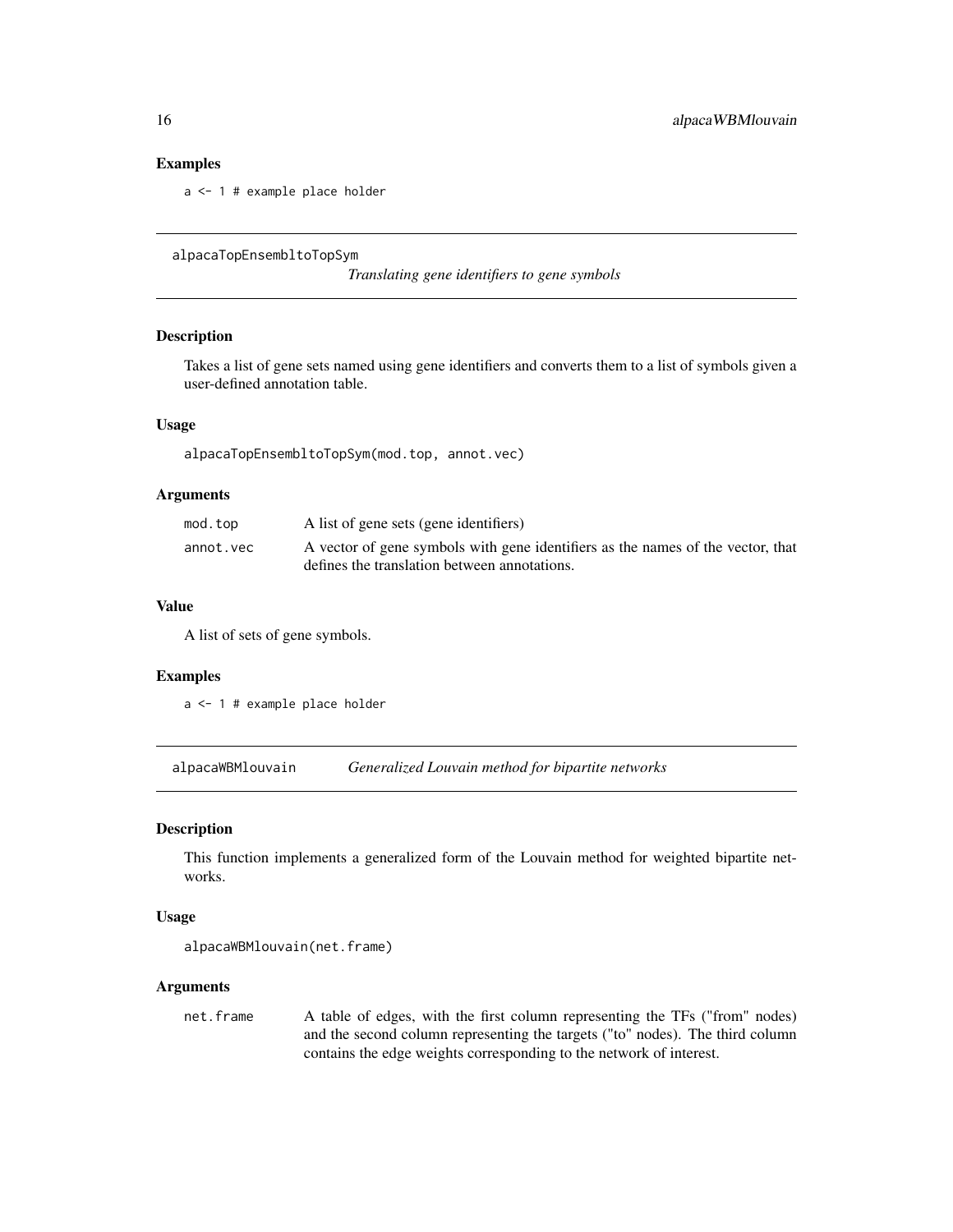### Examples

```
a <- 1 # example place holder
```

---

## alpacaTopEnsembltoTopSym

*Translating gene identifiers to gene symbols*

### Description

Takes a list of gene sets named using gene identifiers and converts them to a list of symbols given a user-defined annotation table.

### Usage

```
alpacaTopEnsembltoTopSym(mod.top, annot.vec)
```

### Arguments

| | |
|---|---|
| mod.top | A list of gene sets (gene identifiers) |
| annot.vec | A vector of gene symbols with gene identifiers as the names of the vector, that defines the translation between annotations. |

### Value

A list of sets of gene symbols.

### Examples

```
a <- 1 # example place holder
```

---

## alpacaWBMlouvain

*Generalized Louvain method for bipartite networks*

### Description

This function implements a generalized form of the Louvain method for weighted bipartite networks.

### Usage

```
alpacaWBMlouvain(net.frame)
```

### Arguments

| | |
|---|---|
| net.frame | A table of edges, with the first column representing the TFs ("from" nodes) and the second column representing the targets ("to" nodes). The third column contains the edge weights corresponding to the network of interest. |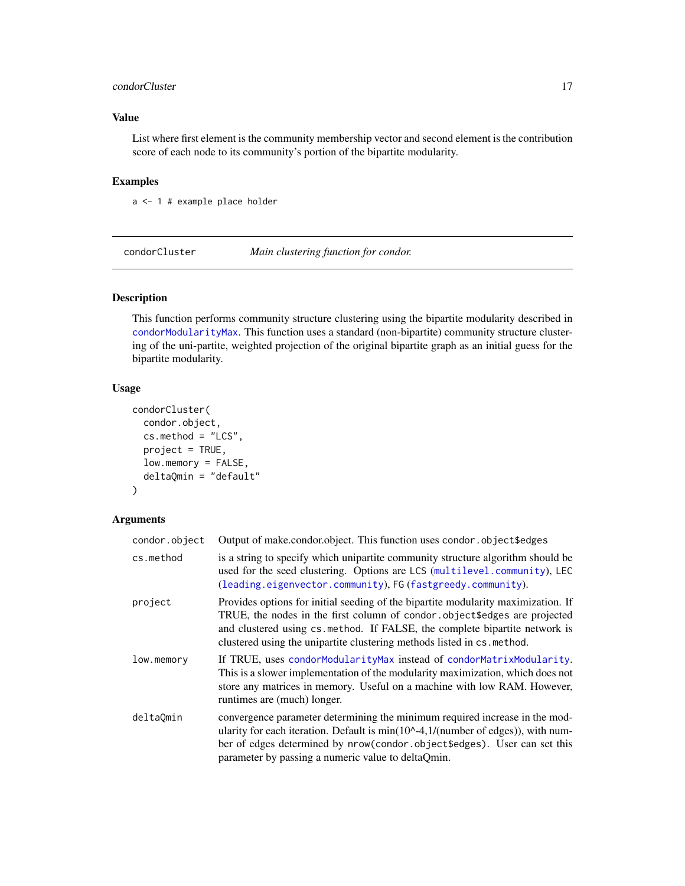## Value

List where first element is the community membership vector and second element is the contribution score of each node to its community's portion of the bipartite modularity.

## Examples

```
a <- 1 # example place holder
```

---

# condorCluster — *Main clustering function for condor.*

## Description

This function performs community structure clustering using the bipartite modularity described in condorModularityMax. This function uses a standard (non-bipartite) community structure clustering of the uni-partite, weighted projection of the original bipartite graph as an initial guess for the bipartite modularity.

## Usage

```
condorCluster(
  condor.object,
  cs.method = "LCS",
  project = TRUE,
  low.memory = FALSE,
  deltaQmin = "default"
)
```

## Arguments

| | |
|---|---|
| `condor.object` | Output of make.condor.object. This function uses `condor.object$edges` |
| `cs.method` | is a string to specify which unipartite community structure algorithm should be used for the seed clustering. Options are LCS (multilevel.community), LEC (leading.eigenvector.community), FG (fastgreedy.community). |
| `project` | Provides options for initial seeding of the bipartite modularity maximization. If TRUE, the nodes in the first column of `condor.object$edges` are projected and clustered using `cs.method`. If FALSE, the complete bipartite network is clustered using the unipartite clustering methods listed in `cs.method`. |
| `low.memory` | If TRUE, uses condorModularityMax instead of condorMatrixModularity. This is a slower implementation of the modularity maximization, which does not store any matrices in memory. Useful on a machine with low RAM. However, runtimes are (much) longer. |
| `deltaQmin` | convergence parameter determining the minimum required increase in the modularity for each iteration. Default is min(10^-4,1/(number of edges)), with number of edges determined by `nrow(condor.object$edges)`. User can set this parameter by passing a numeric value to deltaQmin. |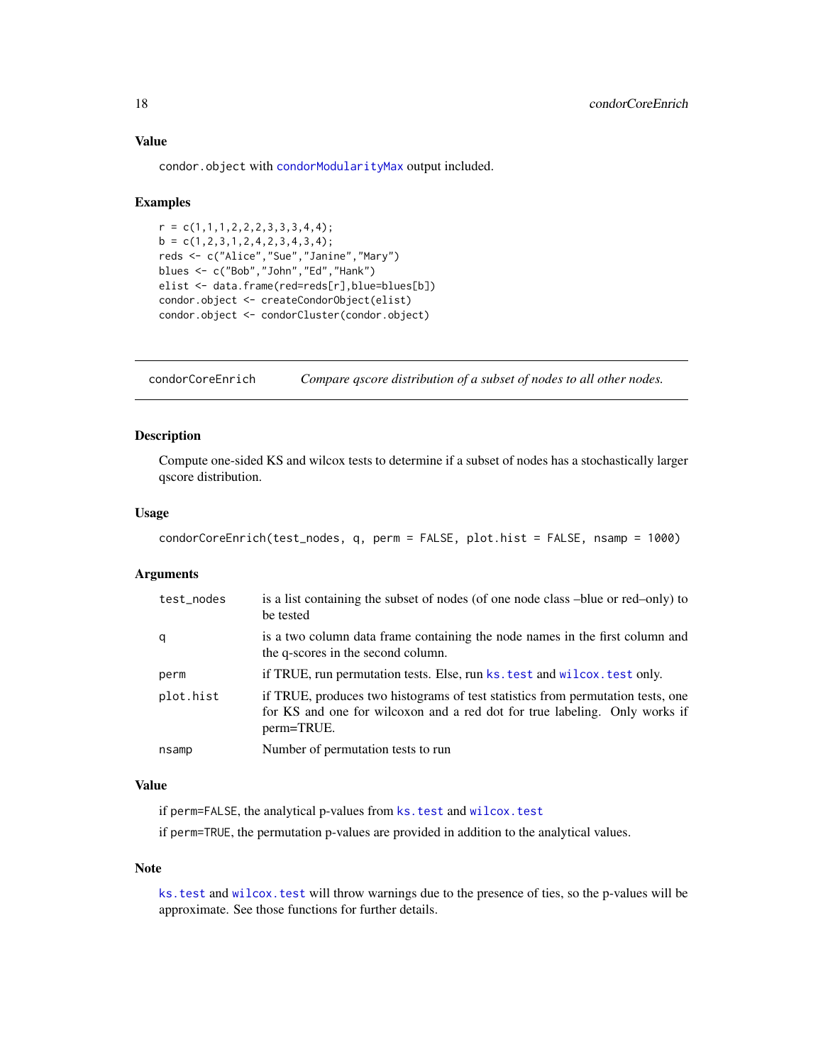### Value

condor.object with condorModularityMax output included.

### Examples

```
r = c(1,1,1,2,2,2,3,3,3,4,4);
b = c(1,2,3,1,2,4,2,3,4,3,4);
reds <- c("Alice","Sue","Janine","Mary")
blues <- c("Bob","John","Ed","Hank")
elist <- data.frame(red=reds[r],blue=blues[b])
condor.object <- createCondorObject(elist)
condor.object <- condorCluster(condor.object)
```

---

## condorCoreEnrich — *Compare qscore distribution of a subset of nodes to all other nodes.*

### Description

Compute one-sided KS and wilcox tests to determine if a subset of nodes has a stochastically larger qscore distribution.

### Usage

```
condorCoreEnrich(test_nodes, q, perm = FALSE, plot.hist = FALSE, nsamp = 1000)
```

### Arguments

| Argument | Description |
|---|---|
| test_nodes | is a list containing the subset of nodes (of one node class –blue or red–only) to be tested |
| q | is a two column data frame containing the node names in the first column and the q-scores in the second column. |
| perm | if TRUE, run permutation tests. Else, run ks.test and wilcox.test only. |
| plot.hist | if TRUE, produces two histograms of test statistics from permutation tests, one for KS and one for wilcoxon and a red dot for true labeling. Only works if perm=TRUE. |
| nsamp | Number of permutation tests to run |

### Value

if perm=FALSE, the analytical p-values from ks.test and wilcox.test

if perm=TRUE, the permutation p-values are provided in addition to the analytical values.

### Note

ks.test and wilcox.test will throw warnings due to the presence of ties, so the p-values will be approximate. See those functions for further details.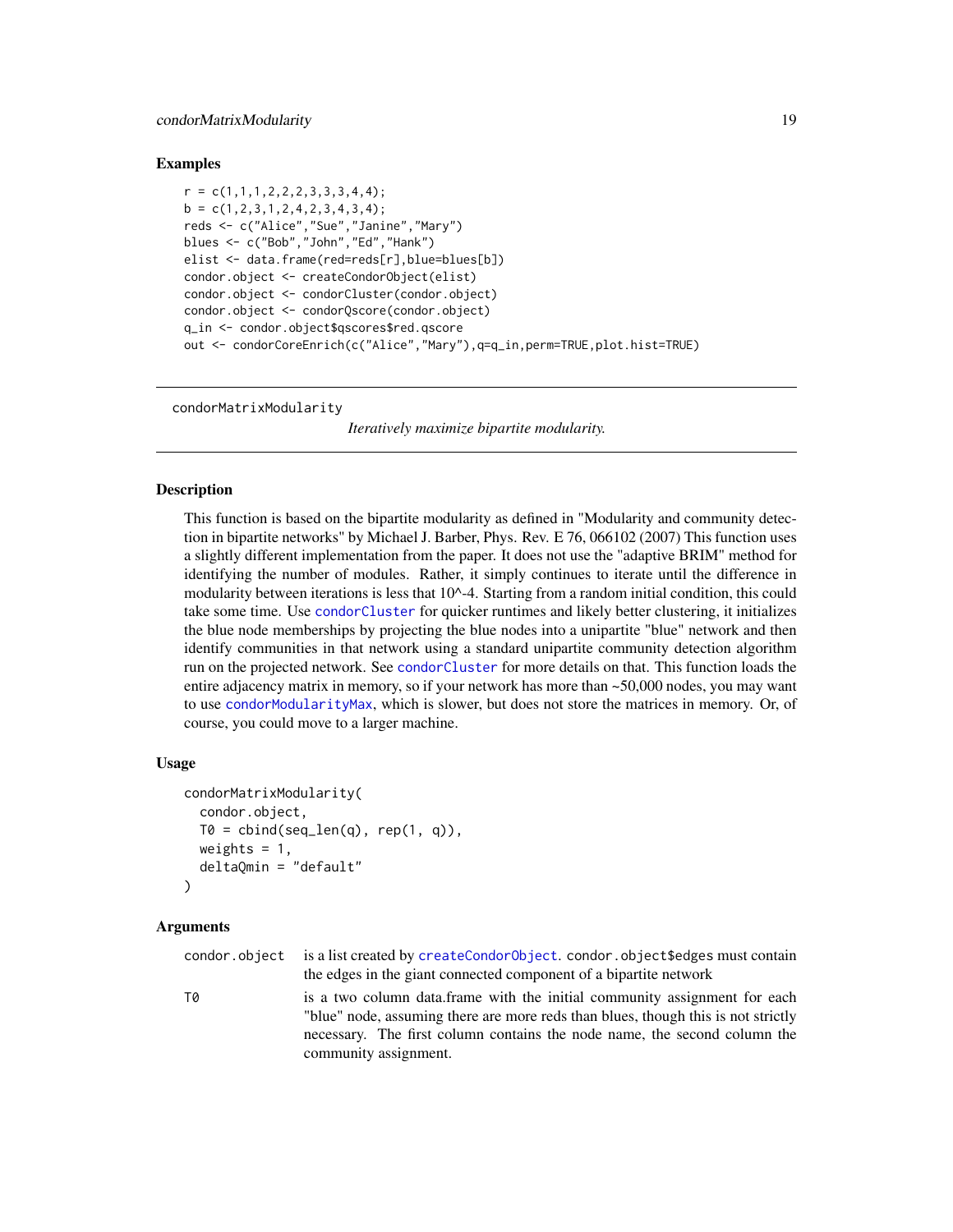### Examples

```
r = c(1,1,1,2,2,2,3,3,3,4,4);
b = c(1,2,3,1,2,4,2,3,4,3,4);
reds <- c("Alice","Sue","Janine","Mary")
blues <- c("Bob","John","Ed","Hank")
elist <- data.frame(red=reds[r],blue=blues[b])
condor.object <- createCondorObject(elist)
condor.object <- condorCluster(condor.object)
condor.object <- condorQscore(condor.object)
q_in <- condor.object$qscores$red.qscore
out <- condorCoreEnrich(c("Alice","Mary"),q=q_in,perm=TRUE,plot.hist=TRUE)
```

---

## condorMatrixModularity

*Iteratively maximize bipartite modularity.*

---

### Description

This function is based on the bipartite modularity as defined in "Modularity and community detection in bipartite networks" by Michael J. Barber, Phys. Rev. E 76, 066102 (2007) This function uses a slightly different implementation from the paper. It does not use the "adaptive BRIM" method for identifying the number of modules. Rather, it simply continues to iterate until the difference in modularity between iterations is less that 10^-4. Starting from a random initial condition, this could take some time. Use `condorCluster` for quicker runtimes and likely better clustering, it initializes the blue node memberships by projecting the blue nodes into a unipartite "blue" network and then identify communities in that network using a standard unipartite community detection algorithm run on the projected network. See `condorCluster` for more details on that. This function loads the entire adjacency matrix in memory, so if your network has more than ~50,000 nodes, you may want to use `condorModularityMax`, which is slower, but does not store the matrices in memory. Or, of course, you could move to a larger machine.

### Usage

```
condorMatrixModularity(
  condor.object,
  T0 = cbind(seq_len(q), rep(1, q)),
  weights = 1,
  deltaQmin = "default"
)
```

### Arguments

| | |
|---|---|
| `condor.object` | is a list created by `createCondorObject`. `condor.object$edges` must contain the edges in the giant connected component of a bipartite network |
| `T0` | is a two column data.frame with the initial community assignment for each "blue" node, assuming there are more reds than blues, though this is not strictly necessary. The first column contains the node name, the second column the community assignment. |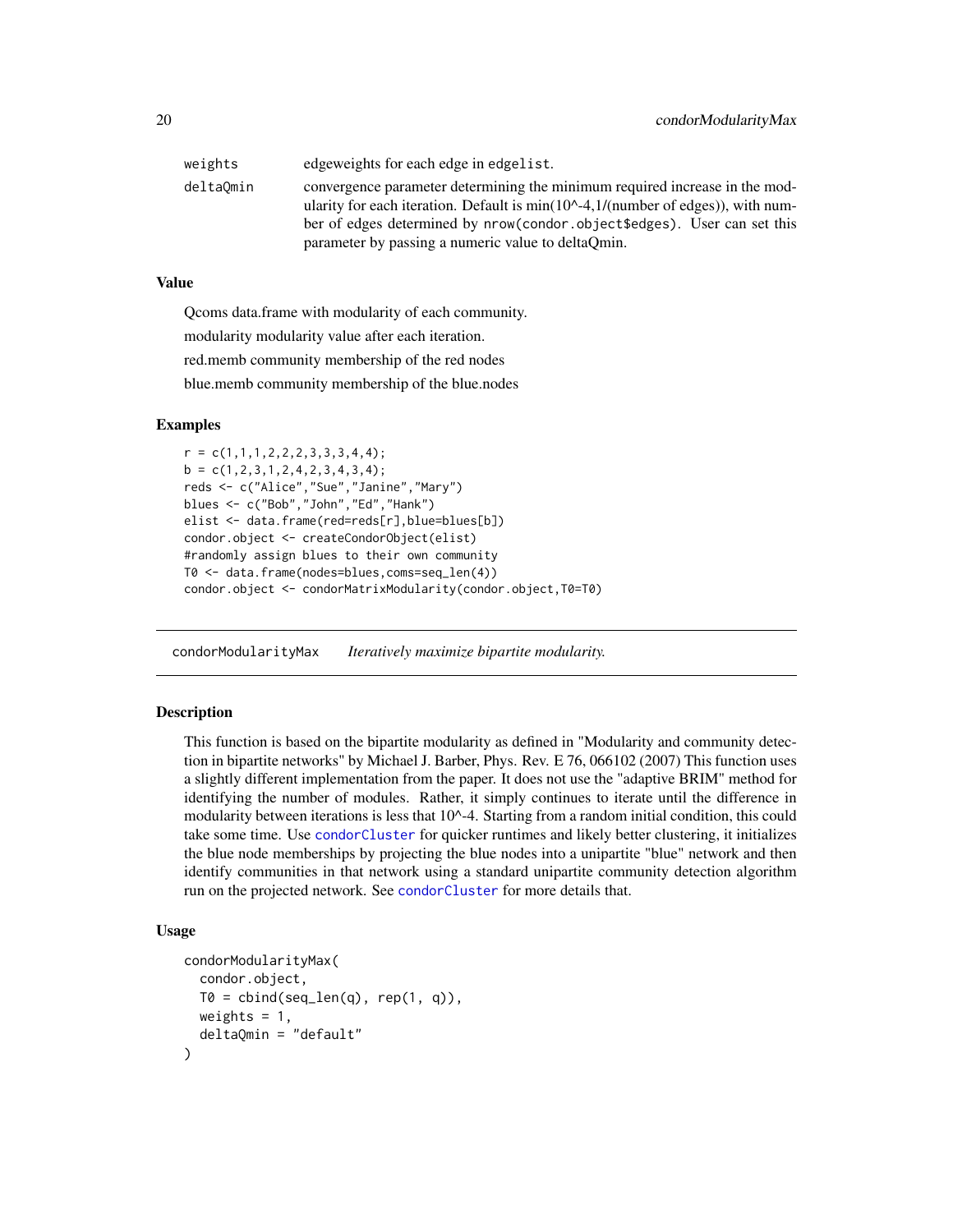| | |
|---|---|
| weights | edgeweights for each edge in edgelist. |
| deltaQmin | convergence parameter determining the minimum required increase in the modularity for each iteration. Default is min(10^-4,1/(number of edges)), with number of edges determined by nrow(condor.object$edges). User can set this parameter by passing a numeric value to deltaQmin. |

### Value

Qcoms data.frame with modularity of each community.

modularity modularity value after each iteration.

red.memb community membership of the red nodes

blue.memb community membership of the blue.nodes

### Examples

```
r = c(1,1,1,2,2,2,3,3,3,4,4);
b = c(1,2,3,1,2,4,2,3,4,3,4);
reds <- c("Alice","Sue","Janine","Mary")
blues <- c("Bob","John","Ed","Hank")
elist <- data.frame(red=reds[r],blue=blues[b])
condor.object <- createCondorObject(elist)
#randomly assign blues to their own community
T0 <- data.frame(nodes=blues,coms=seq_len(4))
condor.object <- condorMatrixModularity(condor.object,T0=T0)
```

## condorModularityMax *Iteratively maximize bipartite modularity.*

### Description

This function is based on the bipartite modularity as defined in "Modularity and community detection in bipartite networks" by Michael J. Barber, Phys. Rev. E 76, 066102 (2007) This function uses a slightly different implementation from the paper. It does not use the "adaptive BRIM" method for identifying the number of modules. Rather, it simply continues to iterate until the difference in modularity between iterations is less that 10^-4. Starting from a random initial condition, this could take some time. Use condorCluster for quicker runtimes and likely better clustering, it initializes the blue node memberships by projecting the blue nodes into a unipartite "blue" network and then identify communities in that network using a standard unipartite community detection algorithm run on the projected network. See condorCluster for more details that.

### Usage

```
condorModularityMax(
  condor.object,
  T0 = cbind(seq_len(q), rep(1, q)),
  weights = 1,
  deltaQmin = "default"
)
```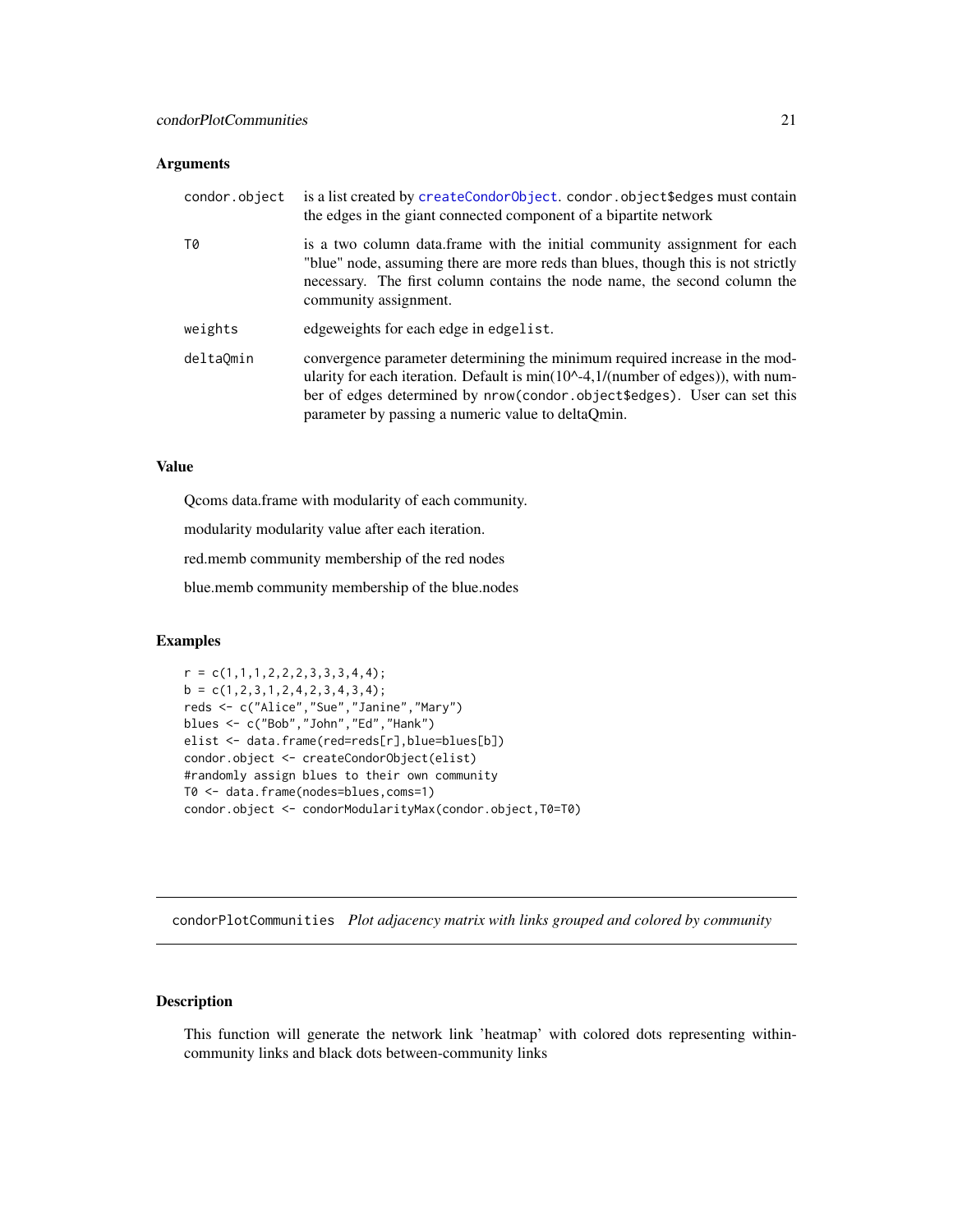### Arguments

| | |
|---|---|
| condor.object | is a list created by createCondorObject. condor.object$edges must contain the edges in the giant connected component of a bipartite network |
| T0 | is a two column data.frame with the initial community assignment for each "blue" node, assuming there are more reds than blues, though this is not strictly necessary. The first column contains the node name, the second column the community assignment. |
| weights | edgeweights for each edge in edgelist. |
| deltaQmin | convergence parameter determining the minimum required increase in the modularity for each iteration. Default is min(10^-4,1/(number of edges)), with number of edges determined by nrow(condor.object$edges). User can set this parameter by passing a numeric value to deltaQmin. |

### Value

Qcoms data.frame with modularity of each community.

modularity modularity value after each iteration.

red.memb community membership of the red nodes

blue.memb community membership of the blue.nodes

### Examples

```
r = c(1,1,1,2,2,2,3,3,3,4,4);
b = c(1,2,3,1,2,4,2,3,4,3,4);
reds <- c("Alice","Sue","Janine","Mary")
blues <- c("Bob","John","Ed","Hank")
elist <- data.frame(red=reds[r],blue=blues[b])
condor.object <- createCondorObject(elist)
#randomly assign blues to their own community
T0 <- data.frame(nodes=blues,coms=1)
condor.object <- condorModularityMax(condor.object,T0=T0)
```

---

## condorPlotCommunities *Plot adjacency matrix with links grouped and colored by community*

---

### Description

This function will generate the network link 'heatmap' with colored dots representing within-community links and black dots between-community links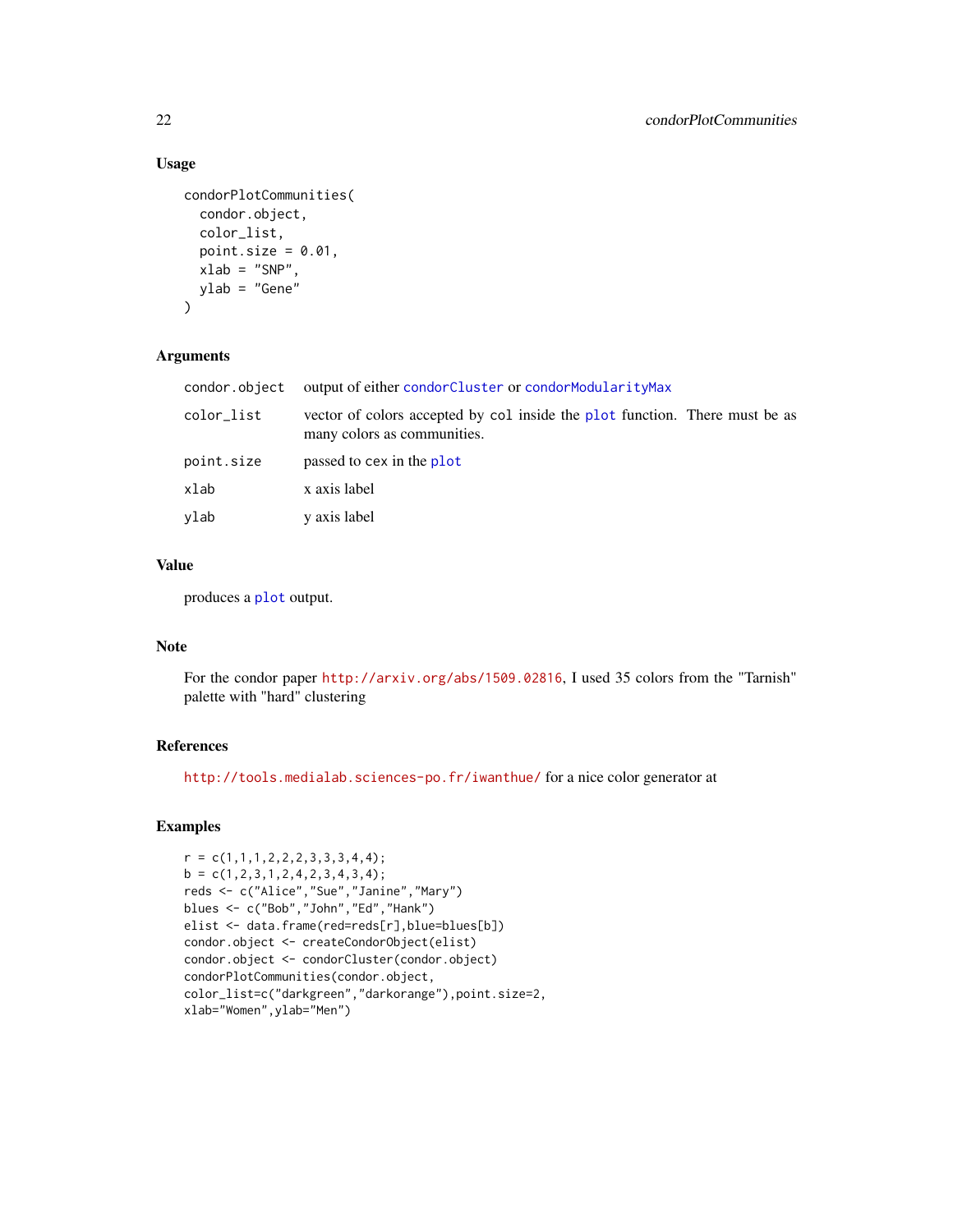### Usage

```
condorPlotCommunities(
  condor.object,
  color_list,
  point.size = 0.01,
  xlab = "SNP",
  ylab = "Gene"
)
```

### Arguments

| | |
|---|---|
| condor.object | output of either condorCluster or condorModularityMax |
| color_list | vector of colors accepted by col inside the plot function. There must be as many colors as communities. |
| point.size | passed to cex in the plot |
| xlab | x axis label |
| ylab | y axis label |

### Value

produces a plot output.

### Note

For the condor paper http://arxiv.org/abs/1509.02816, I used 35 colors from the "Tarnish" palette with "hard" clustering

### References

http://tools.medialab.sciences-po.fr/iwanthue/ for a nice color generator at

### Examples

```
r = c(1,1,1,2,2,2,3,3,3,4,4);
b = c(1,2,3,1,2,4,2,3,4,3,4);
reds <- c("Alice","Sue","Janine","Mary")
blues <- c("Bob","John","Ed","Hank")
elist <- data.frame(red=reds[r],blue=blues[b])
condor.object <- createCondorObject(elist)
condor.object <- condorCluster(condor.object)
condorPlotCommunities(condor.object,
color_list=c("darkgreen","darkorange"),point.size=2,
xlab="Women",ylab="Men")
```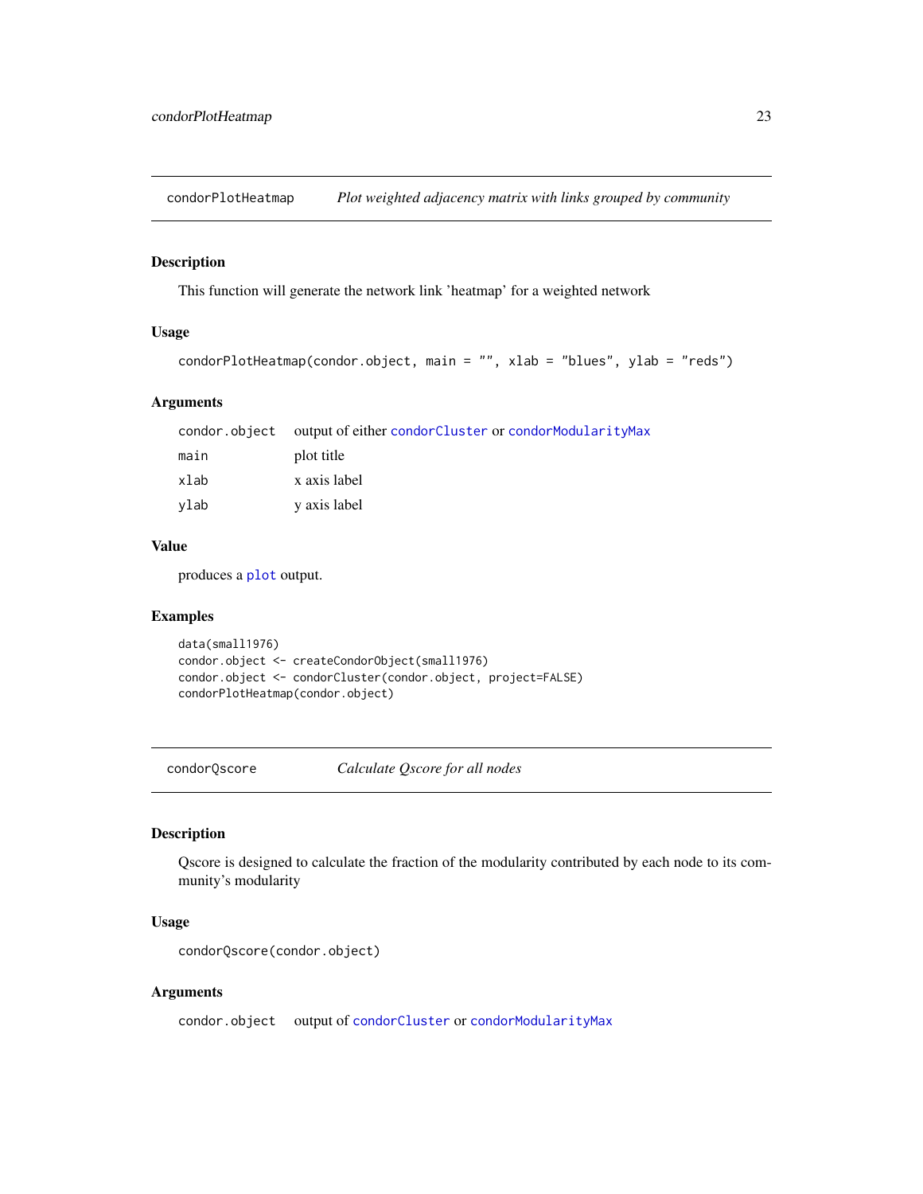## condorPlotHeatmap — *Plot weighted adjacency matrix with links grouped by community*

### Description

This function will generate the network link 'heatmap' for a weighted network

### Usage

```
condorPlotHeatmap(condor.object, main = "", xlab = "blues", ylab = "reds")
```

### Arguments

| | |
|---|---|
| condor.object | output of either condorCluster or condorModularityMax |
| main | plot title |
| xlab | x axis label |
| ylab | y axis label |

### Value

produces a plot output.

### Examples

```
data(small1976)
condor.object <- createCondorObject(small1976)
condor.object <- condorCluster(condor.object, project=FALSE)
condorPlotHeatmap(condor.object)
```

## condorQscore — *Calculate Qscore for all nodes*

### Description

Qscore is designed to calculate the fraction of the modularity contributed by each node to its community's modularity

### Usage

```
condorQscore(condor.object)
```

### Arguments

| | |
|---|---|
| condor.object | output of condorCluster or condorModularityMax |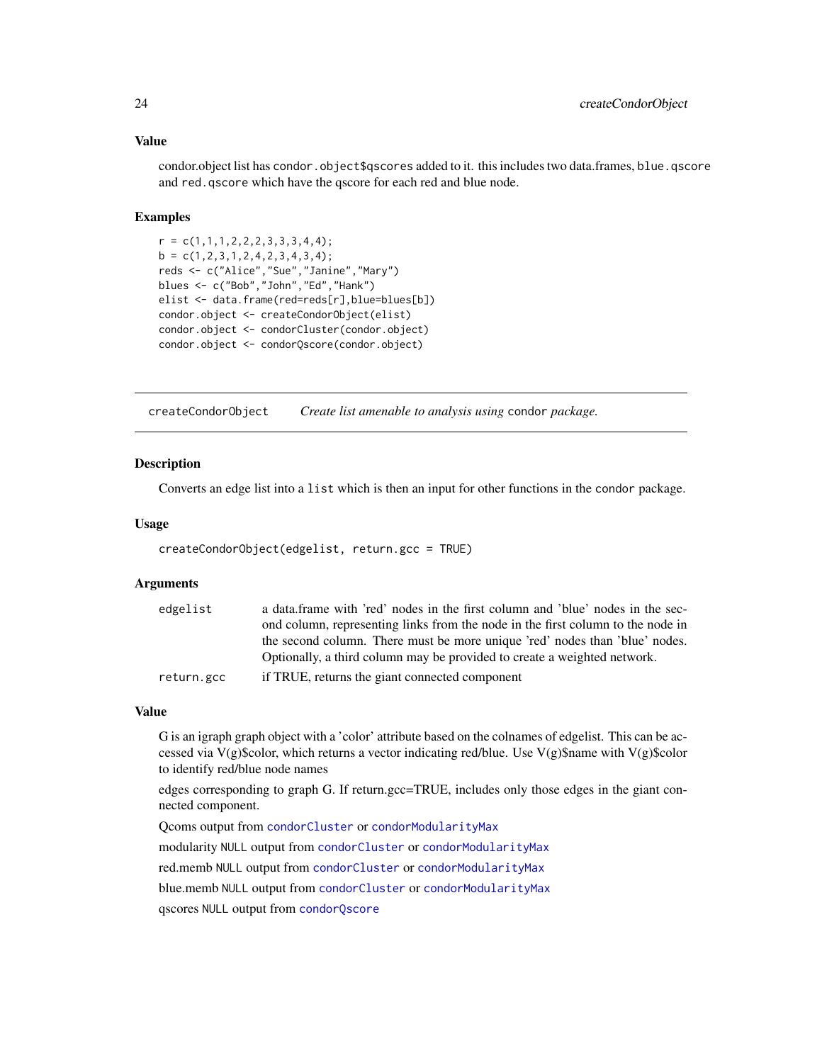### Value

condor.object list has `condor.object$qscores` added to it. this includes two data.frames, `blue.qscore` and `red.qscore` which have the qscore for each red and blue node.

### Examples

```
r = c(1,1,1,2,2,2,3,3,3,4,4);
b = c(1,2,3,1,2,4,2,3,4,3,4);
reds <- c("Alice","Sue","Janine","Mary")
blues <- c("Bob","John","Ed","Hank")
elist <- data.frame(red=reds[r],blue=blues[b])
condor.object <- createCondorObject(elist)
condor.object <- condorCluster(condor.object)
condor.object <- condorQscore(condor.object)
```

---

## createCondorObject — *Create list amenable to analysis using* `condor` *package.*

---

### Description

Converts an edge list into a `list` which is then an input for other functions in the `condor` package.

### Usage

```
createCondorObject(edgelist, return.gcc = TRUE)
```

### Arguments

| | |
|---|---|
| `edgelist` | a data.frame with 'red' nodes in the first column and 'blue' nodes in the second column, representing links from the node in the first column to the node in the second column. There must be more unique 'red' nodes than 'blue' nodes. Optionally, a third column may be provided to create a weighted network. |
| `return.gcc` | if TRUE, returns the giant connected component |

### Value

G is an igraph graph object with a 'color' attribute based on the colnames of edgelist. This can be accessed via V(g)$color, which returns a vector indicating red/blue. Use V(g)$name with V(g)$color to identify red/blue node names

edges corresponding to graph G. If return.gcc=TRUE, includes only those edges in the giant connected component.

Qcoms output from `condorCluster` or `condorModularityMax`

modularity `NULL` output from `condorCluster` or `condorModularityMax`

red.memb `NULL` output from `condorCluster` or `condorModularityMax`

blue.memb `NULL` output from `condorCluster` or `condorModularityMax`

qscores `NULL` output from `condorQscore`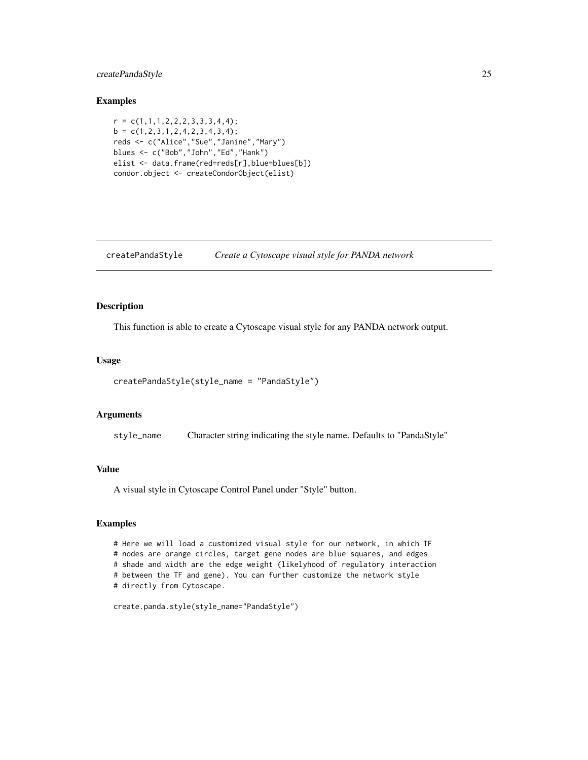## Examples

```
r = c(1,1,1,2,2,2,3,3,3,4,4);
b = c(1,2,3,1,2,4,2,3,4,3,4);
reds <- c("Alice","Sue","Janine","Mary")
blues <- c("Bob","John","Ed","Hank")
elist <- data.frame(red=reds[r],blue=blues[b])
condor.object <- createCondorObject(elist)
```

---

# createPandaStyle    *Create a Cytoscape visual style for PANDA network*

---

## Description

This function is able to create a Cytoscape visual style for any PANDA network output.

## Usage

```
createPandaStyle(style_name = "PandaStyle")
```

## Arguments

| | |
|---|---|
| style_name | Character string indicating the style name. Defaults to "PandaStyle" |

## Value

A visual style in Cytoscape Control Panel under "Style" button.

## Examples

```
# Here we will load a customized visual style for our network, in which TF
# nodes are orange circles, target gene nodes are blue squares, and edges
# shade and width are the edge weight (likelyhood of regulatory interaction
# between the TF and gene). You can further customize the network style
# directly from Cytoscape.

create.panda.style(style_name="PandaStyle")
```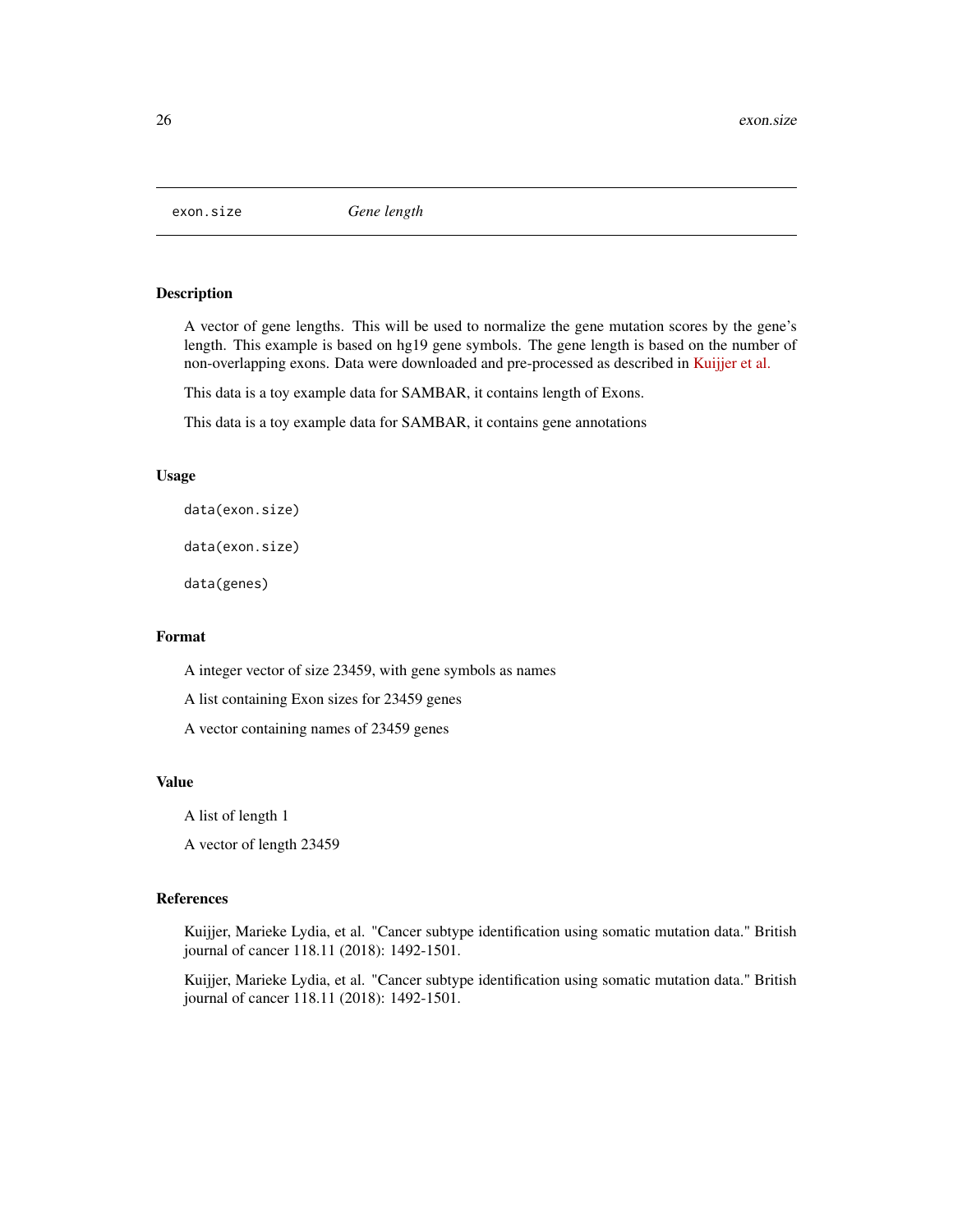# exon.size — *Gene length*

## Description

A vector of gene lengths. This will be used to normalize the gene mutation scores by the gene's length. This example is based on hg19 gene symbols. The gene length is based on the number of non-overlapping exons. Data were downloaded and pre-processed as described in Kuijjer et al.

This data is a toy example data for SAMBAR, it contains length of Exons.

This data is a toy example data for SAMBAR, it contains gene annotations

## Usage

```
data(exon.size)

data(exon.size)

data(genes)
```

## Format

A integer vector of size 23459, with gene symbols as names

A list containing Exon sizes for 23459 genes

A vector containing names of 23459 genes

## Value

A list of length 1

A vector of length 23459

## References

Kuijjer, Marieke Lydia, et al. "Cancer subtype identification using somatic mutation data." British journal of cancer 118.11 (2018): 1492-1501.

Kuijjer, Marieke Lydia, et al. "Cancer subtype identification using somatic mutation data." British journal of cancer 118.11 (2018): 1492-1501.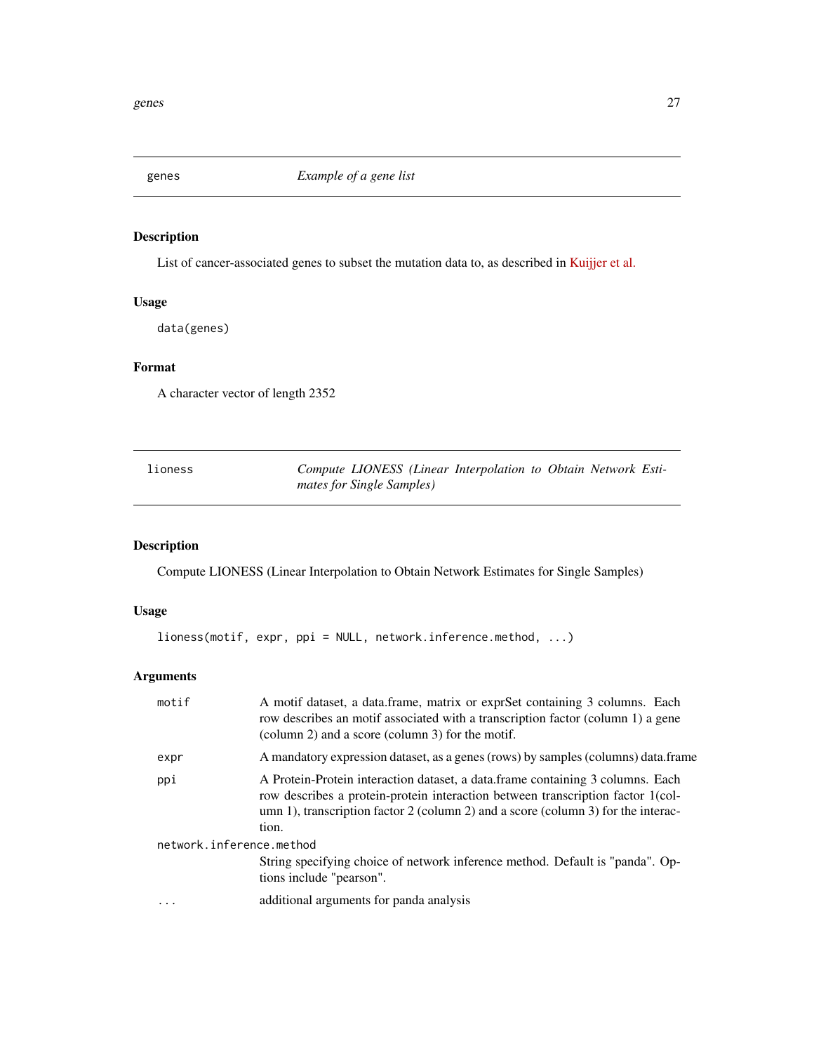## genes — *Example of a gene list*

### Description

List of cancer-associated genes to subset the mutation data to, as described in Kuijjer et al.

### Usage

```
data(genes)
```

### Format

A character vector of length 2352

## lioness — *Compute LIONESS (Linear Interpolation to Obtain Network Estimates for Single Samples)*

### Description

Compute LIONESS (Linear Interpolation to Obtain Network Estimates for Single Samples)

### Usage

```
lioness(motif, expr, ppi = NULL, network.inference.method, ...)
```

### Arguments

| | |
|---|---|
| `motif` | A motif dataset, a data.frame, matrix or exprSet containing 3 columns. Each row describes an motif associated with a transcription factor (column 1) a gene (column 2) and a score (column 3) for the motif. |
| `expr` | A mandatory expression dataset, as a genes (rows) by samples (columns) data.frame |
| `ppi` | A Protein-Protein interaction dataset, a data.frame containing 3 columns. Each row describes a protein-protein interaction between transcription factor 1(column 1), transcription factor 2 (column 2) and a score (column 3) for the interaction. |
| `network.inference.method` | String specifying choice of network inference method. Default is "panda". Options include "pearson". |
| `...` | additional arguments for panda analysis |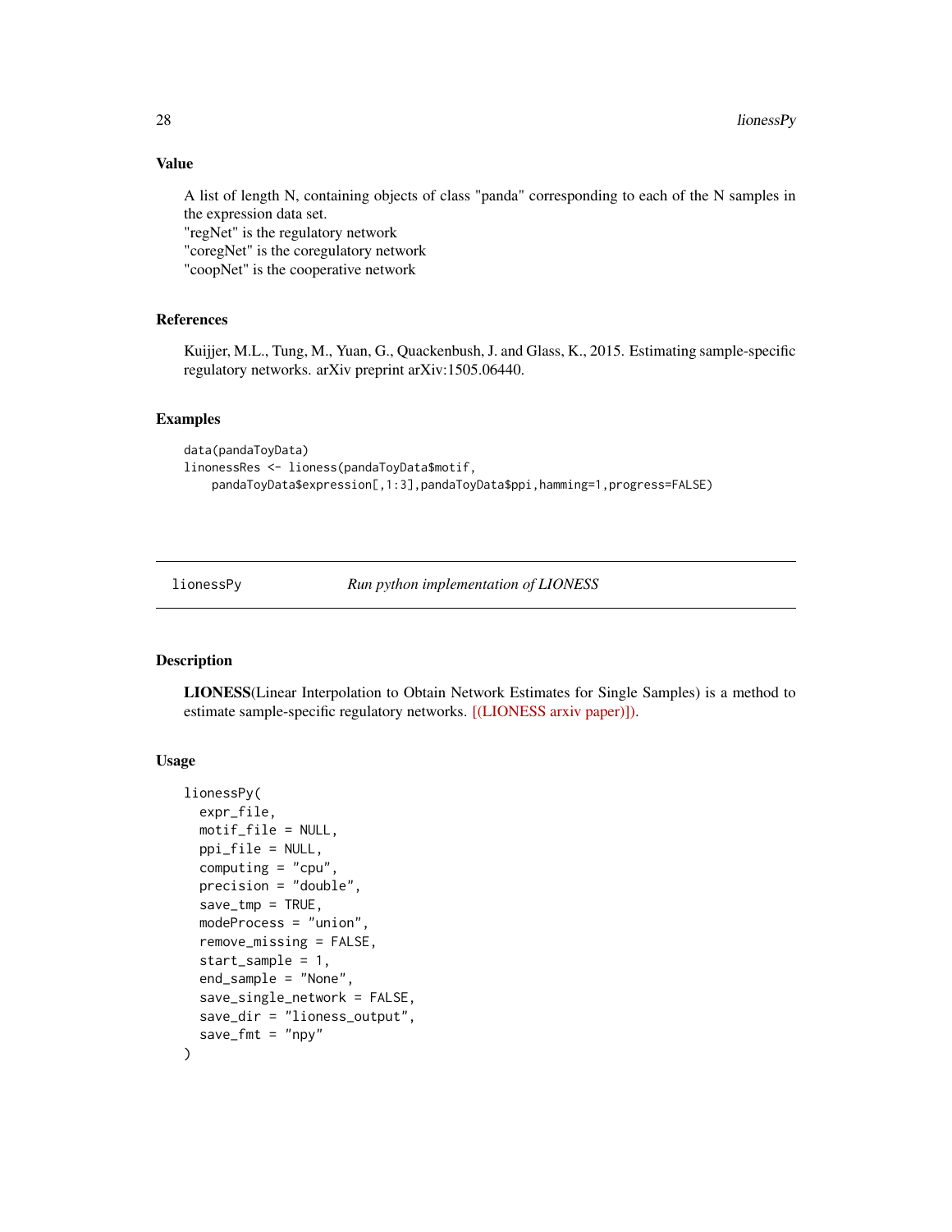### Value

A list of length N, containing objects of class "panda" corresponding to each of the N samples in the expression data set.
"regNet" is the regulatory network
"coregNet" is the coregulatory network
"coopNet" is the cooperative network

### References

Kuijjer, M.L., Tung, M., Yuan, G., Quackenbush, J. and Glass, K., 2015. Estimating sample-specific regulatory networks. arXiv preprint arXiv:1505.06440.

### Examples

```
data(pandaToyData)
linonessRes <- lioness(pandaToyData$motif,
    pandaToyData$expression[,1:3],pandaToyData$ppi,hamming=1,progress=FALSE)
```

---

## lionessPy — *Run python implementation of LIONESS*

### Description

**LIONESS**(Linear Interpolation to Obtain Network Estimates for Single Samples) is a method to estimate sample-specific regulatory networks. [(LIONESS arxiv paper)]).

### Usage

```
lionessPy(
  expr_file,
  motif_file = NULL,
  ppi_file = NULL,
  computing = "cpu",
  precision = "double",
  save_tmp = TRUE,
  modeProcess = "union",
  remove_missing = FALSE,
  start_sample = 1,
  end_sample = "None",
  save_single_network = FALSE,
  save_dir = "lioness_output",
  save_fmt = "npy"
)
```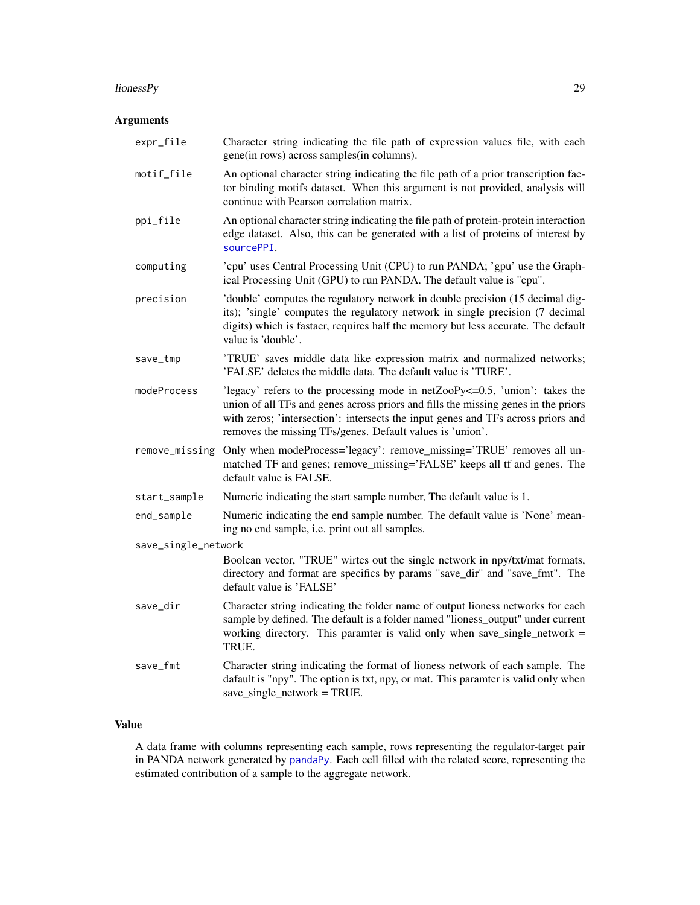## Arguments

| | |
|---|---|
| expr_file | Character string indicating the file path of expression values file, with each gene(in rows) across samples(in columns). |
| motif_file | An optional character string indicating the file path of a prior transcription factor binding motifs dataset. When this argument is not provided, analysis will continue with Pearson correlation matrix. |
| ppi_file | An optional character string indicating the file path of protein-protein interaction edge dataset. Also, this can be generated with a list of proteins of interest by sourcePPI. |
| computing | 'cpu' uses Central Processing Unit (CPU) to run PANDA; 'gpu' use the Graphical Processing Unit (GPU) to run PANDA. The default value is "cpu". |
| precision | 'double' computes the regulatory network in double precision (15 decimal digits); 'single' computes the regulatory network in single precision (7 decimal digits) which is fastaer, requires half the memory but less accurate. The default value is 'double'. |
| save_tmp | 'TRUE' saves middle data like expression matrix and normalized networks; 'FALSE' deletes the middle data. The default value is 'TURE'. |
| modeProcess | 'legacy' refers to the processing mode in netZooPy<=0.5, 'union': takes the union of all TFs and genes across priors and fills the missing genes in the priors with zeros; 'intersection': intersects the input genes and TFs across priors and removes the missing TFs/genes. Default values is 'union'. |
| remove_missing | Only when modeProcess='legacy': remove_missing='TRUE' removes all unmatched TF and genes; remove_missing='FALSE' keeps all tf and genes. The default value is FALSE. |
| start_sample | Numeric indicating the start sample number, The default value is 1. |
| end_sample | Numeric indicating the end sample number. The default value is 'None' meaning no end sample, i.e. print out all samples. |
| save_single_network | Boolean vector, "TRUE" wirtes out the single network in npy/txt/mat formats, directory and format are specifics by params "save_dir" and "save_fmt". The default value is 'FALSE' |
| save_dir | Character string indicating the folder name of output lioness networks for each sample by defined. The default is a folder named "lioness_output" under current working directory. This paramter is valid only when save_single_network = TRUE. |
| save_fmt | Character string indicating the format of lioness network of each sample. The dafault is "npy". The option is txt, npy, or mat. This paramter is valid only when save_single_network = TRUE. |

## Value

A data frame with columns representing each sample, rows representing the regulator-target pair in PANDA network generated by pandaPy. Each cell filled with the related score, representing the estimated contribution of a sample to the aggregate network.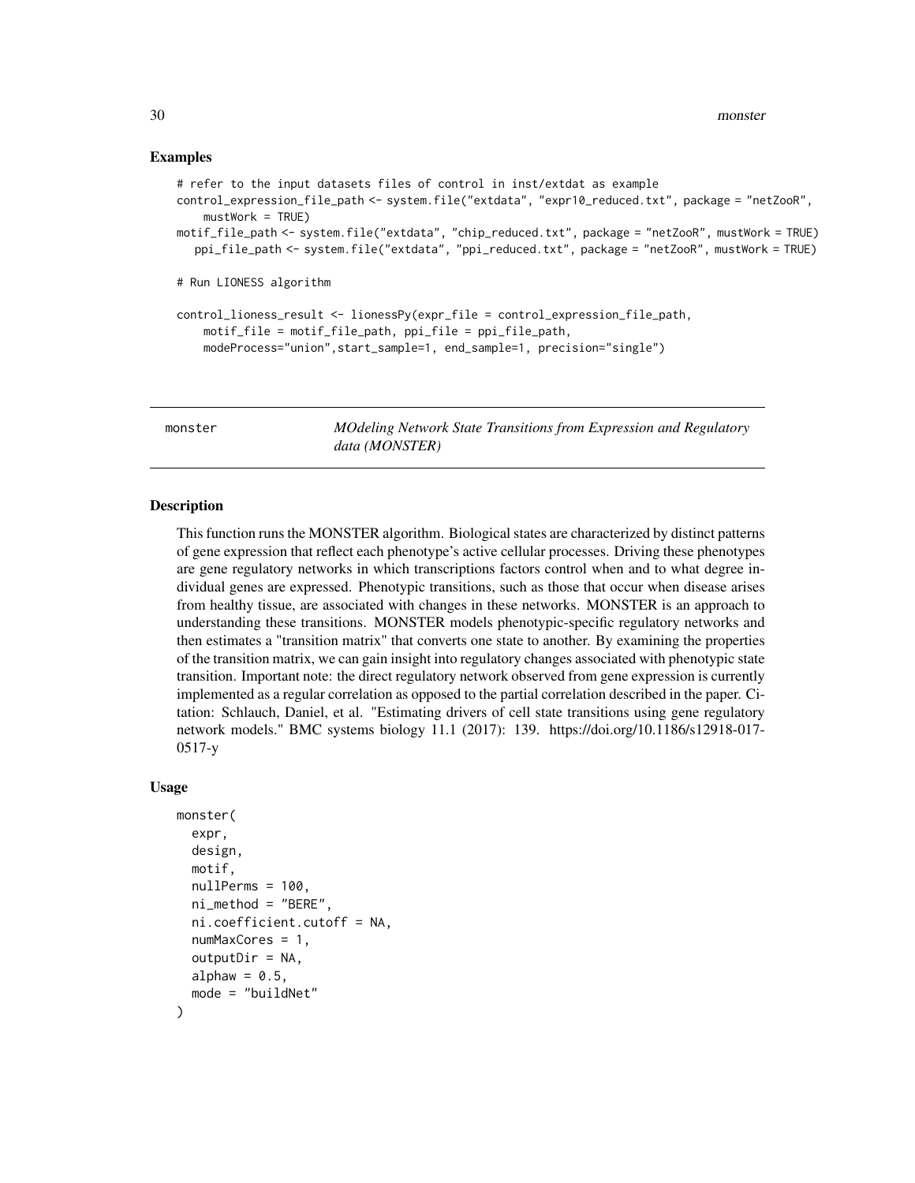## Examples

```
# refer to the input datasets files of control in inst/extdat as example
control_expression_file_path <- system.file("extdata", "expr10_reduced.txt", package = "netZooR",
    mustWork = TRUE)
motif_file_path <- system.file("extdata", "chip_reduced.txt", package = "netZooR", mustWork = TRUE)
   ppi_file_path <- system.file("extdata", "ppi_reduced.txt", package = "netZooR", mustWork = TRUE)

# Run LIONESS algorithm

control_lioness_result <- lionessPy(expr_file = control_expression_file_path,
    motif_file = motif_file_path, ppi_file = ppi_file_path,
    modeProcess="union",start_sample=1, end_sample=1, precision="single")
```

---

# monster — *MOdeling Network State Transitions from Expression and Regulatory data (MONSTER)*

---

## Description

This function runs the MONSTER algorithm. Biological states are characterized by distinct patterns of gene expression that reflect each phenotype's active cellular processes. Driving these phenotypes are gene regulatory networks in which transcriptions factors control when and to what degree individual genes are expressed. Phenotypic transitions, such as those that occur when disease arises from healthy tissue, are associated with changes in these networks. MONSTER is an approach to understanding these transitions. MONSTER models phenotypic-specific regulatory networks and then estimates a "transition matrix" that converts one state to another. By examining the properties of the transition matrix, we can gain insight into regulatory changes associated with phenotypic state transition. Important note: the direct regulatory network observed from gene expression is currently implemented as a regular correlation as opposed to the partial correlation described in the paper. Citation: Schlauch, Daniel, et al. "Estimating drivers of cell state transitions using gene regulatory network models." BMC systems biology 11.1 (2017): 139. https://doi.org/10.1186/s12918-017-0517-y

## Usage

```
monster(
  expr,
  design,
  motif,
  nullPerms = 100,
  ni_method = "BERE",
  ni.coefficient.cutoff = NA,
  numMaxCores = 1,
  outputDir = NA,
  alphaw = 0.5,
  mode = "buildNet"
)
```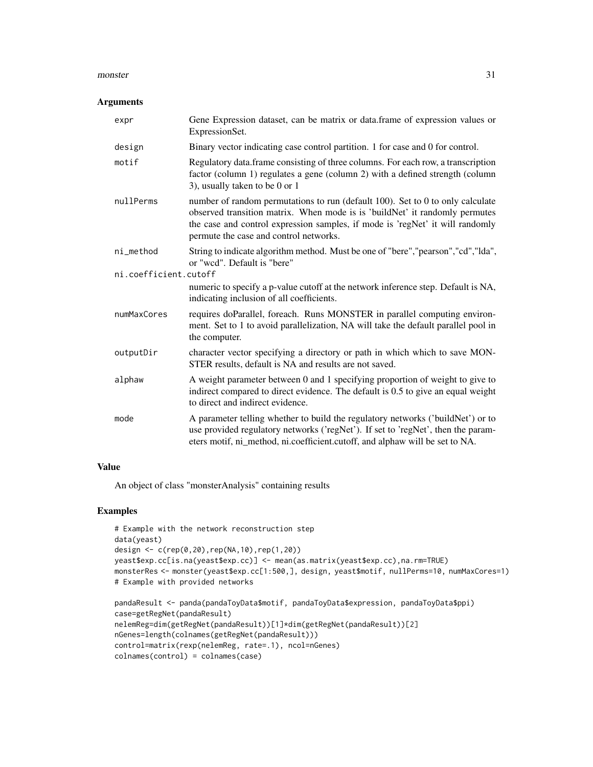### Arguments

| | |
|---|---|
| expr | Gene Expression dataset, can be matrix or data.frame of expression values or ExpressionSet. |
| design | Binary vector indicating case control partition. 1 for case and 0 for control. |
| motif | Regulatory data.frame consisting of three columns. For each row, a transcription factor (column 1) regulates a gene (column 2) with a defined strength (column 3), usually taken to be 0 or 1 |
| nullPerms | number of random permutations to run (default 100). Set to 0 to only calculate observed transition matrix. When mode is is 'buildNet' it randomly permutes the case and control expression samples, if mode is 'regNet' it will randomly permute the case and control networks. |
| ni_method | String to indicate algorithm method. Must be one of "bere","pearson","cd","lda", or "wcd". Default is "bere" |
| ni.coefficient.cutoff | numeric to specify a p-value cutoff at the network inference step. Default is NA, indicating inclusion of all coefficients. |
| numMaxCores | requires doParallel, foreach. Runs MONSTER in parallel computing environment. Set to 1 to avoid parallelization, NA will take the default parallel pool in the computer. |
| outputDir | character vector specifying a directory or path in which which to save MONSTER results, default is NA and results are not saved. |
| alphaw | A weight parameter between 0 and 1 specifying proportion of weight to give to indirect compared to direct evidence. The default is 0.5 to give an equal weight to direct and indirect evidence. |
| mode | A parameter telling whether to build the regulatory networks ('buildNet') or to use provided regulatory networks ('regNet'). If set to 'regNet', then the parameters motif, ni_method, ni.coefficient.cutoff, and alphaw will be set to NA. |

### Value

An object of class "monsterAnalysis" containing results

### Examples

```
# Example with the network reconstruction step
data(yeast)
design <- c(rep(0,20),rep(NA,10),rep(1,20))
yeast$exp.cc[is.na(yeast$exp.cc)] <- mean(as.matrix(yeast$exp.cc),na.rm=TRUE)
monsterRes <- monster(yeast$exp.cc[1:500,], design, yeast$motif, nullPerms=10, numMaxCores=1)
# Example with provided networks

pandaResult <- panda(pandaToyData$motif, pandaToyData$expression, pandaToyData$ppi)
case=getRegNet(pandaResult)
nelemReg=dim(getRegNet(pandaResult))[1]*dim(getRegNet(pandaResult))[2]
nGenes=length(colnames(getRegNet(pandaResult)))
control=matrix(rexp(nelemReg, rate=.1), ncol=nGenes)
colnames(control) = colnames(case)
```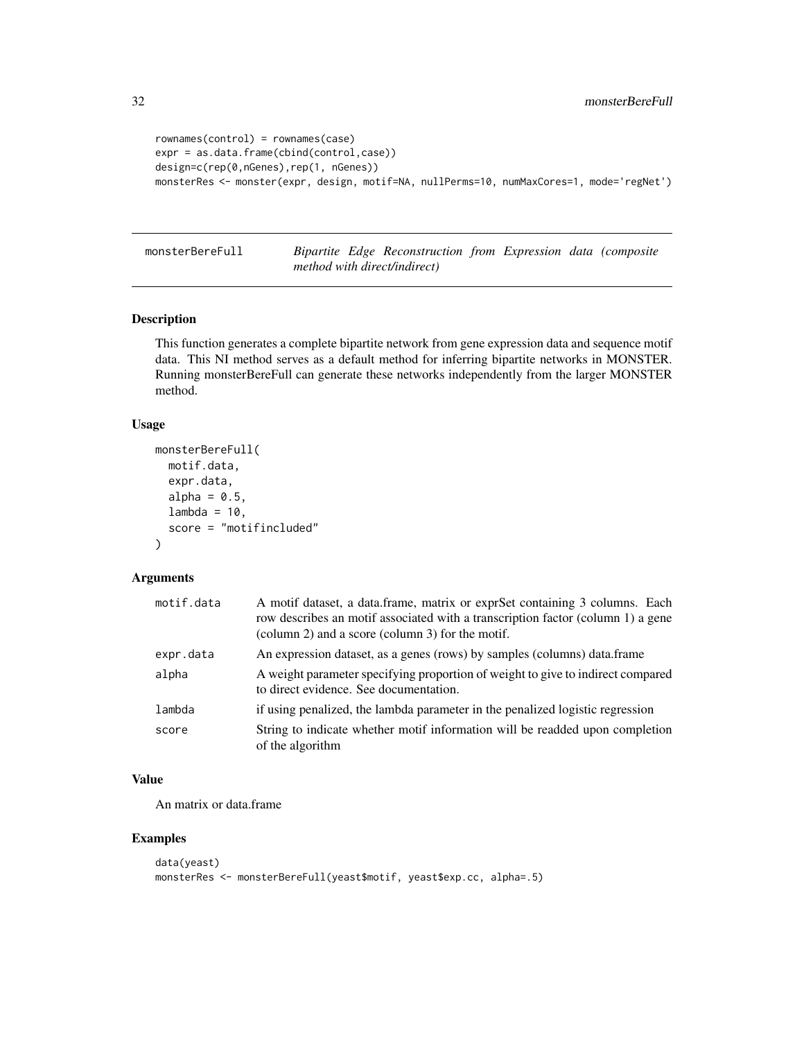```
rownames(control) = rownames(case)
expr = as.data.frame(cbind(control,case))
design=c(rep(0,nGenes),rep(1, nGenes))
monsterRes <- monster(expr, design, motif=NA, nullPerms=10, numMaxCores=1, mode='regNet')
```

## monsterBereFull — *Bipartite Edge Reconstruction from Expression data (composite method with direct/indirect)*

### Description

This function generates a complete bipartite network from gene expression data and sequence motif data. This NI method serves as a default method for inferring bipartite networks in MONSTER. Running monsterBereFull can generate these networks independently from the larger MONSTER method.

### Usage

```
monsterBereFull(
  motif.data,
  expr.data,
  alpha = 0.5,
  lambda = 10,
  score = "motifincluded"
)
```

### Arguments

| | |
|---|---|
| motif.data | A motif dataset, a data.frame, matrix or exprSet containing 3 columns. Each row describes an motif associated with a transcription factor (column 1) a gene (column 2) and a score (column 3) for the motif. |
| expr.data | An expression dataset, as a genes (rows) by samples (columns) data.frame |
| alpha | A weight parameter specifying proportion of weight to give to indirect compared to direct evidence. See documentation. |
| lambda | if using penalized, the lambda parameter in the penalized logistic regression |
| score | String to indicate whether motif information will be readded upon completion of the algorithm |

### Value

An matrix or data.frame

### Examples

```
data(yeast)
monsterRes <- monsterBereFull(yeast$motif, yeast$exp.cc, alpha=.5)
```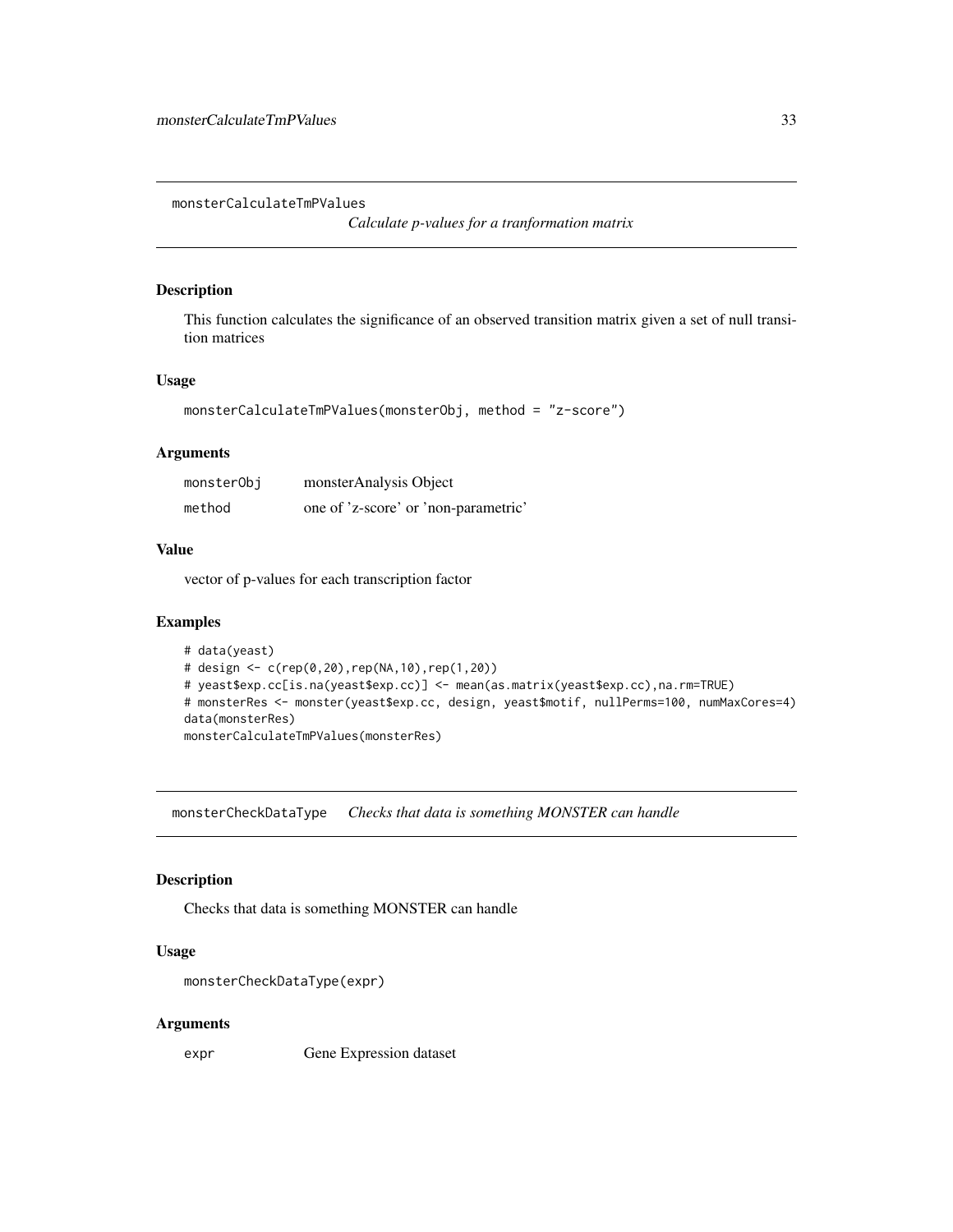## monsterCalculateTmPValues

*Calculate p-values for a tranformation matrix*

### Description

This function calculates the significance of an observed transition matrix given a set of null transition matrices

### Usage

```
monsterCalculateTmPValues(monsterObj, method = "z-score")
```

### Arguments

| | |
|---|---|
| monsterObj | monsterAnalysis Object |
| method | one of 'z-score' or 'non-parametric' |

### Value

vector of p-values for each transcription factor

### Examples

```
# data(yeast)
# design <- c(rep(0,20),rep(NA,10),rep(1,20))
# yeast$exp.cc[is.na(yeast$exp.cc)] <- mean(as.matrix(yeast$exp.cc),na.rm=TRUE)
# monsterRes <- monster(yeast$exp.cc, design, yeast$motif, nullPerms=100, numMaxCores=4)
data(monsterRes)
monsterCalculateTmPValues(monsterRes)
```

## monsterCheckDataType

*Checks that data is something MONSTER can handle*

### Description

Checks that data is something MONSTER can handle

### Usage

```
monsterCheckDataType(expr)
```

### Arguments

| | |
|---|---|
| expr | Gene Expression dataset |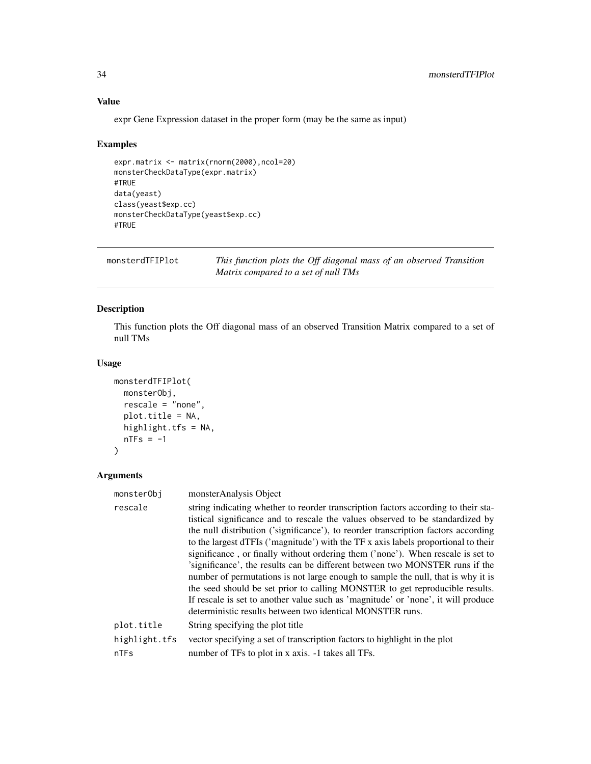### Value

expr Gene Expression dataset in the proper form (may be the same as input)

### Examples

```
expr.matrix <- matrix(rnorm(2000),ncol=20)
monsterCheckDataType(expr.matrix)
#TRUE
data(yeast)
class(yeast$exp.cc)
monsterCheckDataType(yeast$exp.cc)
#TRUE
```

---

## monsterdTFIPlot — *This function plots the Off diagonal mass of an observed Transition Matrix compared to a set of null TMs*

---

### Description

This function plots the Off diagonal mass of an observed Transition Matrix compared to a set of null TMs

### Usage

```
monsterdTFIPlot(
  monsterObj,
  rescale = "none",
  plot.title = NA,
  highlight.tfs = NA,
  nTFs = -1
)
```

### Arguments

| | |
|---|---|
| `monsterObj` | monsterAnalysis Object |
| `rescale` | string indicating whether to reorder transcription factors according to their statistical significance and to rescale the values observed to be standardized by the null distribution ('significance'), to reorder transcription factors according to the largest dTFIs ('magnitude') with the TF x axis labels proportional to their significance , or finally without ordering them ('none'). When rescale is set to 'significance', the results can be different between two MONSTER runs if the number of permutations is not large enough to sample the null, that is why it is the seed should be set prior to calling MONSTER to get reproducible results. If rescale is set to another value such as 'magnitude' or 'none', it will produce deterministic results between two identical MONSTER runs. |
| `plot.title` | String specifying the plot title |
| `highlight.tfs` | vector specifying a set of transcription factors to highlight in the plot |
| `nTFs` | number of TFs to plot in x axis. -1 takes all TFs. |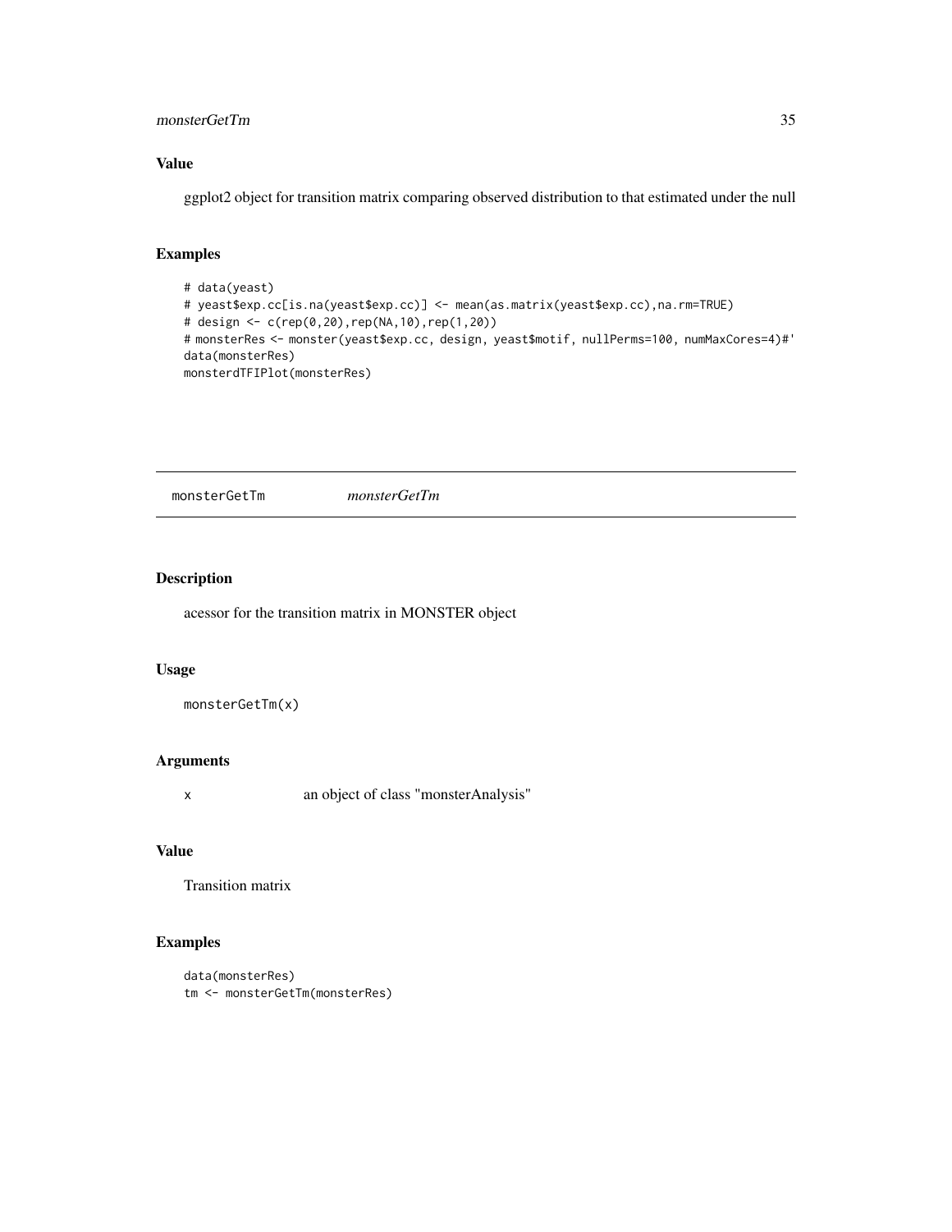### Value

ggplot2 object for transition matrix comparing observed distribution to that estimated under the null

### Examples

```
# data(yeast)
# yeast$exp.cc[is.na(yeast$exp.cc)] <- mean(as.matrix(yeast$exp.cc),na.rm=TRUE)
# design <- c(rep(0,20),rep(NA,10),rep(1,20))
# monsterRes <- monster(yeast$exp.cc, design, yeast$motif, nullPerms=100, numMaxCores=4)#'
data(monsterRes)
monsterdTFIPlot(monsterRes)
```

---

## monsterGetTm *monsterGetTm*

### Description

acessor for the transition matrix in MONSTER object

### Usage

```
monsterGetTm(x)
```

### Arguments

| | |
|---|---|
| x | an object of class "monsterAnalysis" |

### Value

Transition matrix

### Examples

```
data(monsterRes)
tm <- monsterGetTm(monsterRes)
```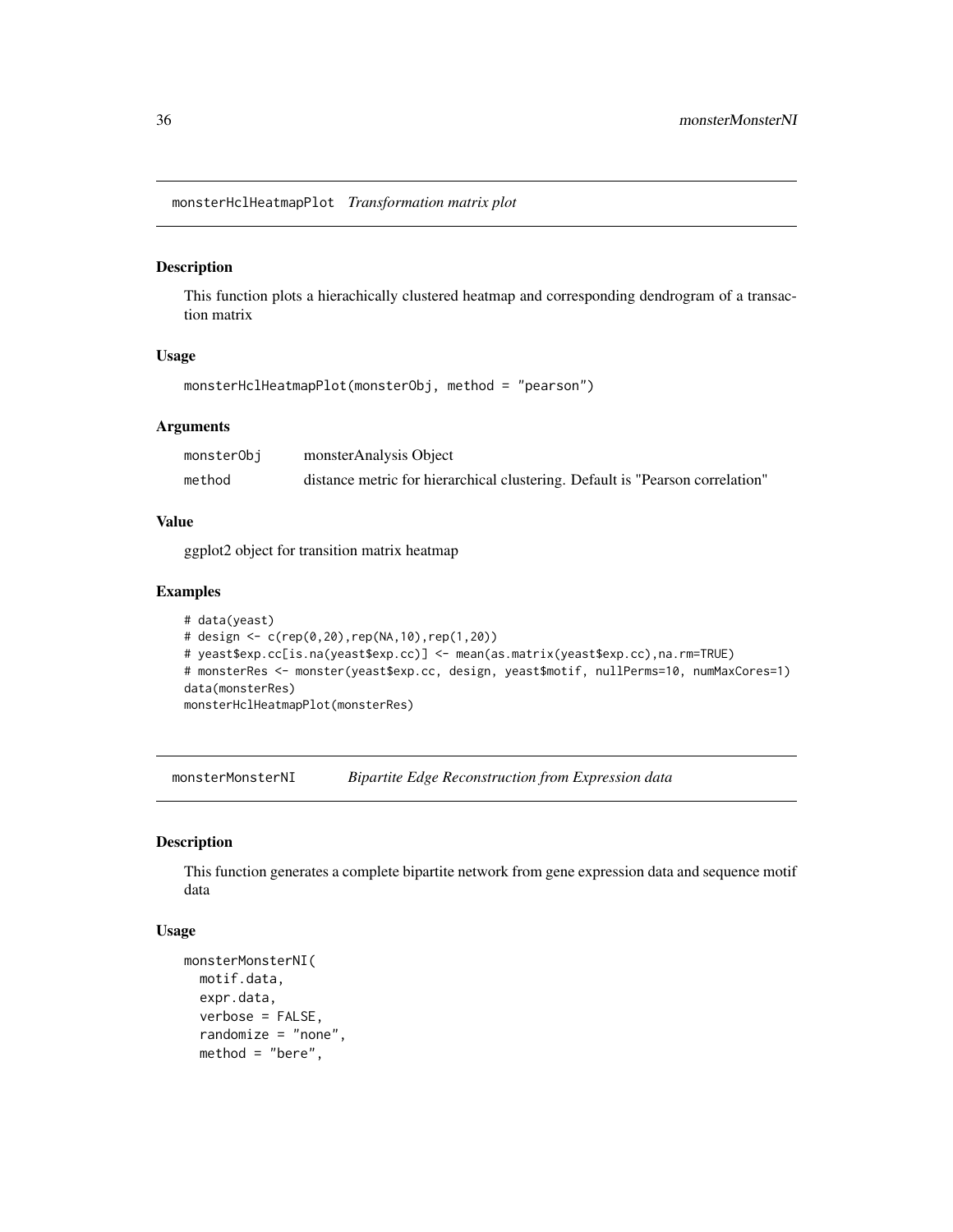## monsterHclHeatmapPlot *Transformation matrix plot*

### Description

This function plots a hierachically clustered heatmap and corresponding dendrogram of a transaction matrix

### Usage

```
monsterHclHeatmapPlot(monsterObj, method = "pearson")
```

### Arguments

| | |
|---|---|
| monsterObj | monsterAnalysis Object |
| method | distance metric for hierarchical clustering. Default is "Pearson correlation" |

### Value

ggplot2 object for transition matrix heatmap

### Examples

```
# data(yeast)
# design <- c(rep(0,20),rep(NA,10),rep(1,20))
# yeast$exp.cc[is.na(yeast$exp.cc)] <- mean(as.matrix(yeast$exp.cc),na.rm=TRUE)
# monsterRes <- monster(yeast$exp.cc, design, yeast$motif, nullPerms=10, numMaxCores=1)
data(monsterRes)
monsterHclHeatmapPlot(monsterRes)
```

## monsterMonsterNI *Bipartite Edge Reconstruction from Expression data*

### Description

This function generates a complete bipartite network from gene expression data and sequence motif data

### Usage

```
monsterMonsterNI(
  motif.data,
  expr.data,
  verbose = FALSE,
  randomize = "none",
  method = "bere",
```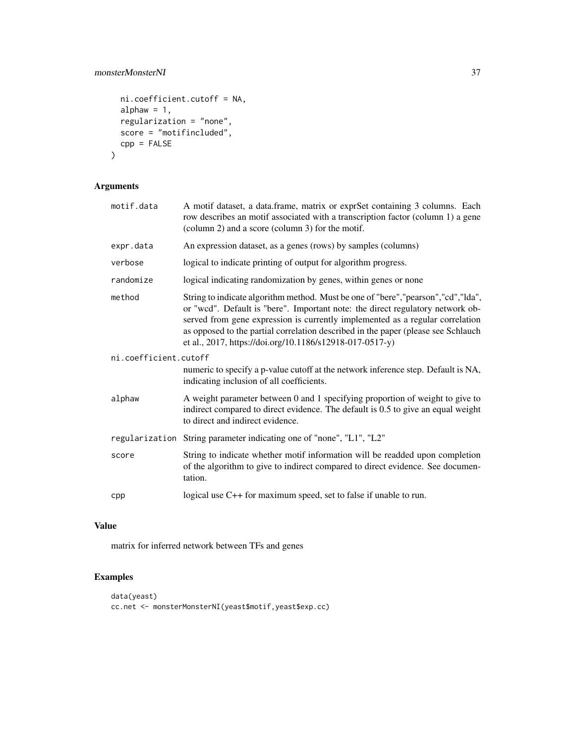```
  ni.coefficient.cutoff = NA,
  alphaw = 1,
  regularization = "none",
  score = "motifincluded",
  cpp = FALSE
)
```

## Arguments

| | |
|---|---|
| motif.data | A motif dataset, a data.frame, matrix or exprSet containing 3 columns. Each row describes an motif associated with a transcription factor (column 1) a gene (column 2) and a score (column 3) for the motif. |
| expr.data | An expression dataset, as a genes (rows) by samples (columns) |
| verbose | logical to indicate printing of output for algorithm progress. |
| randomize | logical indicating randomization by genes, within genes or none |
| method | String to indicate algorithm method. Must be one of "bere","pearson","cd","lda", or "wcd". Default is "bere". Important note: the direct regulatory network observed from gene expression is currently implemented as a regular correlation as opposed to the partial correlation described in the paper (please see Schlauch et al., 2017, https://doi.org/10.1186/s12918-017-0517-y) |
| ni.coefficient.cutoff | numeric to specify a p-value cutoff at the network inference step. Default is NA, indicating inclusion of all coefficients. |
| alphaw | A weight parameter between 0 and 1 specifying proportion of weight to give to indirect compared to direct evidence. The default is 0.5 to give an equal weight to direct and indirect evidence. |
| regularization | String parameter indicating one of "none", "L1", "L2" |
| score | String to indicate whether motif information will be readded upon completion of the algorithm to give to indirect compared to direct evidence. See documentation. |
| cpp | logical use C++ for maximum speed, set to false if unable to run. |

## Value

matrix for inferred network between TFs and genes

## Examples

```
data(yeast)
cc.net <- monsterMonsterNI(yeast$motif,yeast$exp.cc)
```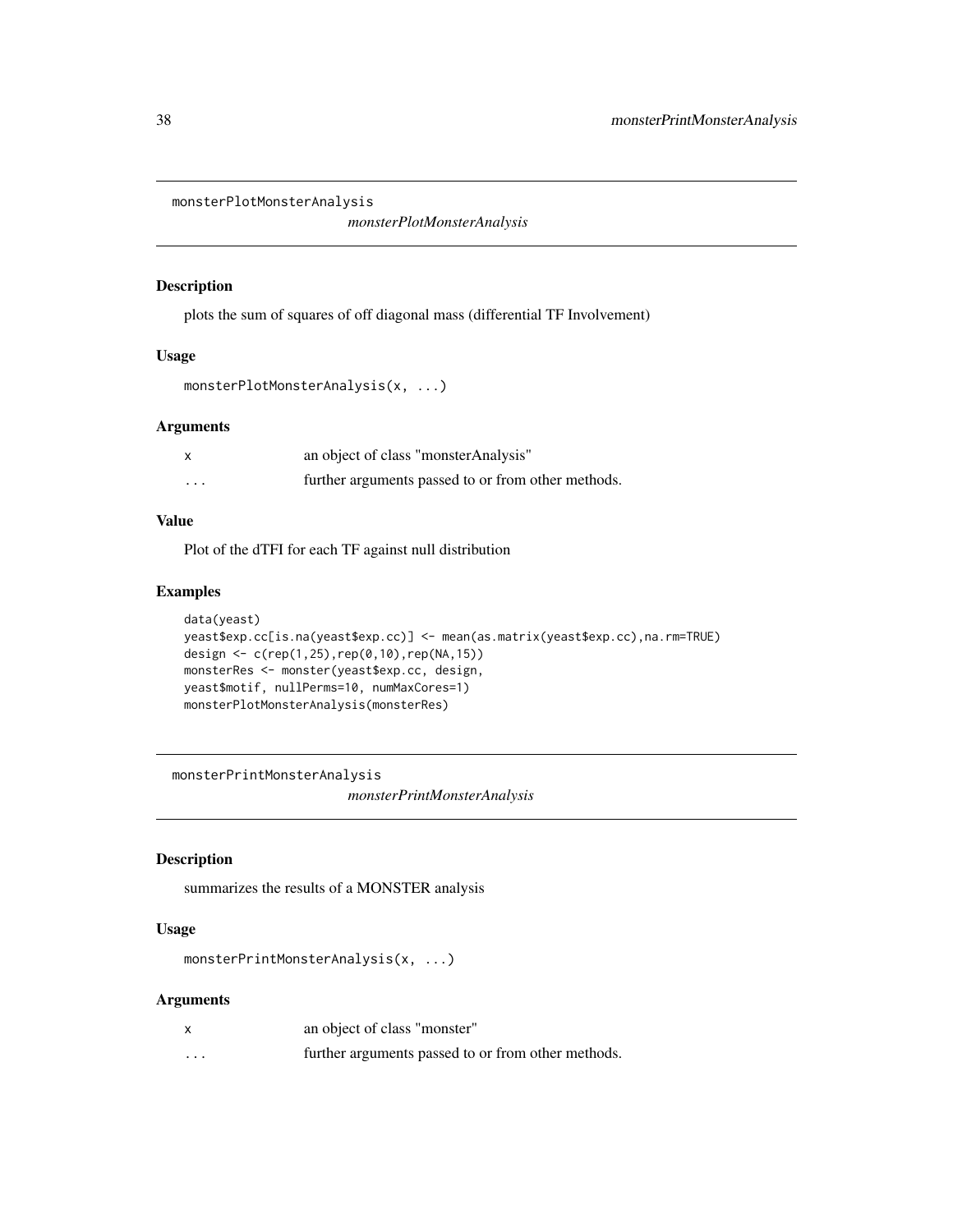## monsterPlotMonsterAnalysis

*monsterPlotMonsterAnalysis*

### Description

plots the sum of squares of off diagonal mass (differential TF Involvement)

### Usage

```
monsterPlotMonsterAnalysis(x, ...)
```

### Arguments

| | |
|---|---|
| x | an object of class "monsterAnalysis" |
| ... | further arguments passed to or from other methods. |

### Value

Plot of the dTFI for each TF against null distribution

### Examples

```
data(yeast)
yeast$exp.cc[is.na(yeast$exp.cc)] <- mean(as.matrix(yeast$exp.cc),na.rm=TRUE)
design <- c(rep(1,25),rep(0,10),rep(NA,15))
monsterRes <- monster(yeast$exp.cc, design,
yeast$motif, nullPerms=10, numMaxCores=1)
monsterPlotMonsterAnalysis(monsterRes)
```

## monsterPrintMonsterAnalysis

*monsterPrintMonsterAnalysis*

### Description

summarizes the results of a MONSTER analysis

### Usage

```
monsterPrintMonsterAnalysis(x, ...)
```

### Arguments

| | |
|---|---|
| x | an object of class "monster" |
| ... | further arguments passed to or from other methods. |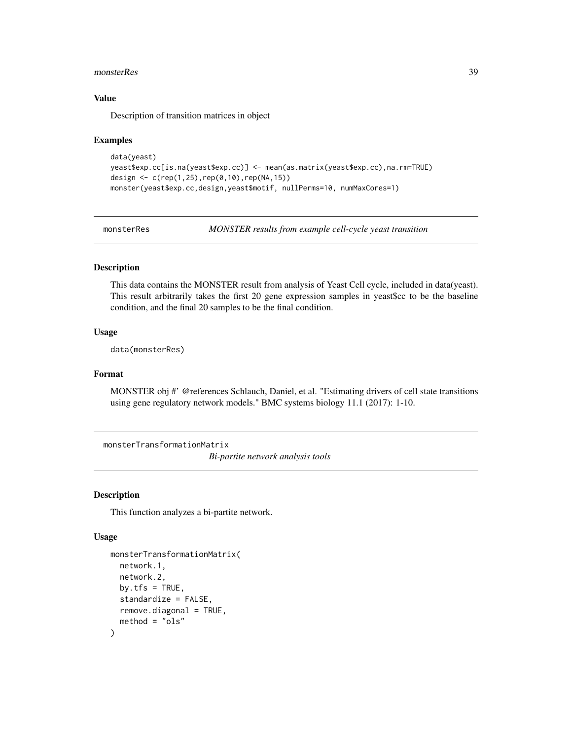### Value

Description of transition matrices in object

### Examples

```
data(yeast)
yeast$exp.cc[is.na(yeast$exp.cc)] <- mean(as.matrix(yeast$exp.cc),na.rm=TRUE)
design <- c(rep(1,25),rep(0,10),rep(NA,15))
monster(yeast$exp.cc,design,yeast$motif, nullPerms=10, numMaxCores=1)
```

## monsterRes — *MONSTER results from example cell-cycle yeast transition*

### Description

This data contains the MONSTER result from analysis of Yeast Cell cycle, included in data(yeast). This result arbitrarily takes the first 20 gene expression samples in yeast$cc to be the baseline condition, and the final 20 samples to be the final condition.

### Usage

```
data(monsterRes)
```

### Format

MONSTER obj #' @references Schlauch, Daniel, et al. "Estimating drivers of cell state transitions using gene regulatory network models." BMC systems biology 11.1 (2017): 1-10.

## monsterTransformationMatrix — *Bi-partite network analysis tools*

### Description

This function analyzes a bi-partite network.

### Usage

```
monsterTransformationMatrix(
  network.1,
  network.2,
  by.tfs = TRUE,
  standardize = FALSE,
  remove.diagonal = TRUE,
  method = "ols"
)
```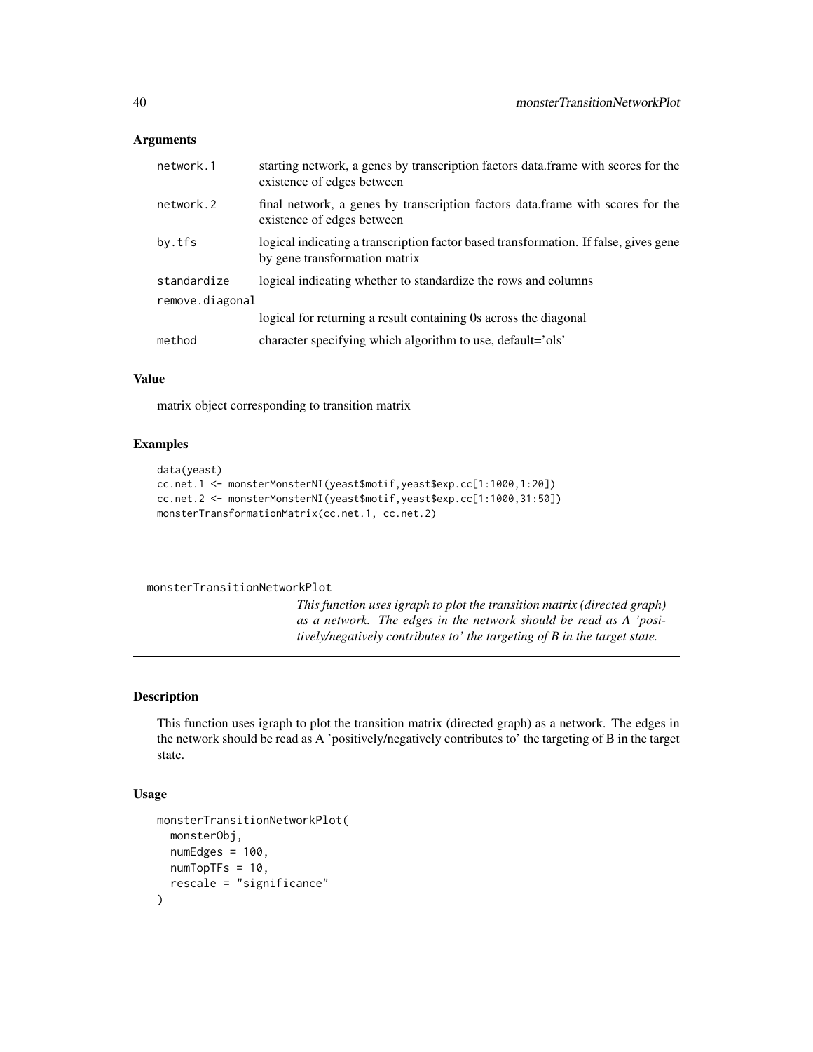### Arguments

| | |
|---|---|
| network.1 | starting network, a genes by transcription factors data.frame with scores for the existence of edges between |
| network.2 | final network, a genes by transcription factors data.frame with scores for the existence of edges between |
| by.tfs | logical indicating a transcription factor based transformation. If false, gives gene by gene transformation matrix |
| standardize | logical indicating whether to standardize the rows and columns |
| remove.diagonal | logical for returning a result containing 0s across the diagonal |
| method | character specifying which algorithm to use, default='ols' |

### Value

matrix object corresponding to transition matrix

### Examples

```
data(yeast)
cc.net.1 <- monsterMonsterNI(yeast$motif,yeast$exp.cc[1:1000,1:20])
cc.net.2 <- monsterMonsterNI(yeast$motif,yeast$exp.cc[1:1000,31:50])
monsterTransformationMatrix(cc.net.1, cc.net.2)
```

---

## monsterTransitionNetworkPlot

*This function uses igraph to plot the transition matrix (directed graph) as a network. The edges in the network should be read as A 'positively/negatively contributes to' the targeting of B in the target state.*

---

### Description

This function uses igraph to plot the transition matrix (directed graph) as a network. The edges in the network should be read as A 'positively/negatively contributes to' the targeting of B in the target state.

### Usage

```
monsterTransitionNetworkPlot(
  monsterObj,
  numEdges = 100,
  numTopTFs = 10,
  rescale = "significance"
)
```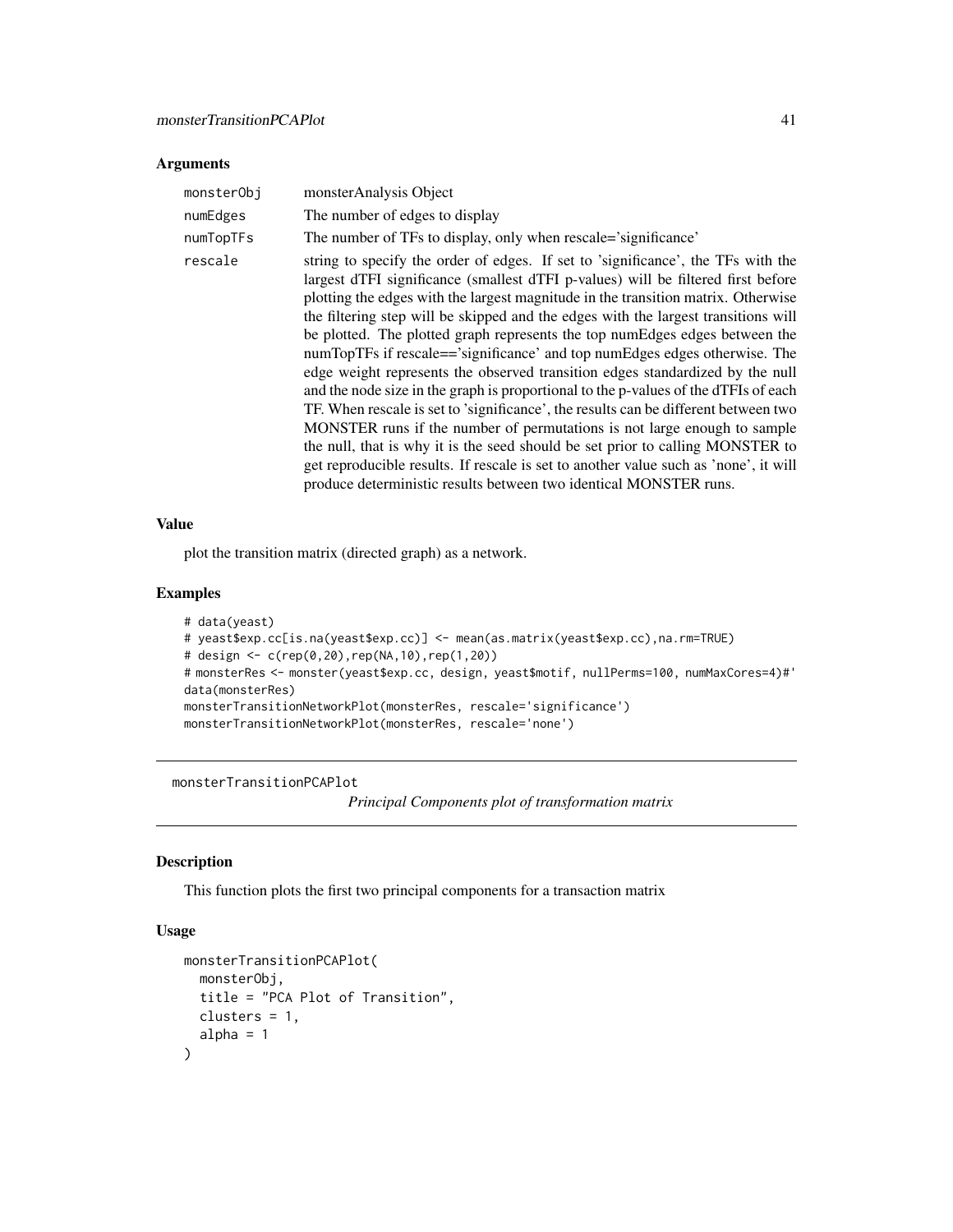### Arguments

| | |
|---|---|
| monsterObj | monsterAnalysis Object |
| numEdges | The number of edges to display |
| numTopTFs | The number of TFs to display, only when rescale='significance' |
| rescale | string to specify the order of edges. If set to 'significance', the TFs with the largest dTFI significance (smallest dTFI p-values) will be filtered first before plotting the edges with the largest magnitude in the transition matrix. Otherwise the filtering step will be skipped and the edges with the largest transitions will be plotted. The plotted graph represents the top numEdges edges between the numTopTFs if rescale=='significance' and top numEdges edges otherwise. The edge weight represents the observed transition edges standardized by the null and the node size in the graph is proportional to the p-values of the dTFIs of each TF. When rescale is set to 'significance', the results can be different between two MONSTER runs if the number of permutations is not large enough to sample the null, that is why it is the seed should be set prior to calling MONSTER to get reproducible results. If rescale is set to another value such as 'none', it will produce deterministic results between two identical MONSTER runs. |

### Value

plot the transition matrix (directed graph) as a network.

### Examples

```
# data(yeast)
# yeast$exp.cc[is.na(yeast$exp.cc)] <- mean(as.matrix(yeast$exp.cc),na.rm=TRUE)
# design <- c(rep(0,20),rep(NA,10),rep(1,20))
# monsterRes <- monster(yeast$exp.cc, design, yeast$motif, nullPerms=100, numMaxCores=4)#'
data(monsterRes)
monsterTransitionNetworkPlot(monsterRes, rescale='significance')
monsterTransitionNetworkPlot(monsterRes, rescale='none')
```

---

## monsterTransitionPCAPlot

*Principal Components plot of transformation matrix*

### Description

This function plots the first two principal components for a transaction matrix

### Usage

```
monsterTransitionPCAPlot(
  monsterObj,
  title = "PCA Plot of Transition",
  clusters = 1,
  alpha = 1
)
```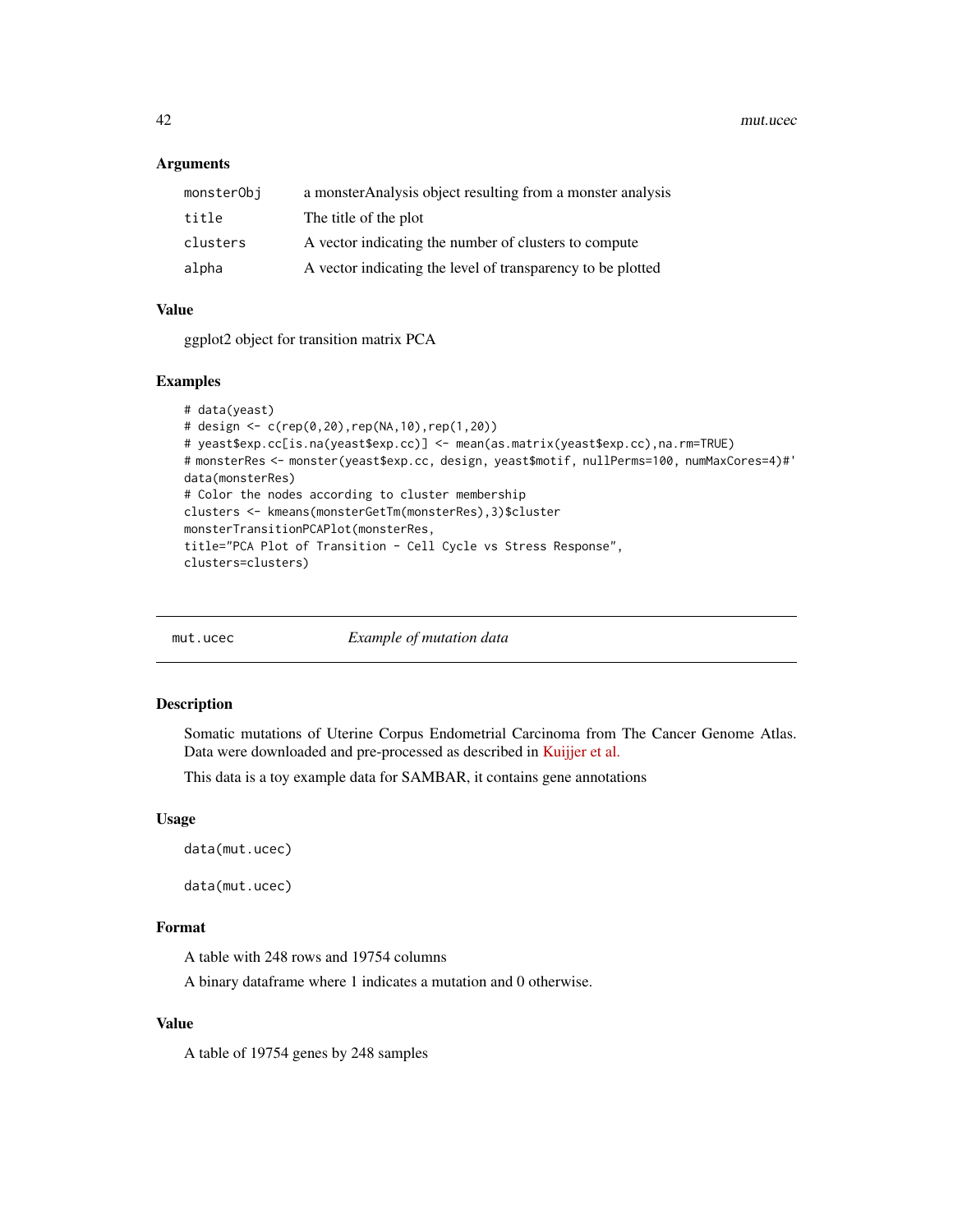## Arguments

| | |
|---|---|
| monsterObj | a monsterAnalysis object resulting from a monster analysis |
| title | The title of the plot |
| clusters | A vector indicating the number of clusters to compute |
| alpha | A vector indicating the level of transparency to be plotted |

## Value

ggplot2 object for transition matrix PCA

## Examples

```
# data(yeast)
# design <- c(rep(0,20),rep(NA,10),rep(1,20))
# yeast$exp.cc[is.na(yeast$exp.cc)] <- mean(as.matrix(yeast$exp.cc),na.rm=TRUE)
# monsterRes <- monster(yeast$exp.cc, design, yeast$motif, nullPerms=100, numMaxCores=4)#'
data(monsterRes)
# Color the nodes according to cluster membership
clusters <- kmeans(monsterGetTm(monsterRes),3)$cluster
monsterTransitionPCAPlot(monsterRes,
title="PCA Plot of Transition - Cell Cycle vs Stress Response",
clusters=clusters)
```

---

# mut.ucec — *Example of mutation data*

## Description

Somatic mutations of Uterine Corpus Endometrial Carcinoma from The Cancer Genome Atlas. Data were downloaded and pre-processed as described in Kuijjer et al.

This data is a toy example data for SAMBAR, it contains gene annotations

## Usage

```
data(mut.ucec)

data(mut.ucec)
```

## Format

A table with 248 rows and 19754 columns

A binary dataframe where 1 indicates a mutation and 0 otherwise.

## Value

A table of 19754 genes by 248 samples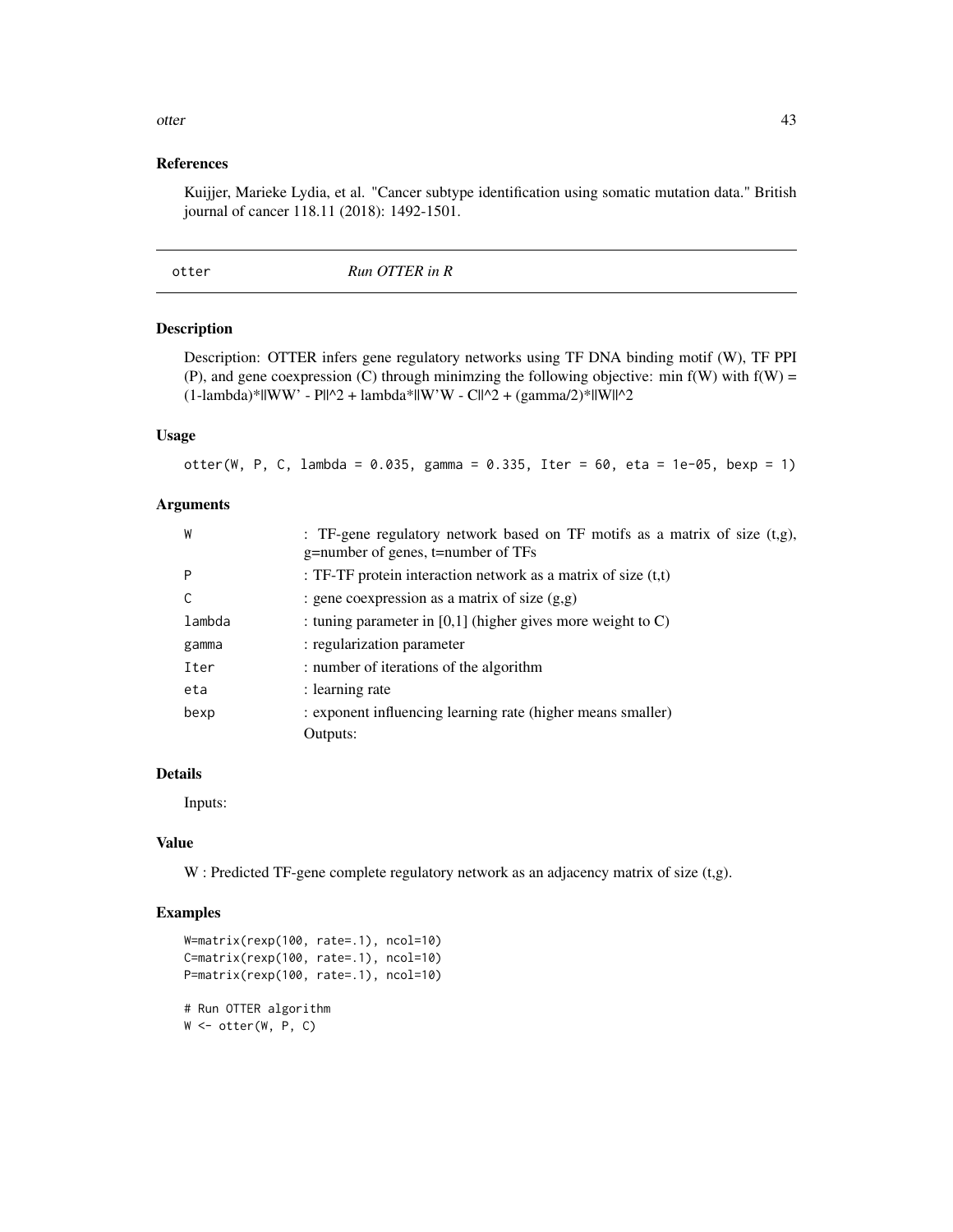## References

Kuijjer, Marieke Lydia, et al. "Cancer subtype identification using somatic mutation data." British journal of cancer 118.11 (2018): 1492-1501.

---

# otter *Run OTTER in R*

---

### Description

Description: OTTER infers gene regulatory networks using TF DNA binding motif (W), TF PPI (P), and gene coexpression (C) through minimzing the following objective: min f(W) with f(W) = (1-lambda)*||WW' - P||^2 + lambda*||W'W - C||^2 + (gamma/2)*||W||^2

### Usage

```
otter(W, P, C, lambda = 0.035, gamma = 0.335, Iter = 60, eta = 1e-05, bexp = 1)
```

### Arguments

| | |
|---|---|
| `W` | : TF-gene regulatory network based on TF motifs as a matrix of size (t,g), g=number of genes, t=number of TFs |
| `P` | : TF-TF protein interaction network as a matrix of size (t,t) |
| `C` | : gene coexpression as a matrix of size (g,g) |
| `lambda` | : tuning parameter in [0,1] (higher gives more weight to C) |
| `gamma` | : regularization parameter |
| `Iter` | : number of iterations of the algorithm |
| `eta` | : learning rate |
| `bexp` | : exponent influencing learning rate (higher means smaller) Outputs: |

### Details

Inputs:

### Value

W : Predicted TF-gene complete regulatory network as an adjacency matrix of size (t,g).

### Examples

```
W=matrix(rexp(100, rate=.1), ncol=10)
C=matrix(rexp(100, rate=.1), ncol=10)
P=matrix(rexp(100, rate=.1), ncol=10)

# Run OTTER algorithm
W <- otter(W, P, C)
```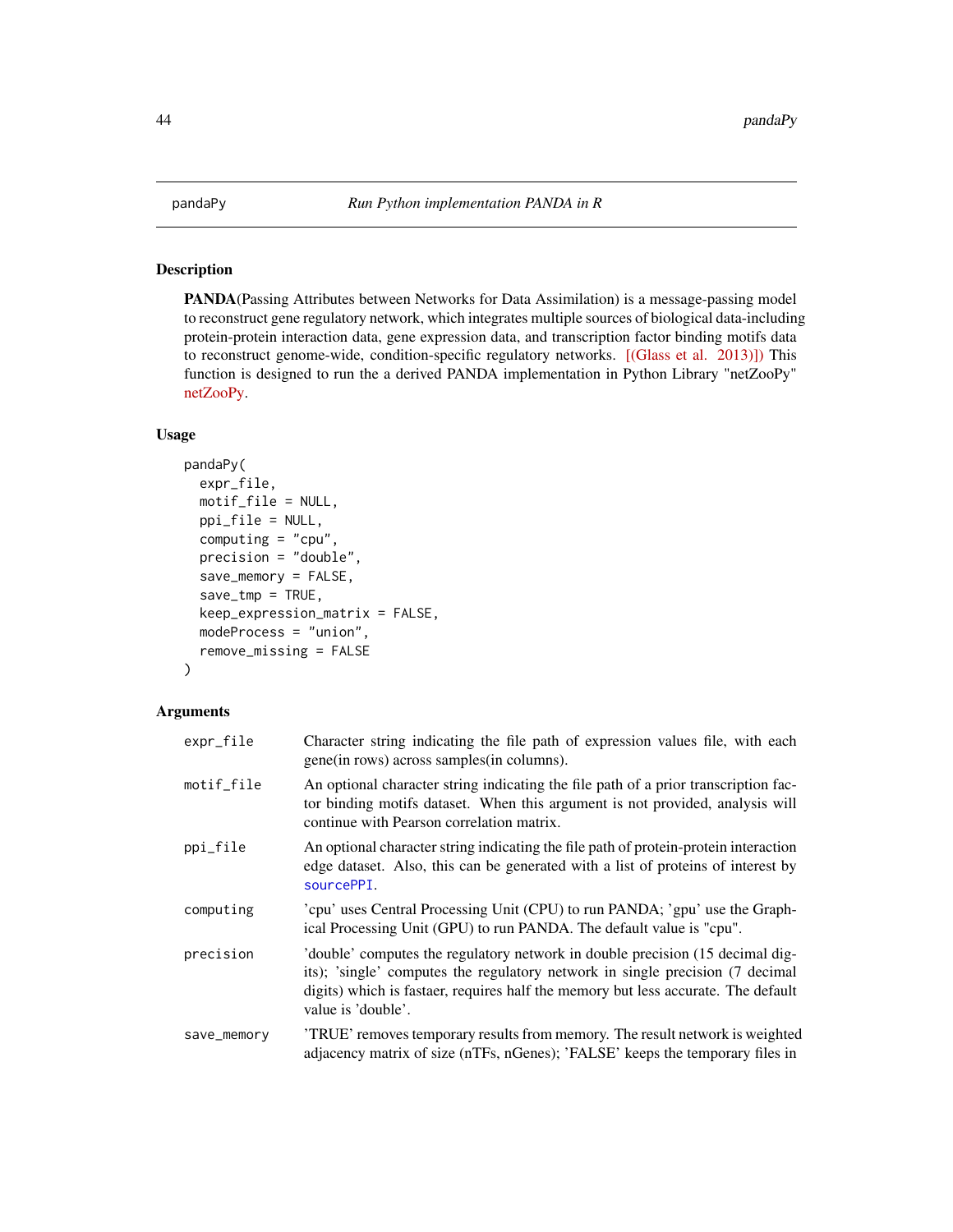pandaPy *Run Python implementation PANDA in R*

## Description

**PANDA**(Passing Attributes between Networks for Data Assimilation) is a message-passing model to reconstruct gene regulatory network, which integrates multiple sources of biological data-including protein-protein interaction data, gene expression data, and transcription factor binding motifs data to reconstruct genome-wide, condition-specific regulatory networks. [(Glass et al. 2013)]) This function is designed to run the a derived PANDA implementation in Python Library "netZooPy" netZooPy.

## Usage

```
pandaPy(
  expr_file,
  motif_file = NULL,
  ppi_file = NULL,
  computing = "cpu",
  precision = "double",
  save_memory = FALSE,
  save_tmp = TRUE,
  keep_expression_matrix = FALSE,
  modeProcess = "union",
  remove_missing = FALSE
)
```

## Arguments

| | |
|---|---|
| expr_file | Character string indicating the file path of expression values file, with each gene(in rows) across samples(in columns). |
| motif_file | An optional character string indicating the file path of a prior transcription factor binding motifs dataset. When this argument is not provided, analysis will continue with Pearson correlation matrix. |
| ppi_file | An optional character string indicating the file path of protein-protein interaction edge dataset. Also, this can be generated with a list of proteins of interest by sourcePPI. |
| computing | 'cpu' uses Central Processing Unit (CPU) to run PANDA; 'gpu' use the Graphical Processing Unit (GPU) to run PANDA. The default value is "cpu". |
| precision | 'double' computes the regulatory network in double precision (15 decimal digits); 'single' computes the regulatory network in single precision (7 decimal digits) which is fastaer, requires half the memory but less accurate. The default value is 'double'. |
| save_memory | 'TRUE' removes temporary results from memory. The result network is weighted adjacency matrix of size (nTFs, nGenes); 'FALSE' keeps the temporary files in |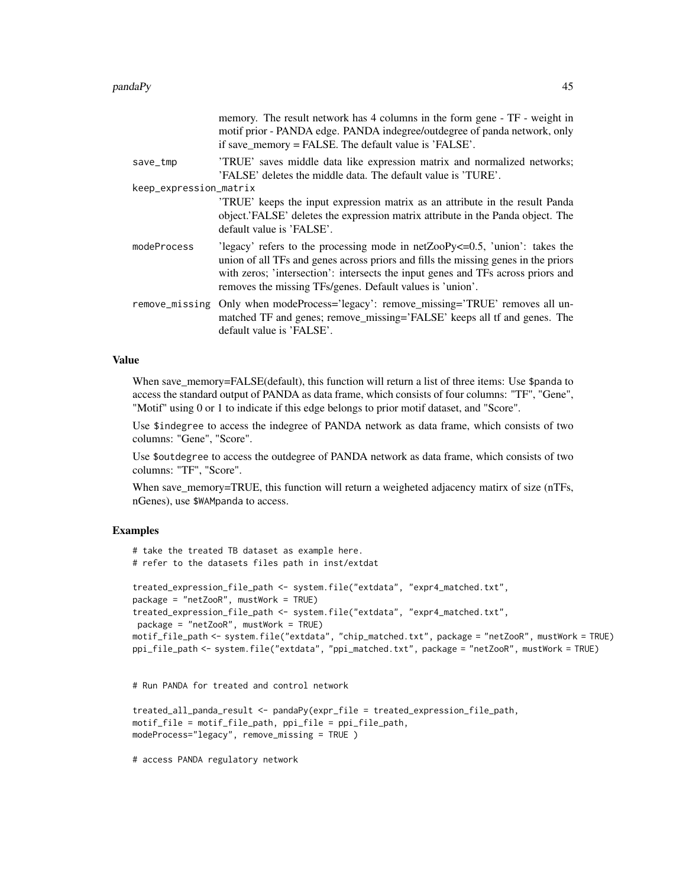memory. The result network has 4 columns in the form gene - TF - weight in motif prior - PANDA edge. PANDA indegree/outdegree of panda network, only if save_memory = FALSE. The default value is 'FALSE'.

save_tmp
: 'TRUE' saves middle data like expression matrix and normalized networks; 'FALSE' deletes the middle data. The default value is 'TURE'.

keep_expression_matrix
: 'TRUE' keeps the input expression matrix as an attribute in the result Panda object.'FALSE' deletes the expression matrix attribute in the Panda object. The default value is 'FALSE'.

modeProcess
: 'legacy' refers to the processing mode in netZooPy<=0.5, 'union': takes the union of all TFs and genes across priors and fills the missing genes in the priors with zeros; 'intersection': intersects the input genes and TFs across priors and removes the missing TFs/genes. Default values is 'union'.

remove_missing
: Only when modeProcess='legacy': remove_missing='TRUE' removes all unmatched TF and genes; remove_missing='FALSE' keeps all tf and genes. The default value is 'FALSE'.

## Value

When save_memory=FALSE(default), this function will return a list of three items: Use `$panda` to access the standard output of PANDA as data frame, which consists of four columns: "TF", "Gene", "Motif" using 0 or 1 to indicate if this edge belongs to prior motif dataset, and "Score".

Use `$indegree` to access the indegree of PANDA network as data frame, which consists of two columns: "Gene", "Score".

Use `$outdegree` to access the outdegree of PANDA network as data frame, which consists of two columns: "TF", "Score".

When save_memory=TRUE, this function will return a weigheted adjacency matirx of size (nTFs, nGenes), use `$WAMpanda` to access.

## Examples

```
# take the treated TB dataset as example here.
# refer to the datasets files path in inst/extdat

treated_expression_file_path <- system.file("extdata", "expr4_matched.txt",
package = "netZooR", mustWork = TRUE)
treated_expression_file_path <- system.file("extdata", "expr4_matched.txt",
 package = "netZooR", mustWork = TRUE)
motif_file_path <- system.file("extdata", "chip_matched.txt", package = "netZooR", mustWork = TRUE)
ppi_file_path <- system.file("extdata", "ppi_matched.txt", package = "netZooR", mustWork = TRUE)


# Run PANDA for treated and control network

treated_all_panda_result <- pandaPy(expr_file = treated_expression_file_path,
motif_file = motif_file_path, ppi_file = ppi_file_path,
modeProcess="legacy", remove_missing = TRUE )

# access PANDA regulatory network
```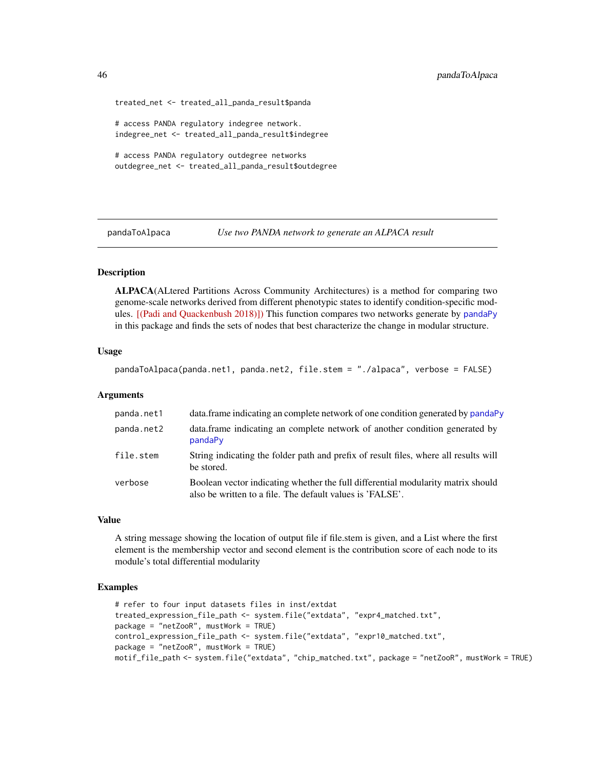```
treated_net <- treated_all_panda_result$panda

# access PANDA regulatory indegree network.
indegree_net <- treated_all_panda_result$indegree

# access PANDA regulatory outdegree networks
outdegree_net <- treated_all_panda_result$outdegree
```

---

## pandaToAlpaca — *Use two PANDA network to generate an ALPACA result*

### Description

**ALPACA**(ALtered Partitions Across Community Architectures) is a method for comparing two genome-scale networks derived from different phenotypic states to identify condition-specific modules. [(Padi and Quackenbush 2018)]) This function compares two networks generate by pandaPy in this package and finds the sets of nodes that best characterize the change in modular structure.

### Usage

```
pandaToAlpaca(panda.net1, panda.net2, file.stem = "./alpaca", verbose = FALSE)
```

### Arguments

| | |
|---|---|
| panda.net1 | data.frame indicating an complete network of one condition generated by pandaPy |
| panda.net2 | data.frame indicating an complete network of another condition generated by pandaPy |
| file.stem | String indicating the folder path and prefix of result files, where all results will be stored. |
| verbose | Boolean vector indicating whether the full differential modularity matrix should also be written to a file. The default values is 'FALSE'. |

### Value

A string message showing the location of output file if file.stem is given, and a List where the first element is the membership vector and second element is the contribution score of each node to its module's total differential modularity

### Examples

```
# refer to four input datasets files in inst/extdat
treated_expression_file_path <- system.file("extdata", "expr4_matched.txt",
package = "netZooR", mustWork = TRUE)
control_expression_file_path <- system.file("extdata", "expr10_matched.txt",
package = "netZooR", mustWork = TRUE)
motif_file_path <- system.file("extdata", "chip_matched.txt", package = "netZooR", mustWork = TRUE)
```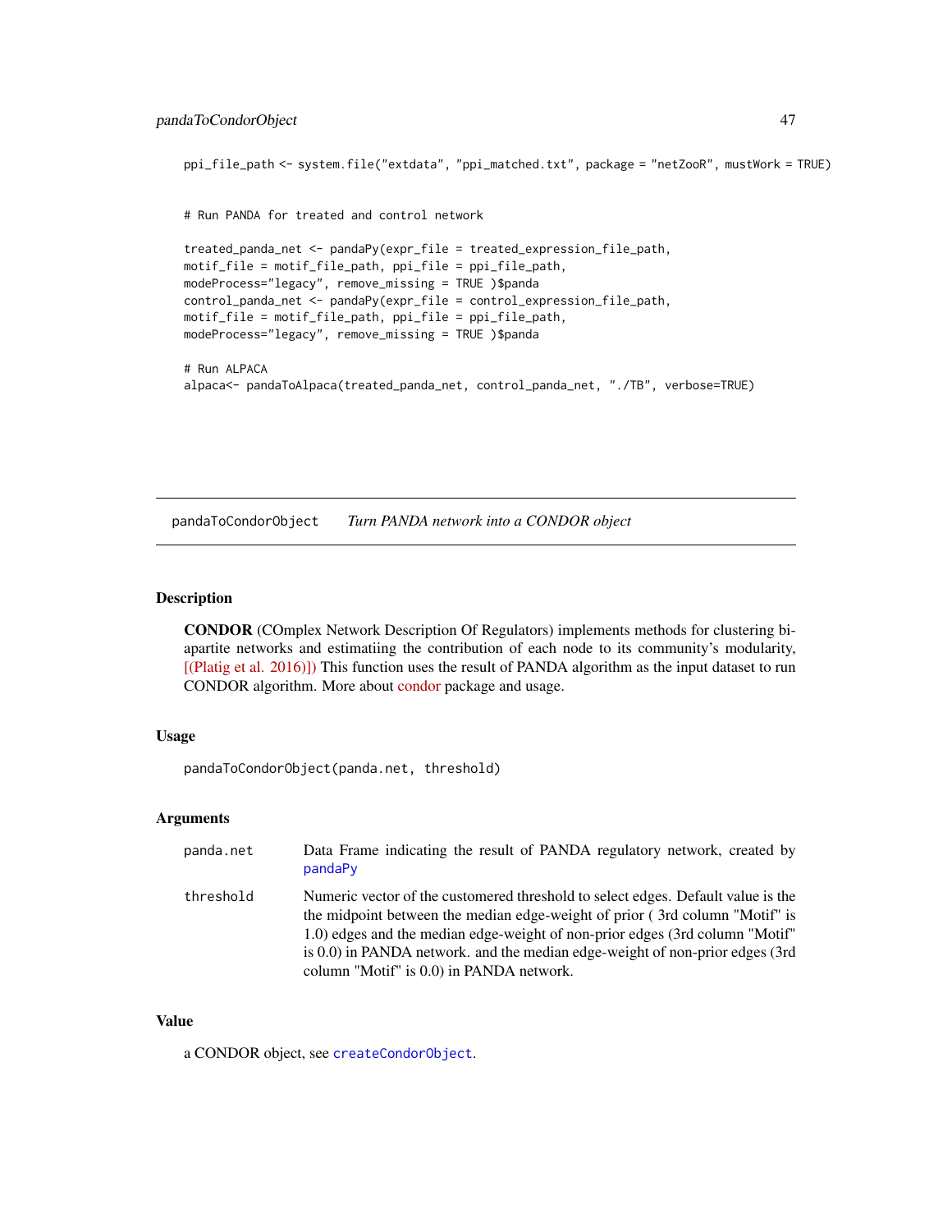```
ppi_file_path <- system.file("extdata", "ppi_matched.txt", package = "netZooR", mustWork = TRUE)


# Run PANDA for treated and control network

treated_panda_net <- pandaPy(expr_file = treated_expression_file_path,
motif_file = motif_file_path, ppi_file = ppi_file_path,
modeProcess="legacy", remove_missing = TRUE )$panda
control_panda_net <- pandaPy(expr_file = control_expression_file_path,
motif_file = motif_file_path, ppi_file = ppi_file_path,
modeProcess="legacy", remove_missing = TRUE )$panda

# Run ALPACA
alpaca<- pandaToAlpaca(treated_panda_net, control_panda_net, "./TB", verbose=TRUE)
```

---

## pandaToCondorObject *Turn PANDA network into a CONDOR object*

### Description

**CONDOR** (COmplex Network Description Of Regulators) implements methods for clustering biapartite networks and estimatiing the contribution of each node to its community's modularity, [(Platig et al. 2016)]) This function uses the result of PANDA algorithm as the input dataset to run CONDOR algorithm. More about condor package and usage.

### Usage

```
pandaToCondorObject(panda.net, threshold)
```

### Arguments

| | |
|---|---|
| `panda.net` | Data Frame indicating the result of PANDA regulatory network, created by `pandaPy` |
| `threshold` | Numeric vector of the customered threshold to select edges. Default value is the the midpoint between the median edge-weight of prior ( 3rd column "Motif" is 1.0) edges and the median edge-weight of non-prior edges (3rd column "Motif" is 0.0) in PANDA network. and the median edge-weight of non-prior edges (3rd column "Motif" is 0.0) in PANDA network. |

### Value

a CONDOR object, see `createCondorObject`.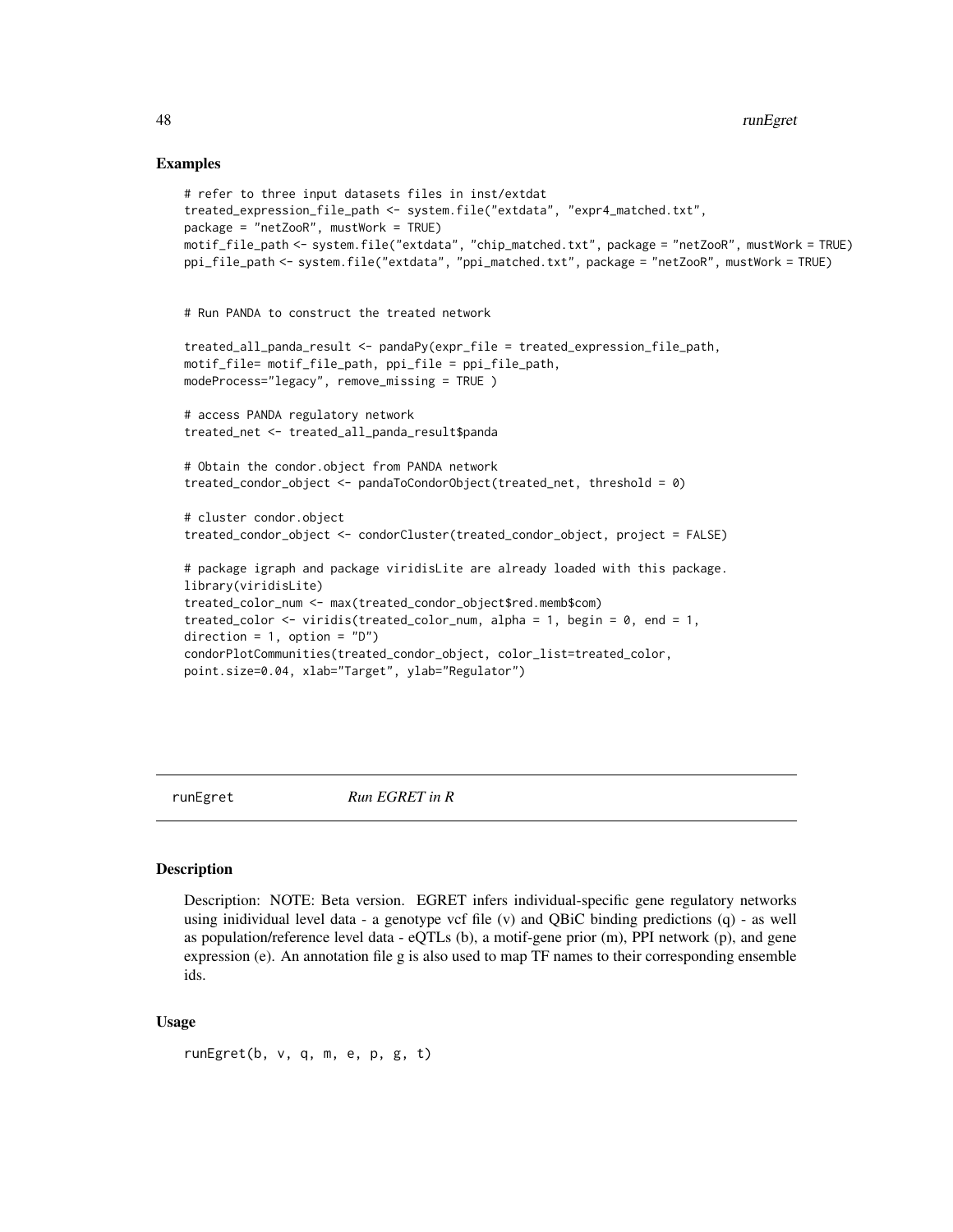## Examples

```
# refer to three input datasets files in inst/extdat
treated_expression_file_path <- system.file("extdata", "expr4_matched.txt",
package = "netZooR", mustWork = TRUE)
motif_file_path <- system.file("extdata", "chip_matched.txt", package = "netZooR", mustWork = TRUE)
ppi_file_path <- system.file("extdata", "ppi_matched.txt", package = "netZooR", mustWork = TRUE)


# Run PANDA to construct the treated network

treated_all_panda_result <- pandaPy(expr_file = treated_expression_file_path,
motif_file= motif_file_path, ppi_file = ppi_file_path,
modeProcess="legacy", remove_missing = TRUE )

# access PANDA regulatory network
treated_net <- treated_all_panda_result$panda

# Obtain the condor.object from PANDA network
treated_condor_object <- pandaToCondorObject(treated_net, threshold = 0)

# cluster condor.object
treated_condor_object <- condorCluster(treated_condor_object, project = FALSE)

# package igraph and package viridisLite are already loaded with this package.
library(viridisLite)
treated_color_num <- max(treated_condor_object$red.memb$com)
treated_color <- viridis(treated_color_num, alpha = 1, begin = 0, end = 1,
direction = 1, option = "D")
condorPlotCommunities(treated_condor_object, color_list=treated_color,
point.size=0.04, xlab="Target", ylab="Regulator")
```

---

# runEgret *Run EGRET in R*

## Description

Description: NOTE: Beta version. EGRET infers individual-specific gene regulatory networks using inidividual level data - a genotype vcf file (v) and QBiC binding predictions (q) - as well as population/reference level data - eQTLs (b), a motif-gene prior (m), PPI network (p), and gene expression (e). An annotation file g is also used to map TF names to their corresponding ensemble ids.

## Usage

```
runEgret(b, v, q, m, e, p, g, t)
```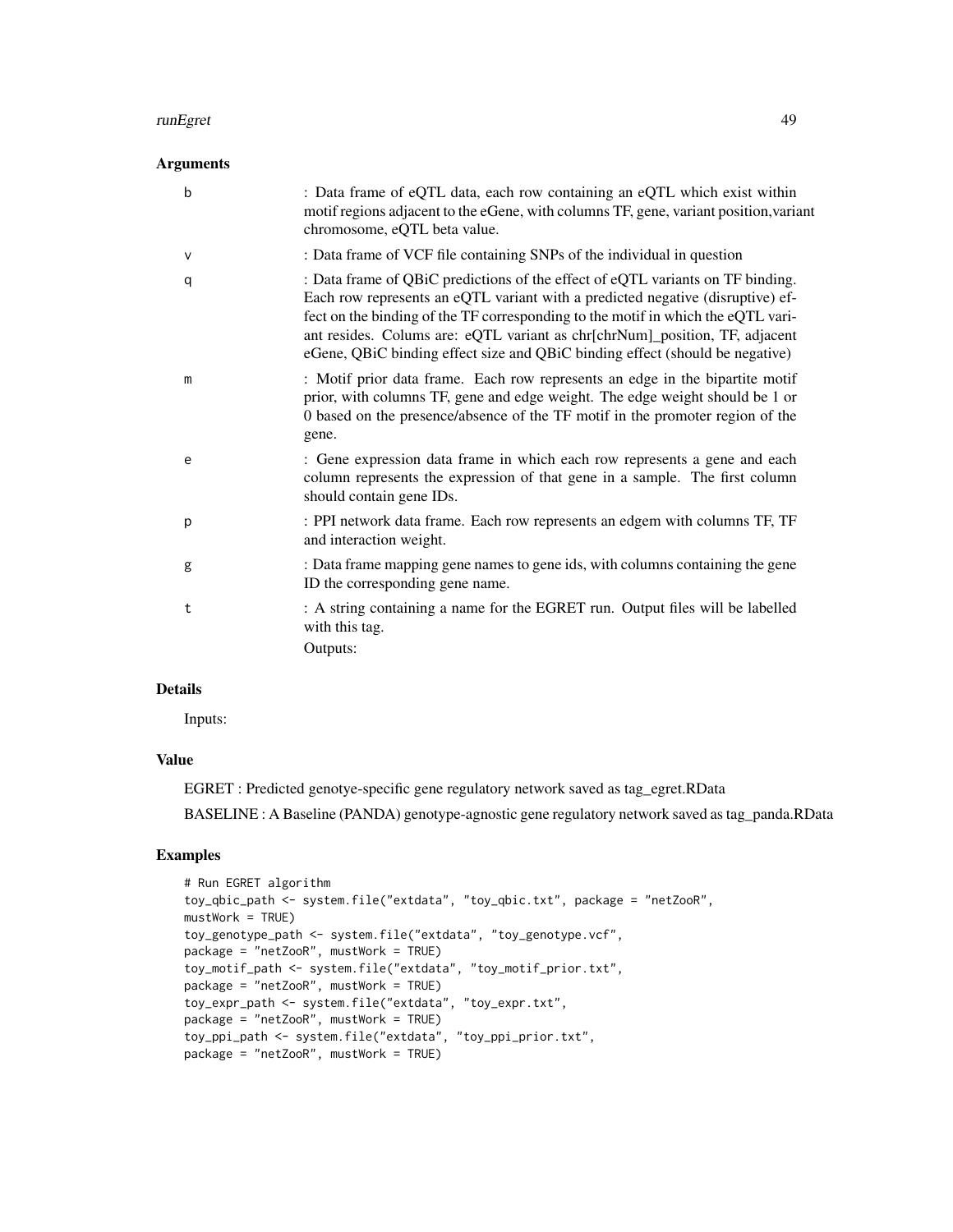### Arguments

| | |
|---|---|
| b | : Data frame of eQTL data, each row containing an eQTL which exist within motif regions adjacent to the eGene, with columns TF, gene, variant position,variant chromosome, eQTL beta value. |
| v | : Data frame of VCF file containing SNPs of the individual in question |
| q | : Data frame of QBiC predictions of the effect of eQTL variants on TF binding. Each row represents an eQTL variant with a predicted negative (disruptive) effect on the binding of the TF corresponding to the motif in which the eQTL variant resides. Colums are: eQTL variant as chr[chrNum]_position, TF, adjacent eGene, QBiC binding effect size and QBiC binding effect (should be negative) |
| m | : Motif prior data frame. Each row represents an edge in the bipartite motif prior, with columns TF, gene and edge weight. The edge weight should be 1 or 0 based on the presence/absence of the TF motif in the promoter region of the gene. |
| e | : Gene expression data frame in which each row represents a gene and each column represents the expression of that gene in a sample. The first column should contain gene IDs. |
| p | : PPI network data frame. Each row represents an edgem with columns TF, TF and interaction weight. |
| g | : Data frame mapping gene names to gene ids, with columns containing the gene ID the corresponding gene name. |
| t | : A string containing a name for the EGRET run. Output files will be labelled with this tag. Outputs: |

### Details

Inputs:

### Value

EGRET : Predicted genotye-specific gene regulatory network saved as tag_egret.RData

BASELINE : A Baseline (PANDA) genotype-agnostic gene regulatory network saved as tag_panda.RData

### Examples

```
# Run EGRET algorithm
toy_qbic_path <- system.file("extdata", "toy_qbic.txt", package = "netZooR",
mustWork = TRUE)
toy_genotype_path <- system.file("extdata", "toy_genotype.vcf",
package = "netZooR", mustWork = TRUE)
toy_motif_path <- system.file("extdata", "toy_motif_prior.txt",
package = "netZooR", mustWork = TRUE)
toy_expr_path <- system.file("extdata", "toy_expr.txt",
package = "netZooR", mustWork = TRUE)
toy_ppi_path <- system.file("extdata", "toy_ppi_prior.txt",
package = "netZooR", mustWork = TRUE)
```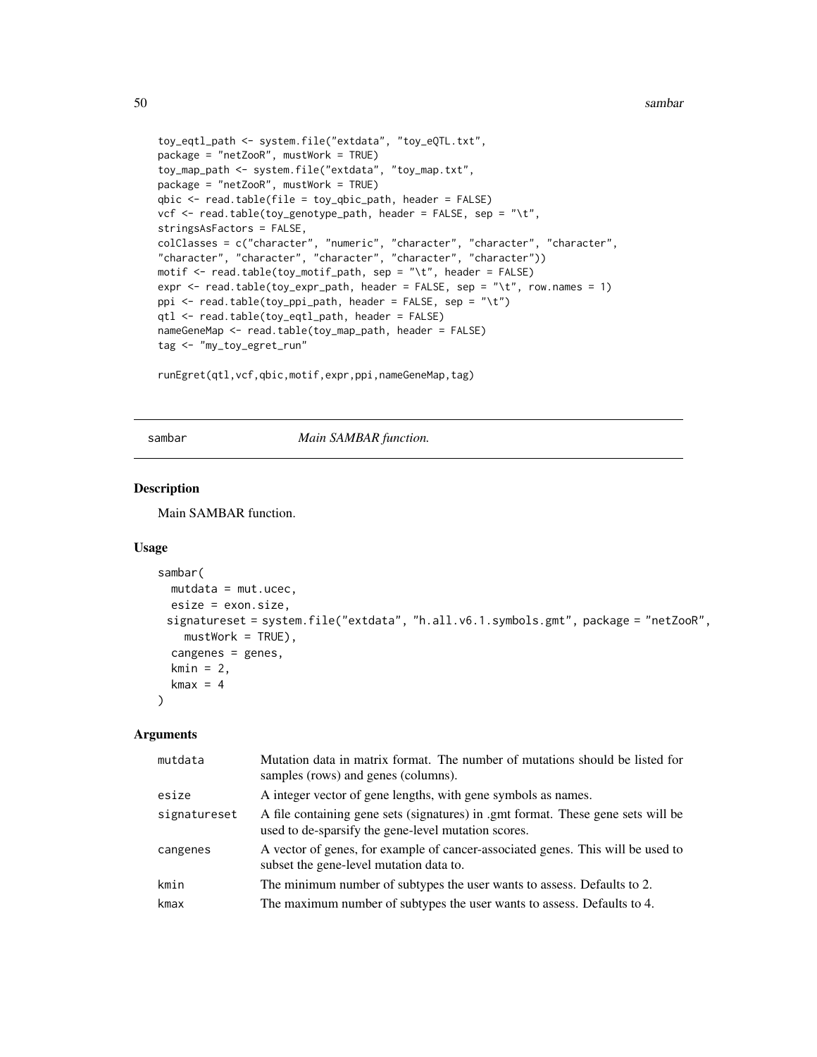```
toy_eqtl_path <- system.file("extdata", "toy_eQTL.txt",
package = "netZooR", mustWork = TRUE)
toy_map_path <- system.file("extdata", "toy_map.txt",
package = "netZooR", mustWork = TRUE)
qbic <- read.table(file = toy_qbic_path, header = FALSE)
vcf <- read.table(toy_genotype_path, header = FALSE, sep = "\t",
stringsAsFactors = FALSE,
colClasses = c("character", "numeric", "character", "character", "character",
"character", "character", "character", "character", "character"))
motif <- read.table(toy_motif_path, sep = "\t", header = FALSE)
expr <- read.table(toy_expr_path, header = FALSE, sep = "\t", row.names = 1)
ppi <- read.table(toy_ppi_path, header = FALSE, sep = "\t")
qtl <- read.table(toy_eqtl_path, header = FALSE)
nameGeneMap <- read.table(toy_map_path, header = FALSE)
tag <- "my_toy_egret_run"

runEgret(qtl,vcf,qbic,motif,expr,ppi,nameGeneMap,tag)
```

## sambar — *Main SAMBAR function.*

### Description

Main SAMBAR function.

### Usage

```
sambar(
  mutdata = mut.ucec,
  esize = exon.size,
  signatureset = system.file("extdata", "h.all.v6.1.symbols.gmt", package = "netZooR",
    mustWork = TRUE),
  cangenes = genes,
  kmin = 2,
  kmax = 4
)
```

### Arguments

| | |
|---|---|
| mutdata | Mutation data in matrix format. The number of mutations should be listed for samples (rows) and genes (columns). |
| esize | A integer vector of gene lengths, with gene symbols as names. |
| signatureset | A file containing gene sets (signatures) in .gmt format. These gene sets will be used to de-sparsify the gene-level mutation scores. |
| cangenes | A vector of genes, for example of cancer-associated genes. This will be used to subset the gene-level mutation data to. |
| kmin | The minimum number of subtypes the user wants to assess. Defaults to 2. |
| kmax | The maximum number of subtypes the user wants to assess. Defaults to 4. |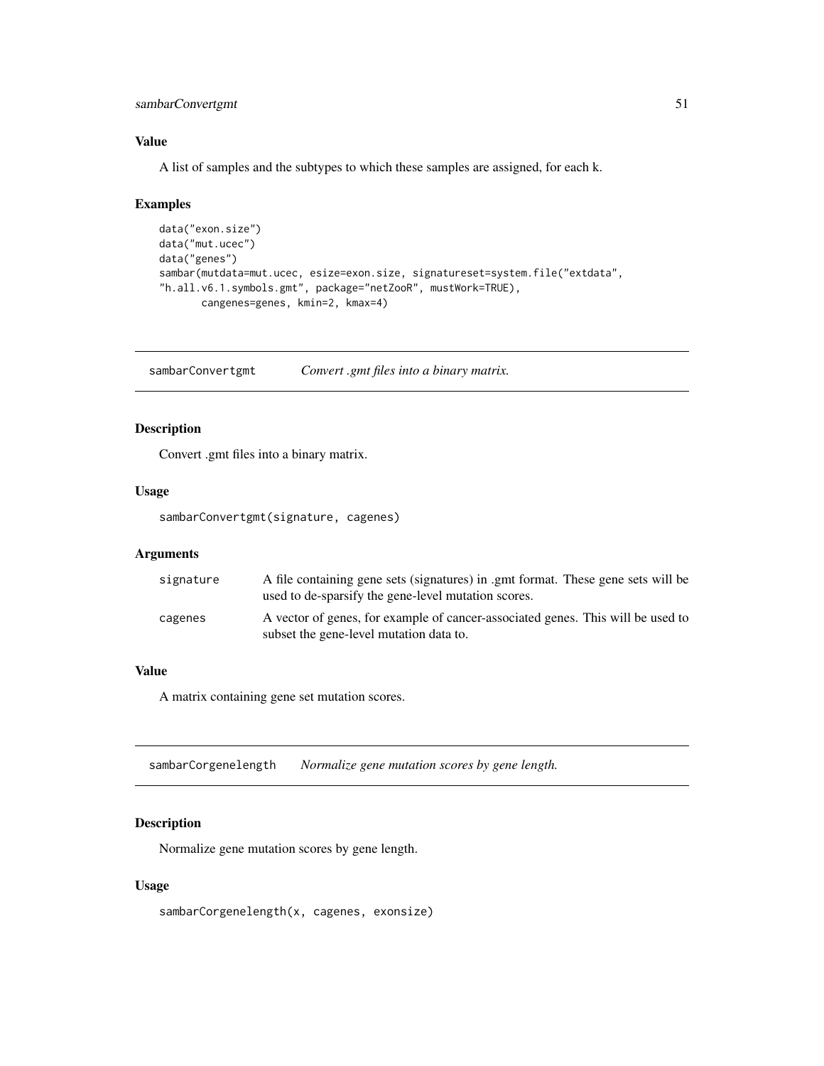### Value

A list of samples and the subtypes to which these samples are assigned, for each k.

### Examples

```
data("exon.size")
data("mut.ucec")
data("genes")
sambar(mutdata=mut.ucec, esize=exon.size, signatureset=system.file("extdata",
"h.all.v6.1.symbols.gmt", package="netZooR", mustWork=TRUE),
       cangenes=genes, kmin=2, kmax=4)
```

---

## sambarConvertgmt *Convert .gmt files into a binary matrix.*

---

### Description

Convert .gmt files into a binary matrix.

### Usage

```
sambarConvertgmt(signature, cagenes)
```

### Arguments

| | |
|---|---|
| signature | A file containing gene sets (signatures) in .gmt format. These gene sets will be used to de-sparsify the gene-level mutation scores. |
| cagenes | A vector of genes, for example of cancer-associated genes. This will be used to subset the gene-level mutation data to. |

### Value

A matrix containing gene set mutation scores.

---

## sambarCorgenelength *Normalize gene mutation scores by gene length.*

---

### Description

Normalize gene mutation scores by gene length.

### Usage

```
sambarCorgenelength(x, cagenes, exonsize)
```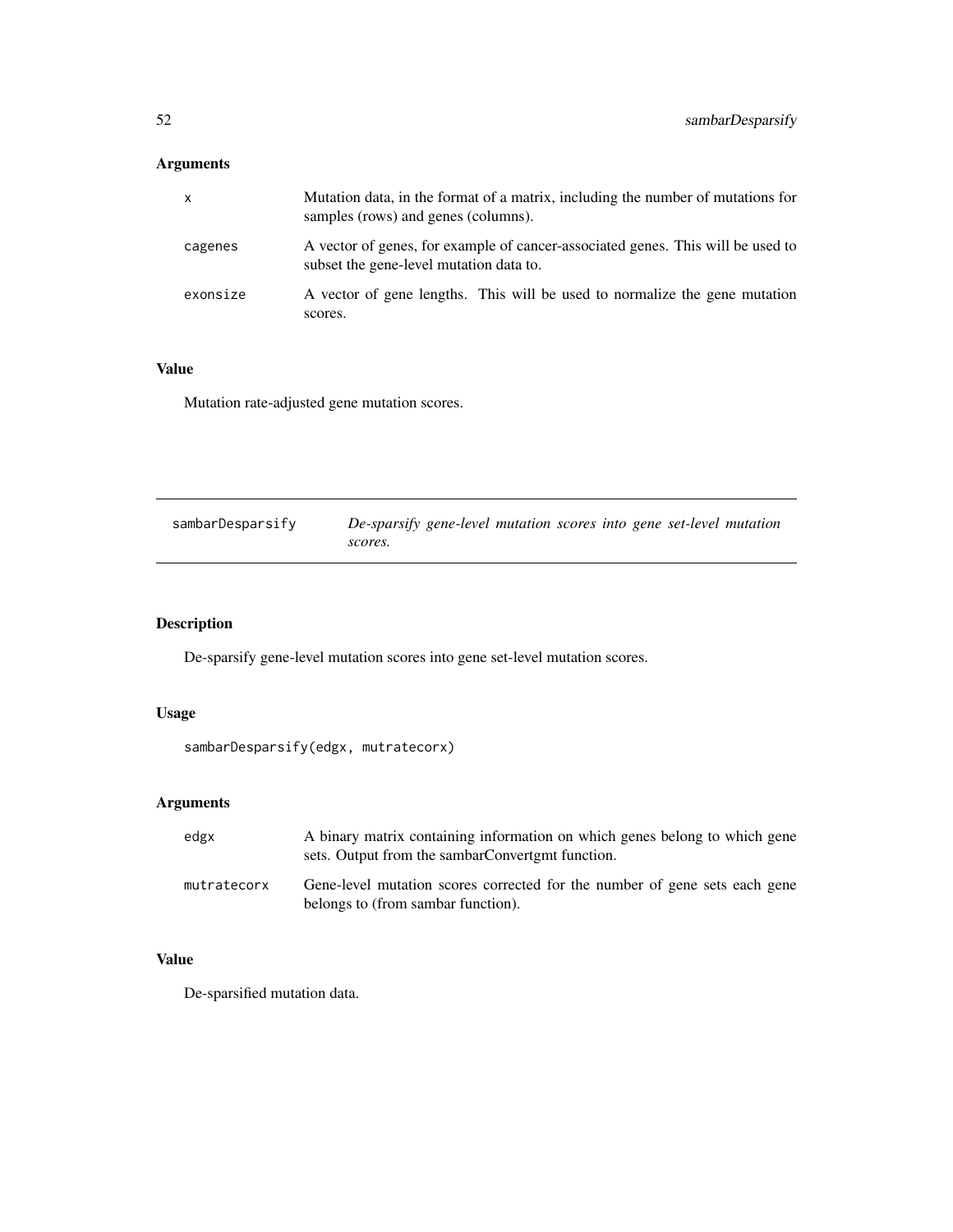## Arguments

| | |
|---|---|
| x | Mutation data, in the format of a matrix, including the number of mutations for samples (rows) and genes (columns). |
| cagenes | A vector of genes, for example of cancer-associated genes. This will be used to subset the gene-level mutation data to. |
| exonsize | A vector of gene lengths. This will be used to normalize the gene mutation scores. |

## Value

Mutation rate-adjusted gene mutation scores.

---

# sambarDesparsify    *De-sparsify gene-level mutation scores into gene set-level mutation scores.*

---

## Description

De-sparsify gene-level mutation scores into gene set-level mutation scores.

## Usage

```
sambarDesparsify(edgx, mutratecorx)
```

## Arguments

| | |
|---|---|
| edgx | A binary matrix containing information on which genes belong to which gene sets. Output from the sambarConvertgmt function. |
| mutratecorx | Gene-level mutation scores corrected for the number of gene sets each gene belongs to (from sambar function). |

## Value

De-sparsified mutation data.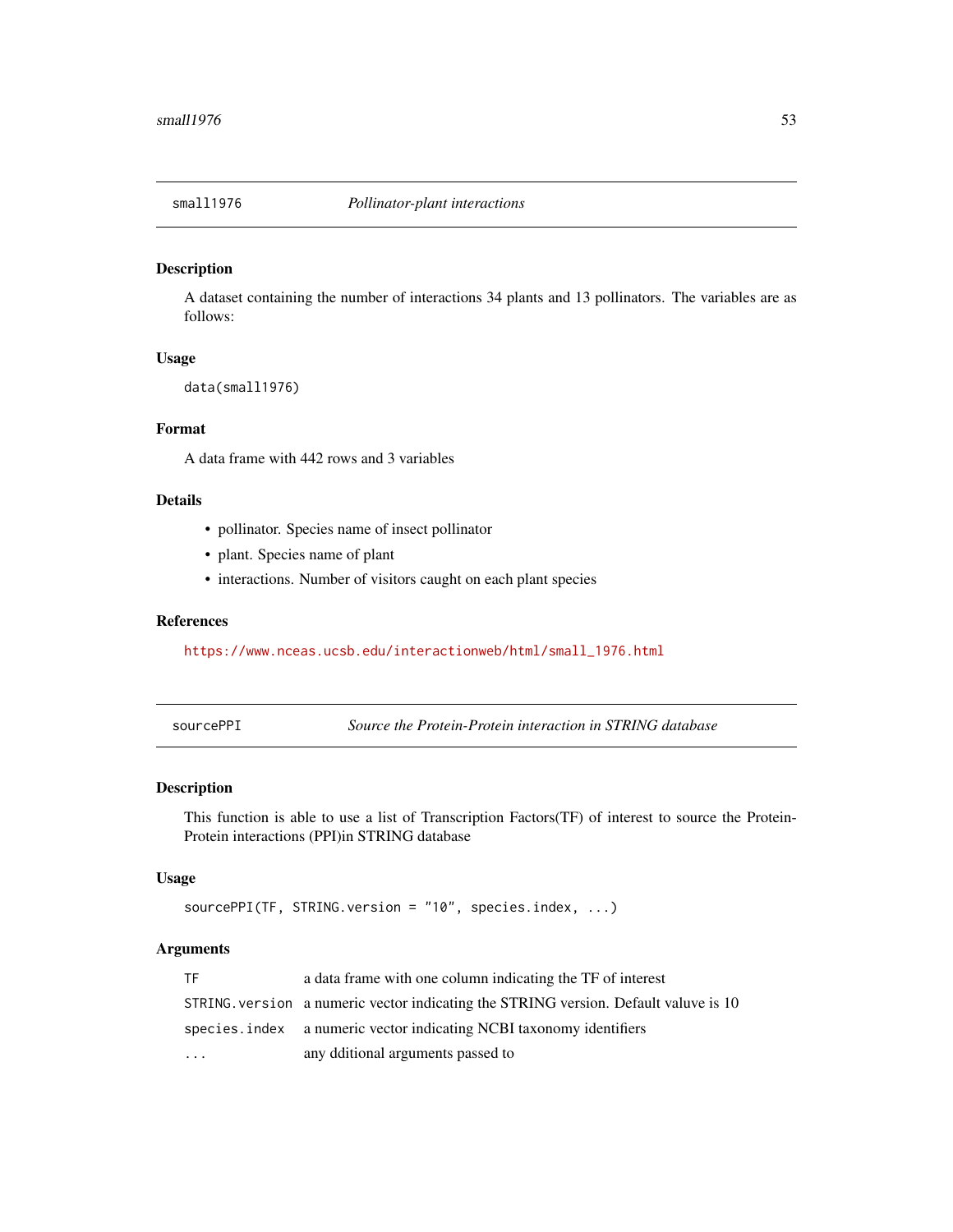## small1976 — *Pollinator-plant interactions*

### Description

A dataset containing the number of interactions 34 plants and 13 pollinators. The variables are as follows:

### Usage

```
data(small1976)
```

### Format

A data frame with 442 rows and 3 variables

### Details

- pollinator. Species name of insect pollinator
- plant. Species name of plant
- interactions. Number of visitors caught on each plant species

### References

https://www.nceas.ucsb.edu/interactionweb/html/small_1976.html

## sourcePPI — *Source the Protein-Protein interaction in STRING database*

### Description

This function is able to use a list of Transcription Factors(TF) of interest to source the Protein-Protein interactions (PPI)in STRING database

### Usage

```
sourcePPI(TF, STRING.version = "10", species.index, ...)
```

### Arguments

| | |
|---|---|
| TF | a data frame with one column indicating the TF of interest |
| STRING.version | a numeric vector indicating the STRING version. Default valuve is 10 |
| species.index | a numeric vector indicating NCBI taxonomy identifiers |
| ... | any dditional arguments passed to |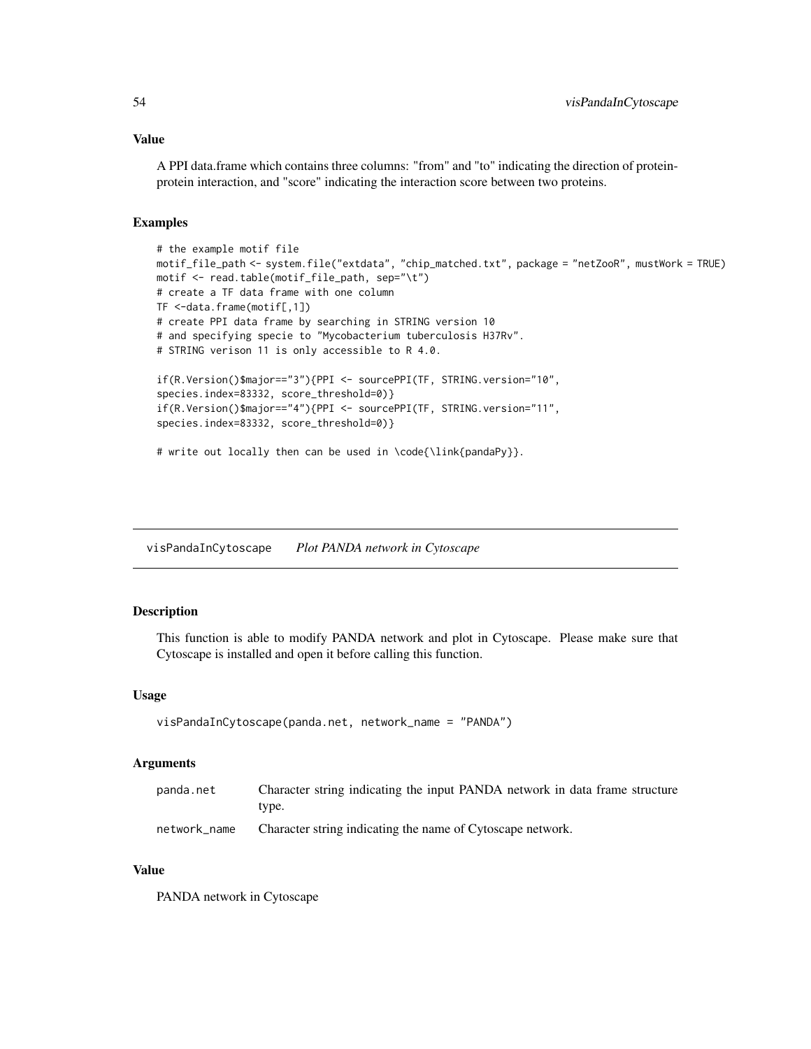### Value

A PPI data.frame which contains three columns: "from" and "to" indicating the direction of protein-protein interaction, and "score" indicating the interaction score between two proteins.

### Examples

```
# the example motif file
motif_file_path <- system.file("extdata", "chip_matched.txt", package = "netZooR", mustWork = TRUE)
motif <- read.table(motif_file_path, sep="\t")
# create a TF data frame with one column
TF <-data.frame(motif[,1])
# create PPI data frame by searching in STRING version 10
# and specifying specie to "Mycobacterium tuberculosis H37Rv".
# STRING verison 11 is only accessible to R 4.0.

if(R.Version()$major=="3"){PPI <- sourcePPI(TF, STRING.version="10",
species.index=83332, score_threshold=0)}
if(R.Version()$major=="4"){PPI <- sourcePPI(TF, STRING.version="11",
species.index=83332, score_threshold=0)}

# write out locally then can be used in \code{\link{pandaPy}}.
```

---

## visPandaInCytoscape *Plot PANDA network in Cytoscape*

---

### Description

This function is able to modify PANDA network and plot in Cytoscape. Please make sure that Cytoscape is installed and open it before calling this function.

### Usage

```
visPandaInCytoscape(panda.net, network_name = "PANDA")
```

### Arguments

| | |
|---|---|
| panda.net | Character string indicating the input PANDA network in data frame structure type. |
| network_name | Character string indicating the name of Cytoscape network. |

### Value

PANDA network in Cytoscape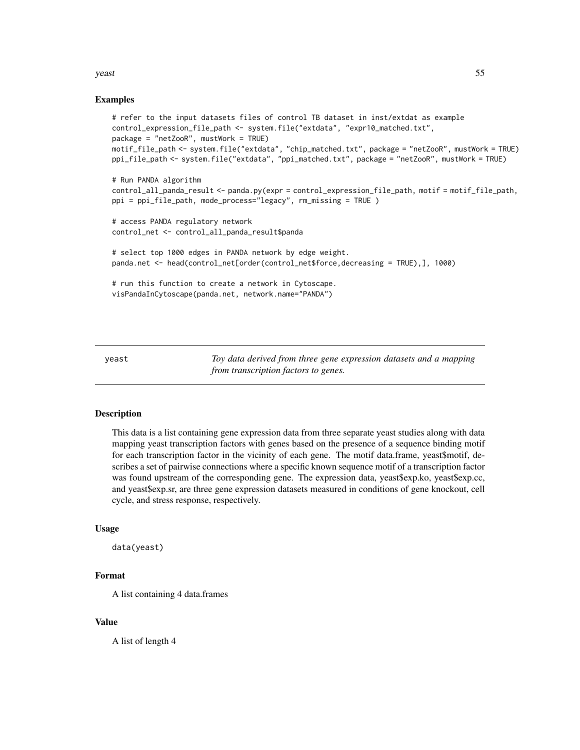## Examples

```
# refer to the input datasets files of control TB dataset in inst/extdat as example
control_expression_file_path <- system.file("extdata", "expr10_matched.txt",
package = "netZooR", mustWork = TRUE)
motif_file_path <- system.file("extdata", "chip_matched.txt", package = "netZooR", mustWork = TRUE)
ppi_file_path <- system.file("extdata", "ppi_matched.txt", package = "netZooR", mustWork = TRUE)

# Run PANDA algorithm
control_all_panda_result <- panda.py(expr = control_expression_file_path, motif = motif_file_path,
ppi = ppi_file_path, mode_process="legacy", rm_missing = TRUE )

# access PANDA regulatory network
control_net <- control_all_panda_result$panda

# select top 1000 edges in PANDA network by edge weight.
panda.net <- head(control_net[order(control_net$force,decreasing = TRUE),], 1000)

# run this function to create a network in Cytoscape.
visPandaInCytoscape(panda.net, network.name="PANDA")
```

---

# yeast — *Toy data derived from three gene expression datasets and a mapping from transcription factors to genes.*

---

## Description

This data is a list containing gene expression data from three separate yeast studies along with data mapping yeast transcription factors with genes based on the presence of a sequence binding motif for each transcription factor in the vicinity of each gene. The motif data.frame, yeast$motif, describes a set of pairwise connections where a specific known sequence motif of a transcription factor was found upstream of the corresponding gene. The expression data, yeast$exp.ko, yeast$exp.cc, and yeast$exp.sr, are three gene expression datasets measured in conditions of gene knockout, cell cycle, and stress response, respectively.

## Usage

```
data(yeast)
```

## Format

A list containing 4 data.frames

## Value

A list of length 4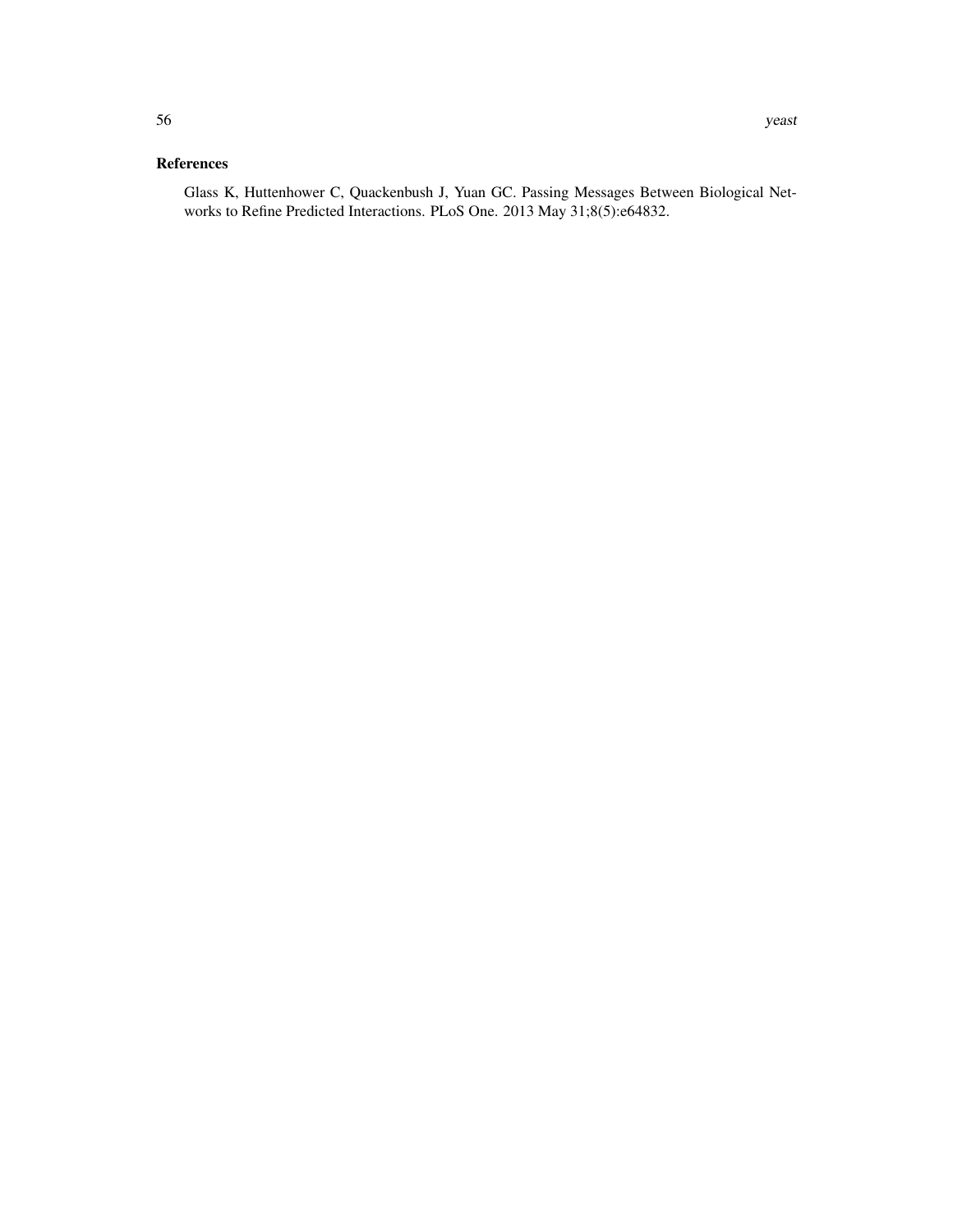## References

Glass K, Huttenhower C, Quackenbush J, Yuan GC. Passing Messages Between Biological Networks to Refine Predicted Interactions. PLoS One. 2013 May 31;8(5):e64832.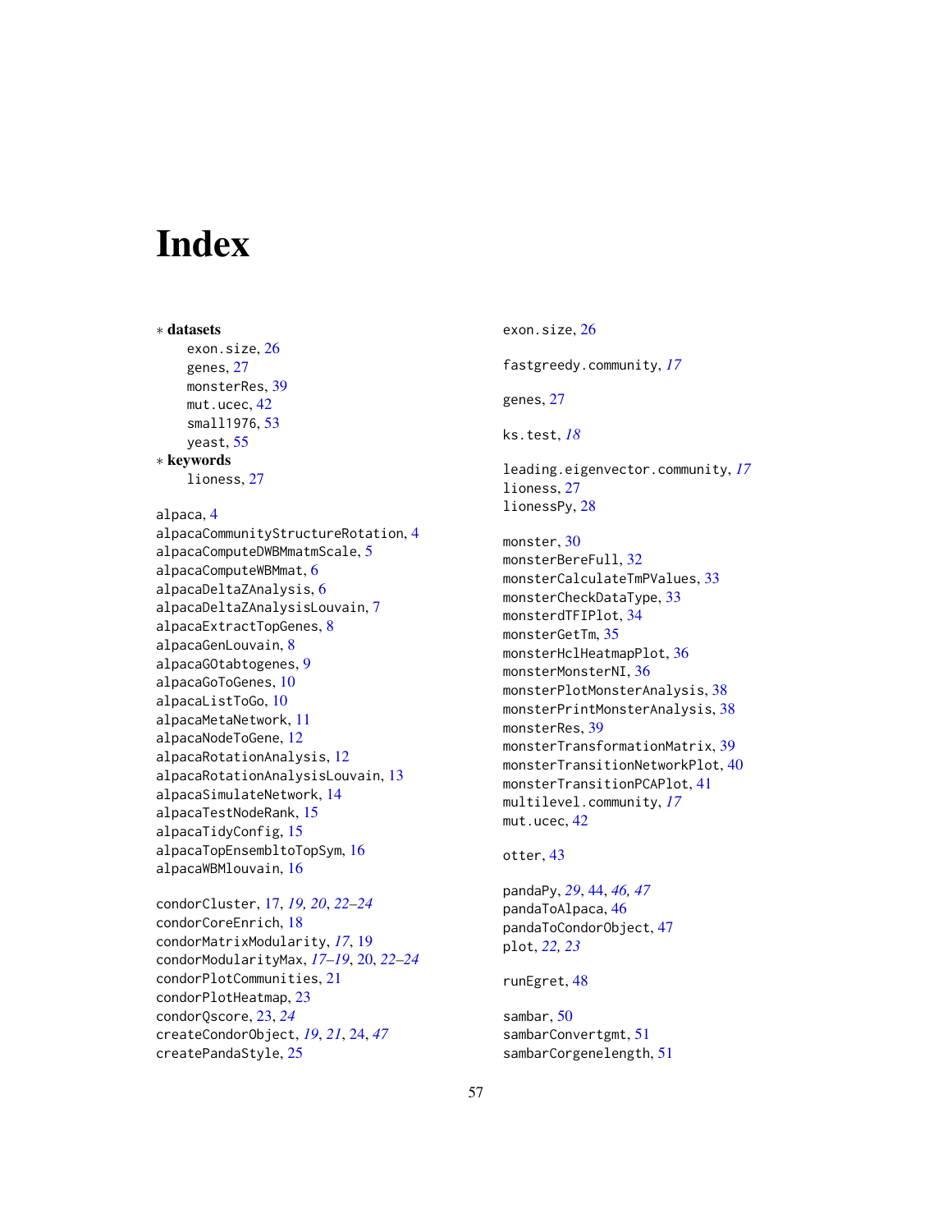# Index

∗ **datasets**
  exon.size, 26
  genes, 27
  monsterRes, 39
  mut.ucec, 42
  small1976, 53
  yeast, 55

∗ **keywords**
  lioness, 27

alpaca, 4
alpacaCommunityStructureRotation, 4
alpacaComputeDWBMmatmScale, 5
alpacaComputeWBMmat, 6
alpacaDeltaZAnalysis, 6
alpacaDeltaZAnalysisLouvain, 7
alpacaExtractTopGenes, 8
alpacaGenLouvain, 8
alpacaGOtabtogenes, 9
alpacaGoToGenes, 10
alpacaListToGo, 10
alpacaMetaNetwork, 11
alpacaNodeToGene, 12
alpacaRotationAnalysis, 12
alpacaRotationAnalysisLouvain, 13
alpacaSimulateNetwork, 14
alpacaTestNodeRank, 15
alpacaTidyConfig, 15
alpacaTopEnsembltoTopSym, 16
alpacaWBMlouvain, 16

condorCluster, 17, *19, 20*, *22–24*
condorCoreEnrich, 18
condorMatrixModularity, *17*, 19
condorModularityMax, *17–19*, 20, *22–24*
condorPlotCommunities, 21
condorPlotHeatmap, 23
condorQscore, 23, *24*
createCondorObject, *19*, *21*, 24, *47*
createPandaStyle, 25

exon.size, 26

fastgreedy.community, *17*

genes, 27

ks.test, *18*

leading.eigenvector.community, *17*
lioness, 27
lionessPy, 28

monster, 30
monsterBereFull, 32
monsterCalculateTmPValues, 33
monsterCheckDataType, 33
monsterdTFIPlot, 34
monsterGetTm, 35
monsterHclHeatmapPlot, 36
monsterMonsterNI, 36
monsterPlotMonsterAnalysis, 38
monsterPrintMonsterAnalysis, 38
monsterRes, 39
monsterTransformationMatrix, 39
monsterTransitionNetworkPlot, 40
monsterTransitionPCAPlot, 41
multilevel.community, *17*
mut.ucec, 42

otter, 43

pandaPy, *29*, 44, *46, 47*
pandaToAlpaca, 46
pandaToCondorObject, 47
plot, *22, 23*

runEgret, 48

sambar, 50
sambarConvertgmt, 51
sambarCorgenelength, 51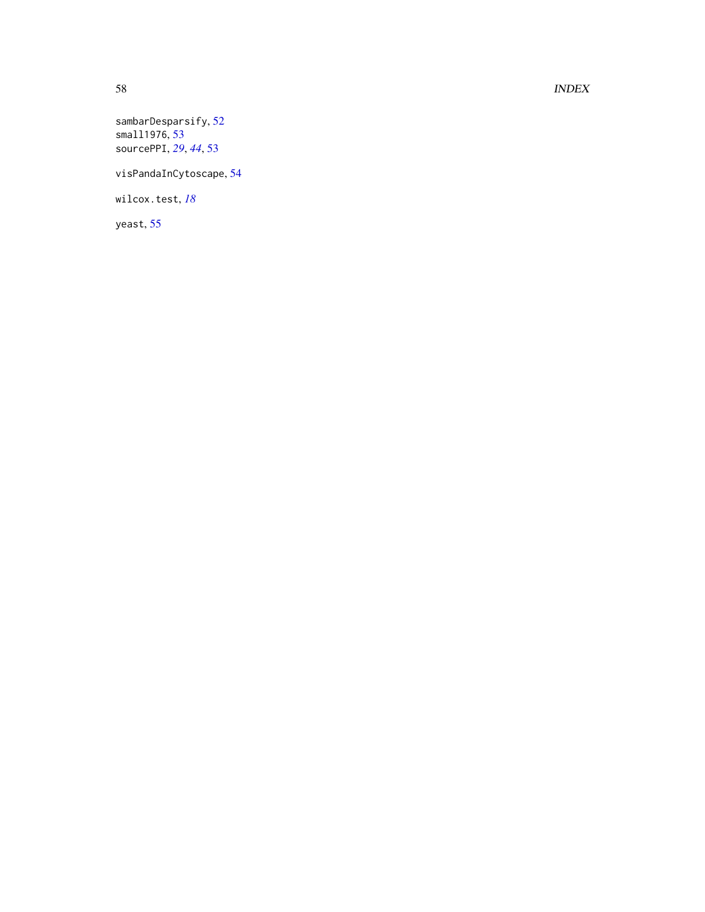sambarDesparsify, 52
small1976, 53
sourcePPI, *29*, *44*, 53

visPandaInCytoscape, 54

wilcox.test, *18*

yeast, 55